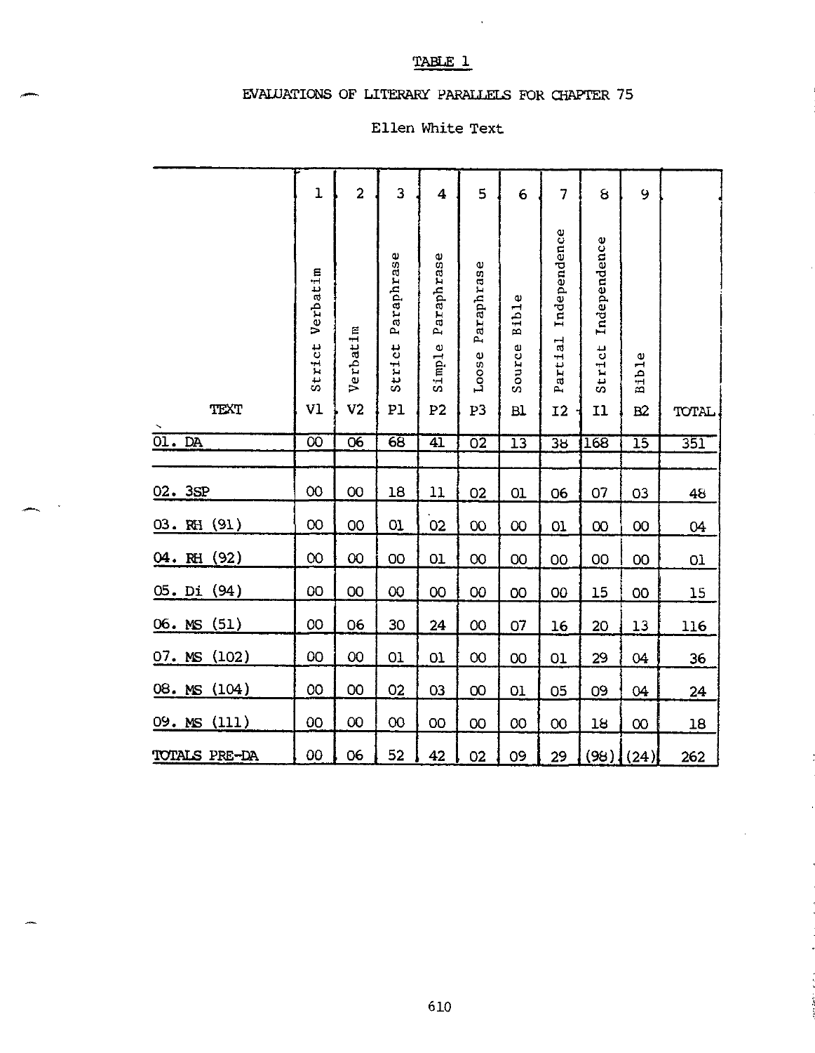TABLE 1

EVALUATIONS OF LITERARY PARALLELS FOR CHAPTER 75

Ellen White Text

| TEXT | 1 Strict Verbatim V1 | 2 Verbatim V2 | 3 Strict Paraphrase P1 | 4 Simple Paraphrase P2 | 5 Loose Paraphrase P3 | 6 Source Bible B1 | 7 Partial Independence I2 | 8 Strict Independence I1 | 9 Bible B2 | TOTAL |
|---|---|---|---|---|---|---|---|---|---|---|
| 01. DA | 00 | 06 | 68 | 41 | 02 | 13 | 38 | 168 | 15 | 351 |
| 02. 3SP | 00 | 00 | 18 | 11 | 02 | 01 | 06 | 07 | 03 | 48 |
| 03. RH (91) | 00 | 00 | 01 | 02 | 00 | 00 | 01 | 00 | 00 | 04 |
| 04. RH (92) | 00 | 00 | 00 | 01 | 00 | 00 | 00 | 00 | 00 | 01 |
| 05. Di (94) | 00 | 00 | 00 | 00 | 00 | 00 | 00 | 15 | 00 | 15 |
| 06. MS (51) | 00 | 06 | 30 | 24 | 00 | 07 | 16 | 20 | 13 | 116 |
| 07. MS (102) | 00 | 00 | 01 | 01 | 00 | 00 | 01 | 29 | 04 | 36 |
| 08. MS (104) | 00 | 00 | 02 | 03 | 00 | 01 | 05 | 09 | 04 | 24 |
| 09. MS (111) | 00 | 00 | 00 | 00 | 00 | 00 | 00 | 18 | 00 | 18 |
| TOTALS PRE-DA | 00 | 06 | 52 | 42 | 02 | 09 | 29 | (98) | (24) | 262 |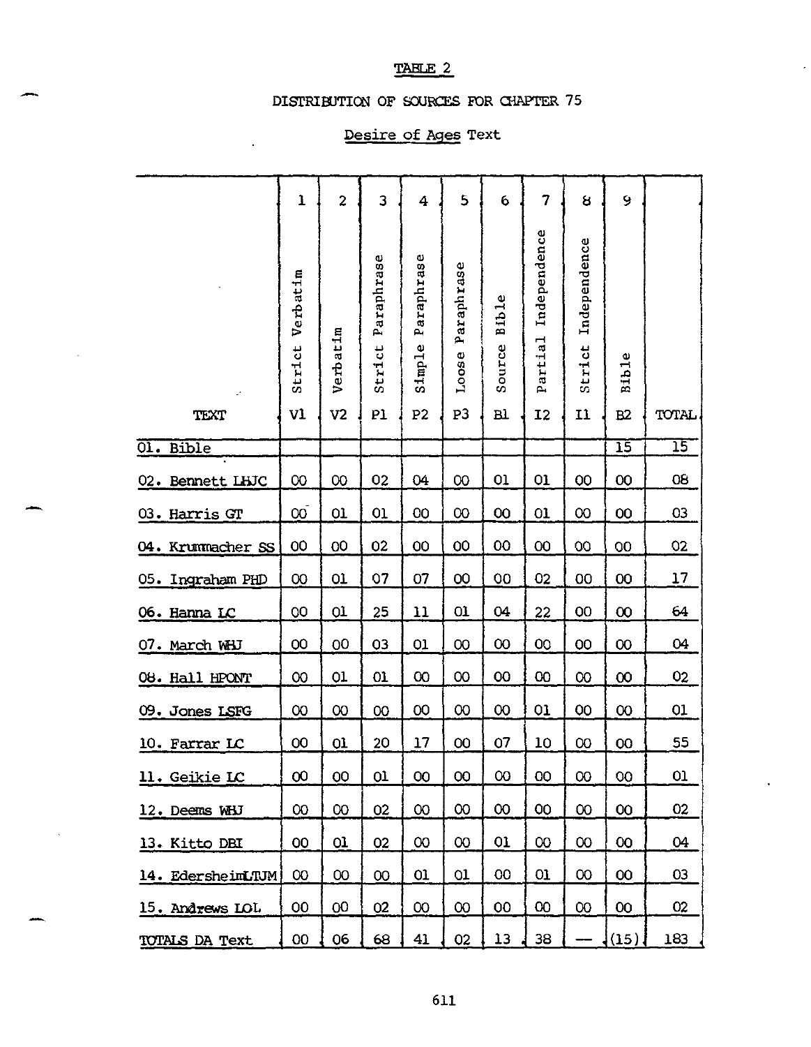TABLE 2

DISTRIBUTION OF SOURCES FOR CHAPTER 75

Desire of Ages Text

| | 1 | 2 | 3 | 4 | 5 | 6 | 7 | 8 | 9 | |
|---|---|---|---|---|---|---|---|---|---|---|
| | Strict Verbatim | Verbatim | Strict Paraphrase | Simple Paraphrase | Loose Paraphrase | Source Bible | Partial Independence | Strict Independence | Bible | |
| TEXT | V1 | V2 | P1 | P2 | P3 | B1 | I2 | I1 | B2 | TOTAL |
| 01. Bible | | | | | | | | | 15 | 15 |
| 02. Bennett LHJC | 00 | 00 | 02 | 04 | 00 | 01 | 01 | 00 | 00 | 08 |
| 03. Harris GT | 00 | 01 | 01 | 00 | 00 | 00 | 01 | 00 | 00 | 03 |
| 04. Krummacher SS | 00 | 00 | 02 | 00 | 00 | 00 | 00 | 00 | 00 | 02 |
| 05. Ingraham PHD | 00 | 01 | 07 | 07 | 00 | 00 | 02 | 00 | 00 | 17 |
| 06. Hanna LC | 00 | 01 | 25 | 11 | 01 | 04 | 22 | 00 | 00 | 64 |
| 07. March WHJ | 00 | 00 | 03 | 01 | 00 | 00 | 00 | 00 | 00 | 04 |
| 08. Hall HPONT | 00 | 01 | 01 | 00 | 00 | 00 | 00 | 00 | 00 | 02 |
| 09. Jones LSFG | 00 | 00 | 00 | 00 | 00 | 00 | 01 | 00 | 00 | 01 |
| 10. Farrar LC | 00 | 01 | 20 | 17 | 00 | 07 | 10 | 00 | 00 | 55 |
| 11. Geikie LC | 00 | 00 | 01 | 00 | 00 | 00 | 00 | 00 | 00 | 01 |
| 12. Deems WHJ | 00 | 00 | 02 | 00 | 00 | 00 | 00 | 00 | 00 | 02 |
| 13. Kitto DBI | 00 | 01 | 02 | 00 | 00 | 01 | 00 | 00 | 00 | 04 |
| 14. EdersheimLTJM | 00 | 00 | 00 | 01 | 01 | 00 | 01 | 00 | 00 | 03 |
| 15. Andrews LOL | 00 | 00 | 02 | 00 | 00 | 00 | 00 | 00 | 00 | 02 |
| TOTALS DA Text | 00 | 06 | 68 | 41 | 02 | 13 | 38 | — | (15) | 183 |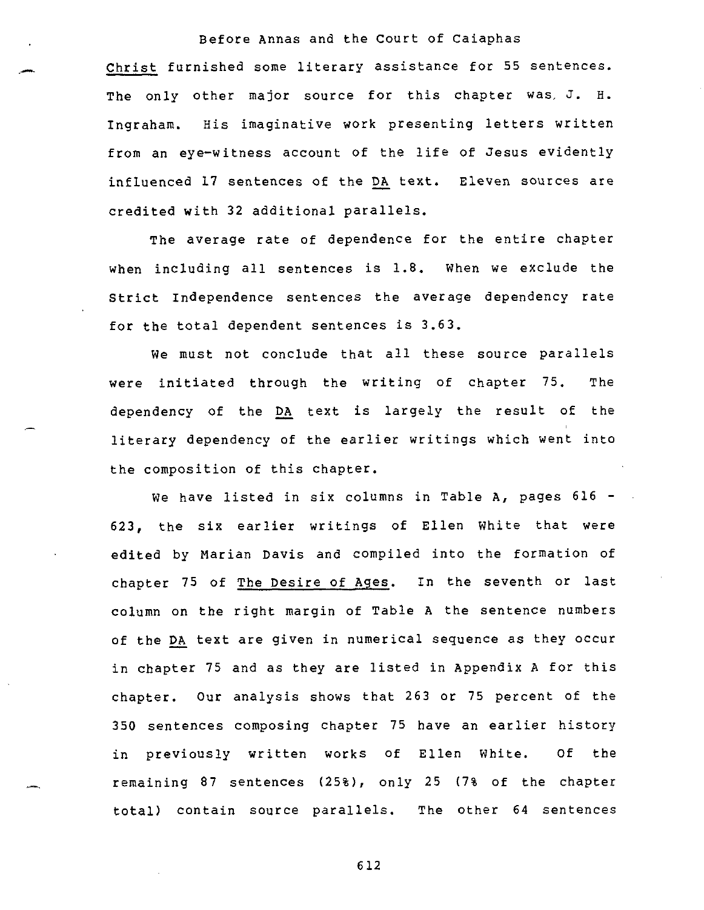*Christ* furnished some literary assistance for 55 sentences. The only other major source for this chapter was J. H. Ingraham. His imaginative work presenting letters written from an eye-witness account of the life of Jesus evidently influenced 17 sentences of the *DA* text. Eleven sources are credited with 32 additional parallels.

The average rate of dependence for the entire chapter when including all sentences is 1.8. When we exclude the Strict Independence sentences the average dependency rate for the total dependent sentences is 3.63.

We must not conclude that all these source parallels were initiated through the writing of chapter 75. The dependency of the *DA* text is largely the result of the literary dependency of the earlier writings which went into the composition of this chapter.

We have listed in six columns in Table A, pages 616 - 623, the six earlier writings of Ellen White that were edited by Marian Davis and compiled into the formation of chapter 75 of *The Desire of Ages*. In the seventh or last column on the right margin of Table A the sentence numbers of the *DA* text are given in numerical sequence as they occur in chapter 75 and as they are listed in Appendix A for this chapter. Our analysis shows that 263 or 75 percent of the 350 sentences composing chapter 75 have an earlier history in previously written works of Ellen White. Of the remaining 87 sentences (25%), only 25 (7% of the chapter total) contain source parallels. The other 64 sentences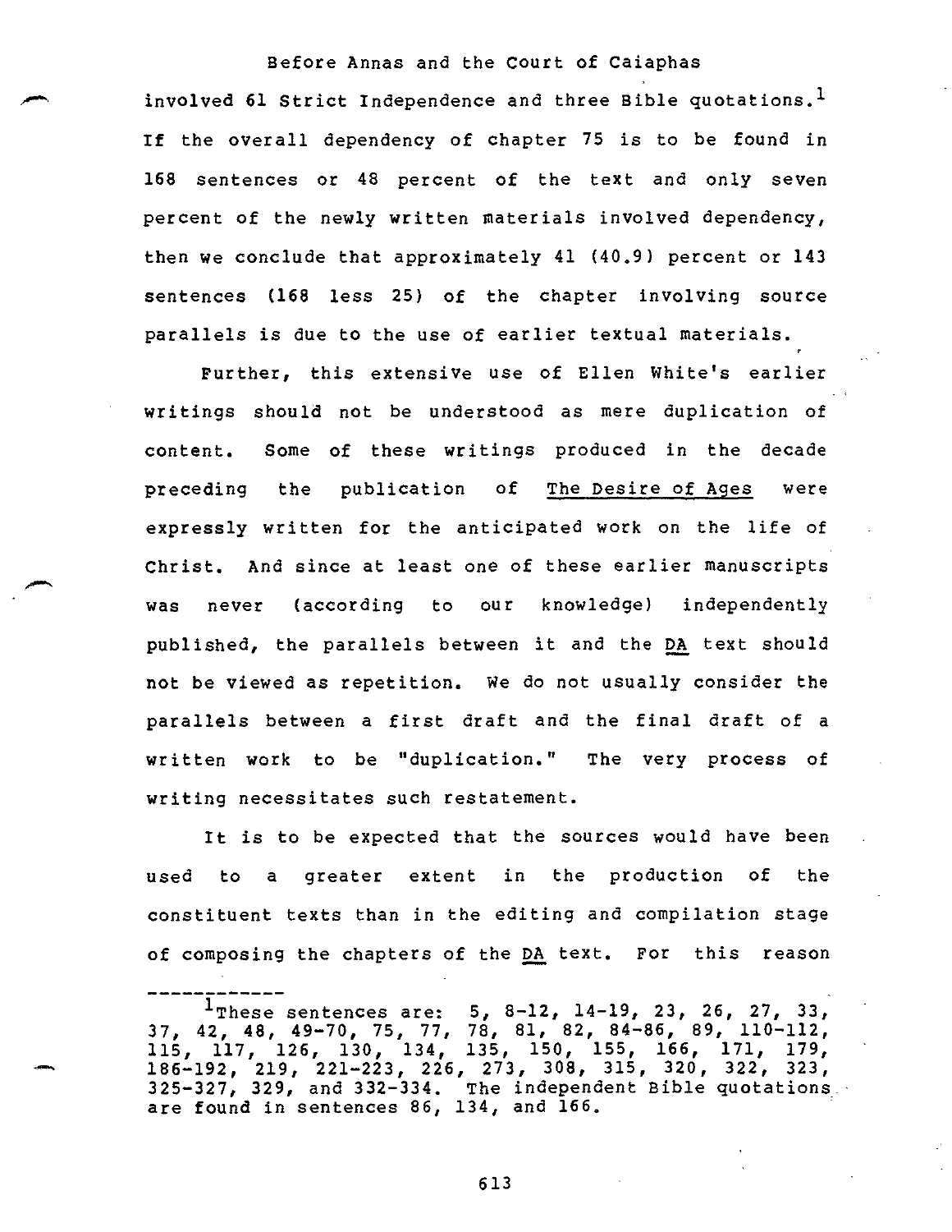involved 61 Strict Independence and three Bible quotations.[1] If the overall dependency of chapter 75 is to be found in 168 sentences or 48 percent of the text and only seven percent of the newly written materials involved dependency, then we conclude that approximately 41 (40.9) percent or 143 sentences (168 less 25) of the chapter involving source parallels is due to the use of earlier textual materials.

Further, this extensive use of Ellen White's earlier writings should not be understood as mere duplication of content. Some of these writings produced in the decade preceding the publication of The Desire of Ages were expressly written for the anticipated work on the life of Christ. And since at least one of these earlier manuscripts was never (according to our knowledge) independently published, the parallels between it and the DA text should not be viewed as repetition. We do not usually consider the parallels between a first draft and the final draft of a written work to be "duplication." The very process of writing necessitates such restatement.

It is to be expected that the sources would have been used to a greater extent in the production of the constituent texts than in the editing and compilation stage of composing the chapters of the DA text. For this reason

---

[1] These sentences are: 5, 8-12, 14-19, 23, 26, 27, 33, 37, 42, 48, 49-70, 75, 77, 78, 81, 82, 84-86, 89, 110-112, 115, 117, 126, 130, 134, 135, 150, 155, 166, 171, 179, 186-192, 219, 221-223, 226, 273, 308, 315, 320, 322, 323, 325-327, 329, and 332-334. The independent Bible quotations are found in sentences 86, 134, and 166.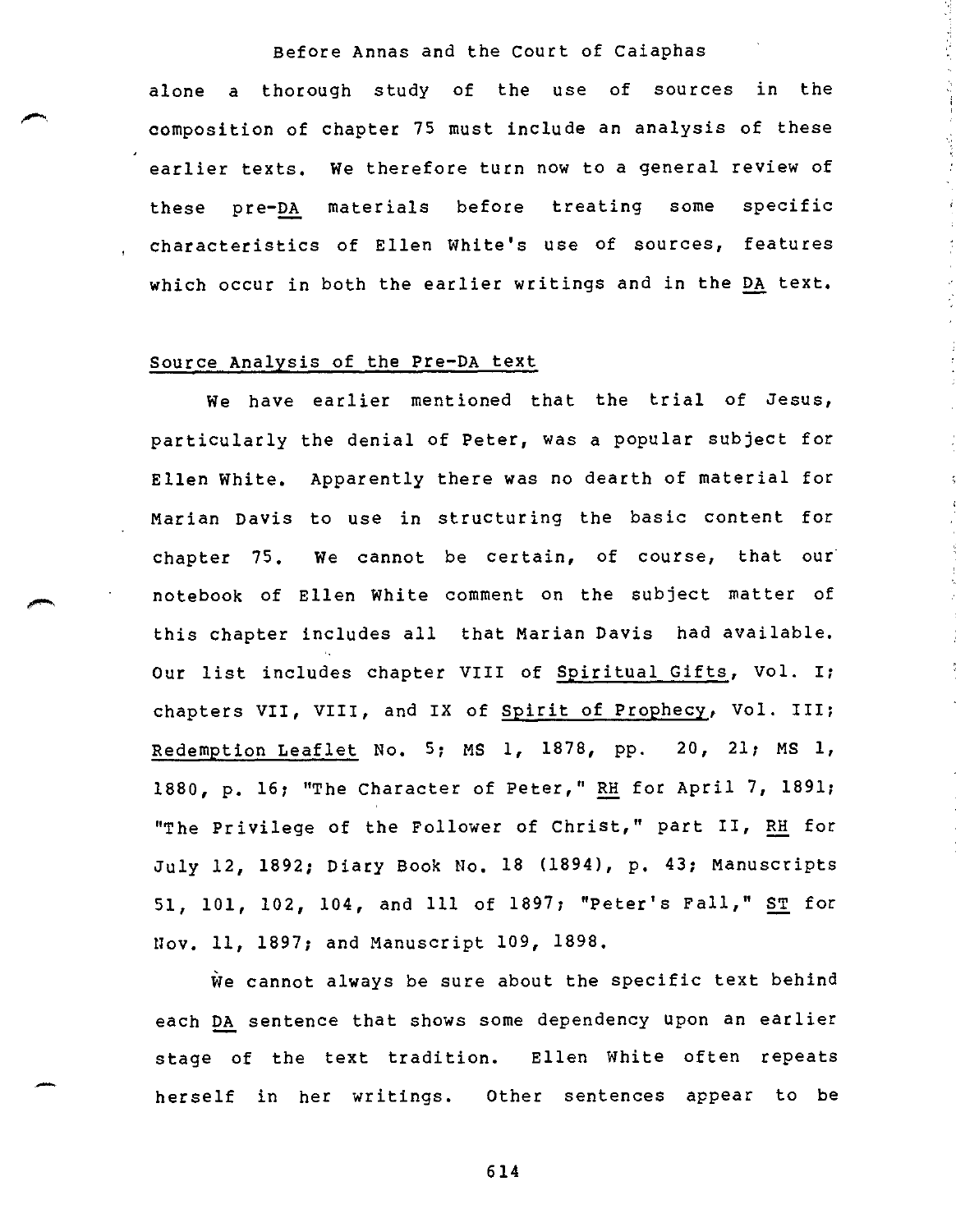alone a thorough study of the use of sources in the composition of chapter 75 must include an analysis of these earlier texts. We therefore turn now to a general review of these pre-DA materials before treating some specific characteristics of Ellen White's use of sources, features which occur in both the earlier writings and in the DA text.

## Source Analysis of the Pre-DA text

We have earlier mentioned that the trial of Jesus, particularly the denial of Peter, was a popular subject for Ellen White. Apparently there was no dearth of material for Marian Davis to use in structuring the basic content for chapter 75. We cannot be certain, of course, that our notebook of Ellen White comment on the subject matter of this chapter includes all that Marian Davis had available. Our list includes chapter VIII of *Spiritual Gifts*, Vol. I; chapters VII, VIII, and IX of *Spirit of Prophecy*, Vol. III; *Redemption Leaflet* No. 5; MS 1, 1878, pp. 20, 21; MS 1, 1880, p. 16; "The Character of Peter," *RH* for April 7, 1891; "The Privilege of the Follower of Christ," part II, *RH* for July 12, 1892; Diary Book No. 18 (1894), p. 43; Manuscripts 51, 101, 102, 104, and 111 of 1897; "Peter's Fall," *ST* for Nov. 11, 1897; and Manuscript 109, 1898.

We cannot always be sure about the specific text behind each DA sentence that shows some dependency upon an earlier stage of the text tradition. Ellen White often repeats herself in her writings. Other sentences appear to be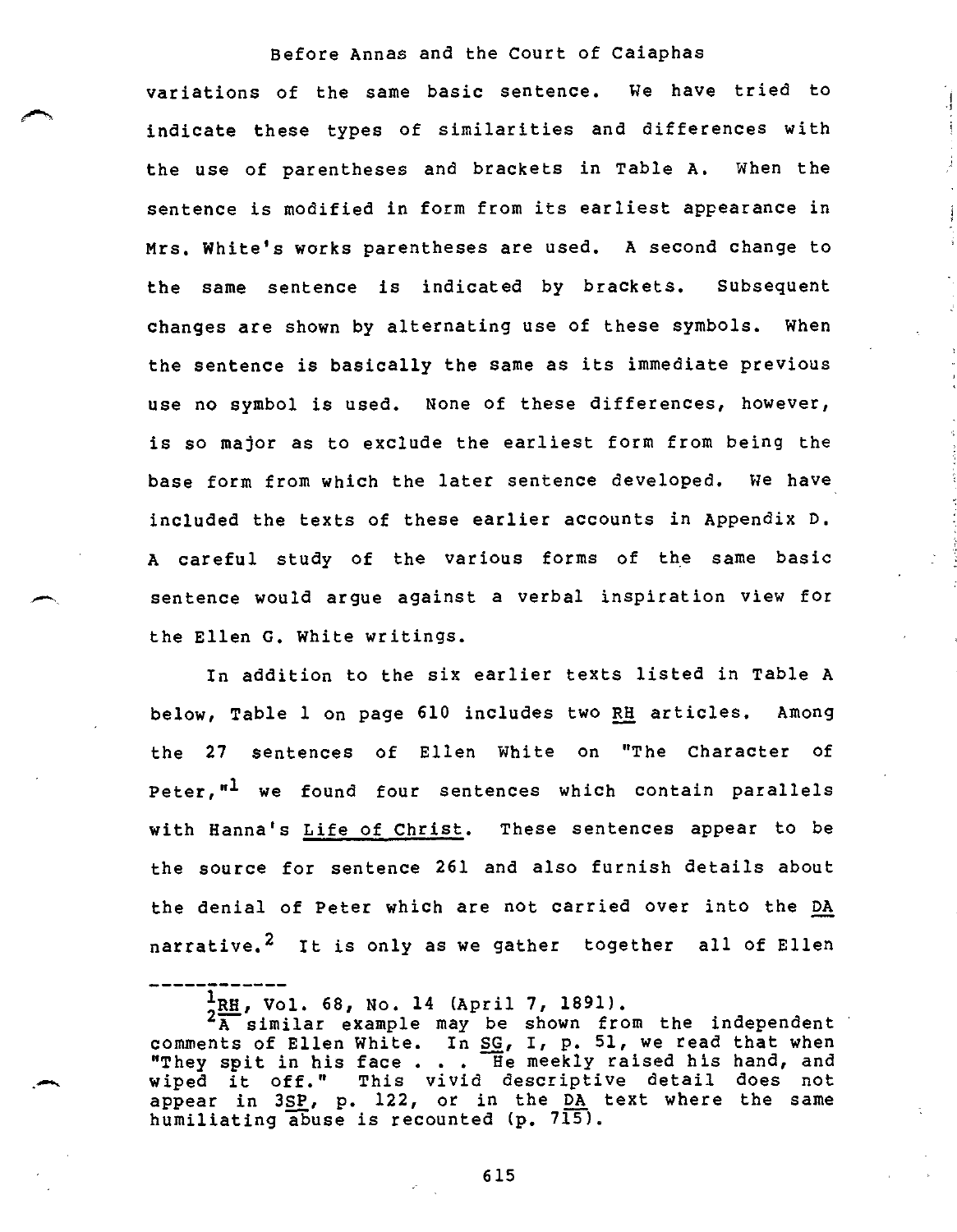variations of the same basic sentence. We have tried to indicate these types of similarities and differences with the use of parentheses and brackets in Table A. When the sentence is modified in form from its earliest appearance in Mrs. White's works parentheses are used. A second change to the same sentence is indicated by brackets. Subsequent changes are shown by alternating use of these symbols. When the sentence is basically the same as its immediate previous use no symbol is used. None of these differences, however, is so major as to exclude the earliest form from being the base form from which the later sentence developed. We have included the texts of these earlier accounts in Appendix D. A careful study of the various forms of the same basic sentence would argue against a verbal inspiration view for the Ellen G. White writings.

In addition to the six earlier texts listed in Table A below, Table 1 on page 610 includes two RH articles. Among the 27 sentences of Ellen White on "The Character of Peter,"[1] we found four sentences which contain parallels with Hanna's Life of Christ. These sentences appear to be the source for sentence 261 and also furnish details about the denial of Peter which are not carried over into the DA narrative.[2] It is only as we gather together all of Ellen

---

[1] RH, Vol. 68, No. 14 (April 7, 1891).

[2] A similar example may be shown from the independent comments of Ellen White. In SG, I, p. 51, we read that when "They spit in his face . . . He meekly raised his hand, and wiped it off." This vivid descriptive detail does not appear in 3SP, p. 122, or in the DA text where the same humiliating abuse is recounted (p. 715).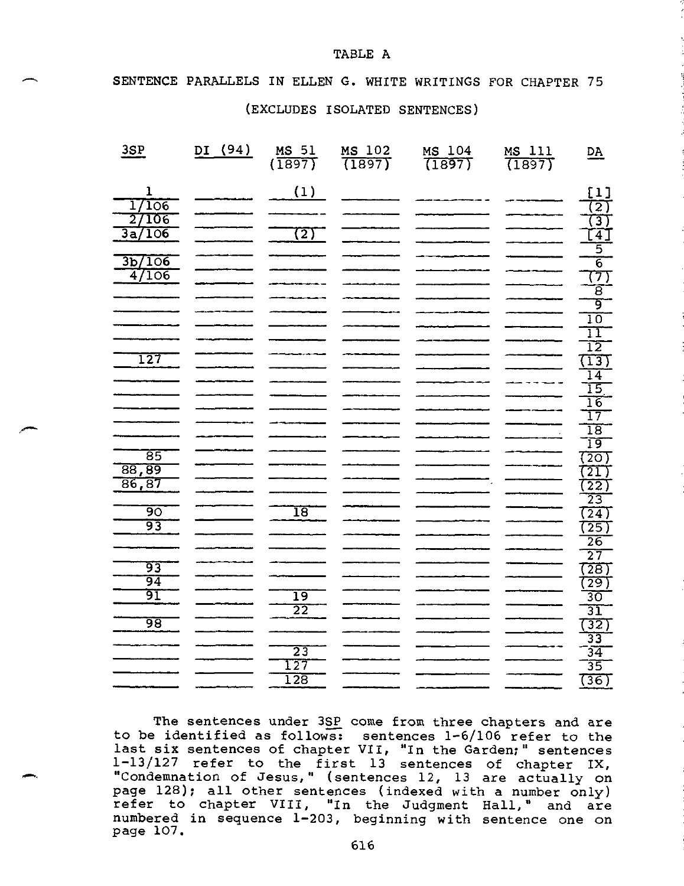# TABLE A

## SENTENCE PARALLELS IN ELLEN G. WHITE WRITINGS FOR CHAPTER 75

### (EXCLUDES ISOLATED SENTENCES)

| 3SP | DI (94) | MS 51 (1897) | MS 102 (1897) | MS 104 (1897) | MS 111 (1897) | DA |
|---|---|---|---|---|---|---|
| 1 | | (1) | | | | [1] |
| 1/106 | | | | | | (2) |
| 2/106 | | | | | | (3) |
| 3a/106 | | (2) | | | | [4] |
| | | | | | | 5 |
| 3b/106 | | | | | | 6 |
| 4/106 | | | | | | (7) |
| | | | | | | 8 |
| | | | | | | 9 |
| | | | | | | 10 |
| | | | | | | 11 |
| | | | | | | 12 |
| 127 | | | | | | (13) |
| | | | | | | 14 |
| | | | | | | 15 |
| | | | | | | 16 |
| | | | | | | 17 |
| | | | | | | 18 |
| | | | | | | 19 |
| 85 | | | | | | (20) |
| 88,89 | | | | | | (21) |
| 86,87 | | | | | | (22) |
| | | | | | | 23 |
| 90 | | 18 | | | | (24) |
| 93 | | | | | | (25) |
| | | | | | | 26 |
| | | | | | | 27 |
| 93 | | | | | | (28) |
| 94 | | | | | | (29) |
| 91 | | 19 | | | | 30 |
| | | 22 | | | | 31 |
| 98 | | | | | | (32) |
| | | | | | | 33 |
| | | 23 | | | | 34 |
| | | 127 | | | | 35 |
| | | 128 | | | | (36) |

The sentences under 3SP come from three chapters and are to be identified as follows: sentences 1-6/106 refer to the last six sentences of chapter VII, "In the Garden;" sentences 1-13/127 refer to the first 13 sentences of chapter IX, "Condemnation of Jesus," (sentences 12, 13 are actually on page 128); all other sentences (indexed with a number only) refer to chapter VIII, "In the Judgment Hall," and are numbered in sequence 1-203, beginning with sentence one on page 107.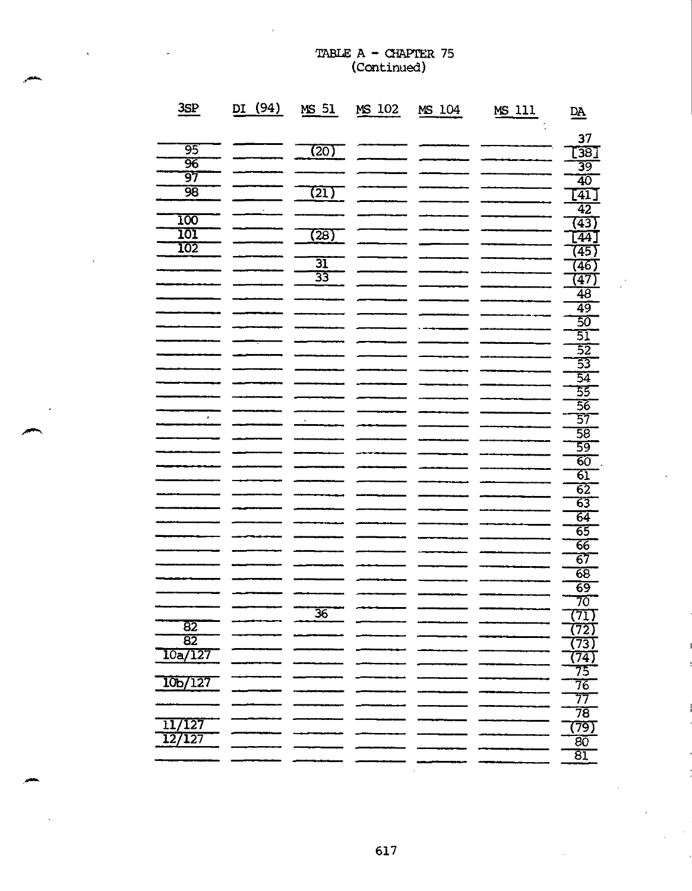# TABLE A - CHAPTER 75
(Continued)

| 3SP | DI (94) | MS 51 | MS 102 | MS 104 | MS 111 | DA |
|---|---|---|---|---|---|---|
| | | | | | | 37 |
| 95 | | (20) | | | | [38] |
| 96 | | | | | | 39 |
| 97 | | | | | | 40 |
| 98 | | (21) | | | | [41] |
| | | | | | | 42 |
| 100 | | | | | | (43) |
| 101 | | (28) | | | | [44] |
| 102 | | | | | | (45) |
| | | 31 | | | | (46) |
| | | 33 | | | | (47) |
| | | | | | | 48 |
| | | | | | | 49 |
| | | | | | | 50 |
| | | | | | | 51 |
| | | | | | | 52 |
| | | | | | | 53 |
| | | | | | | 54 |
| | | | | | | 55 |
| | | | | | | 56 |
| | | | | | | 57 |
| | | | | | | 58 |
| | | | | | | 59 |
| | | | | | | 60 |
| | | | | | | 61 |
| | | | | | | 62 |
| | | | | | | 63 |
| | | | | | | 64 |
| | | | | | | 65 |
| | | | | | | 66 |
| | | | | | | 67 |
| | | | | | | 68 |
| | | | | | | 69 |
| | | | | | | 70 |
| | | 36 | | | | (71) |
| 82 | | | | | | (72) |
| 82 | | | | | | (73) |
| 10a/127 | | | | | | (74) |
| | | | | | | 75 |
| 10b/127 | | | | | | 76 |
| | | | | | | 77 |
| | | | | | | 78 |
| 11/127 | | | | | | (79) |
| 12/127 | | | | | | 80 |
| | | | | | | 81 |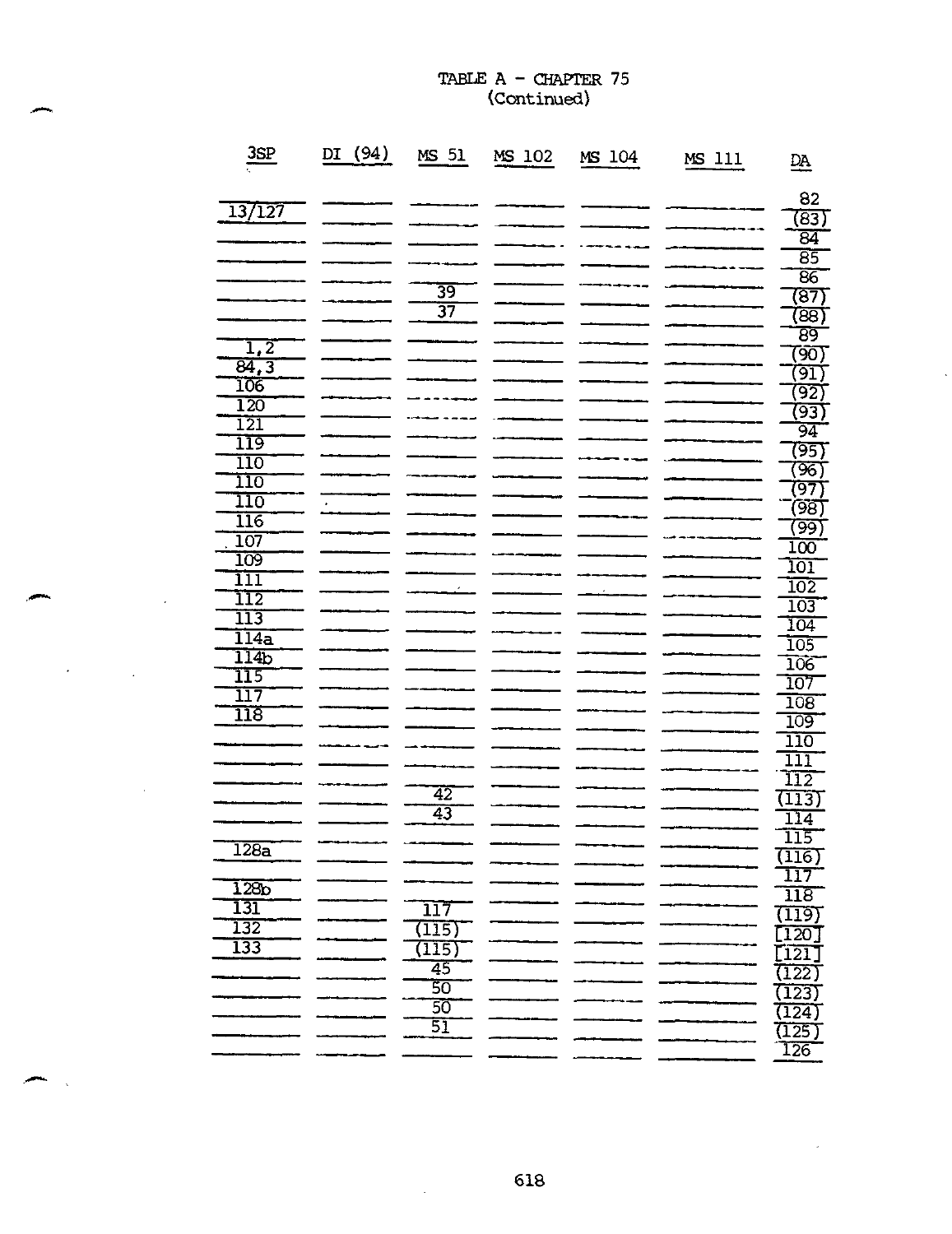TABLE A - CHAPTER 75
(Continued)

| 3SP | DI (94) | MS 51 | MS 102 | MS 104 | MS 111 | DA |
|---|---|---|---|---|---|---|
| | | | | | | 82 |
| 13/127 | | | | | | (83) |
| | | | | | | 84 |
| | | | | | | 85 |
| | | | | | | 86 |
| | | 39 | | | | (87) |
| | | 37 | | | | (88) |
| | | | | | | 89 |
| 1,2 | | | | | | (90) |
| 84,3 | | | | | | (91) |
| 106 | | | | | | (92) |
| 120 | | | | | | (93) |
| 121 | | | | | | 94 |
| 119 | | | | | | (95) |
| 110 | | | | | | (96) |
| 110 | | | | | | (97) |
| 110 | | | | | | (98) |
| 116 | | | | | | (99) |
| 107 | | | | | | 100 |
| 109 | | | | | | 101 |
| 111 | | | | | | 102 |
| 112 | | | | | | 103 |
| 113 | | | | | | 104 |
| 114a | | | | | | 105 |
| 114b | | | | | | 106 |
| 115 | | | | | | 107 |
| 117 | | | | | | 108 |
| 118 | | | | | | 109 |
| | | | | | | 110 |
| | | | | | | 111 |
| | | | | | | 112 |
| | | 42 | | | | (113) |
| | | 43 | | | | 114 |
| | | | | | | 115 |
| 128a | | | | | | (116) |
| | | | | | | 117 |
| 128b | | | | | | 118 |
| 131 | | 117 | | | | (119) |
| 132 | | (115) | | | | [120] |
| 133 | | (115) | | | | [121] |
| | | 45 | | | | (122) |
| | | 50 | | | | (123) |
| | | 50 | | | | (124) |
| | | 51 | | | | (125) |
| | | | | | | 126 |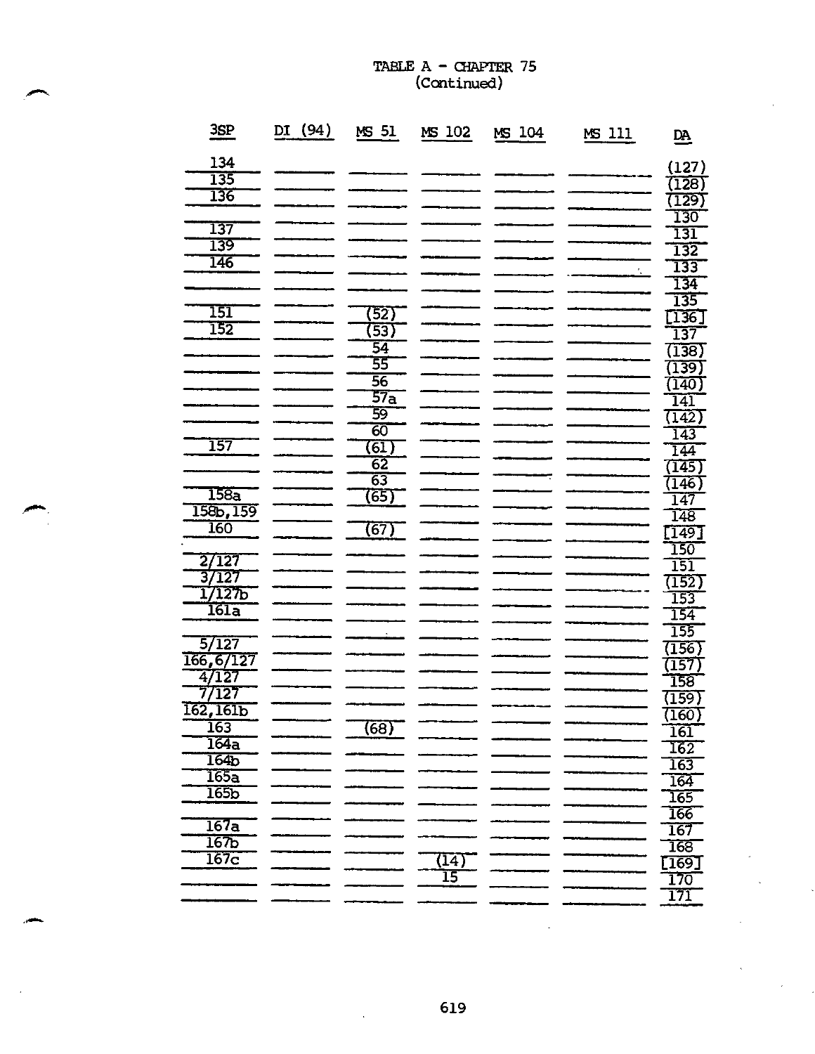TABLE A - CHAPTER 75
(Continued)

| 3SP | DI (94) | MS 51 | MS 102 | MS 104 | MS 111 | DA |
|---|---|---|---|---|---|---|
| 134 | | | | | | (127) |
| 135 | | | | | | (128) |
| 136 | | | | | | (129) |
| | | | | | | 130 |
| 137 | | | | | | 131 |
| 139 | | | | | | 132 |
| 146 | | | | | | 133 |
| | | | | | | 134 |
| | | | | | | 135 |
| 151 | | (52) | | | | [136] |
| 152 | | (53) | | | | 137 |
| | | 54 | | | | (138) |
| | | 55 | | | | (139) |
| | | 56 | | | | (140) |
| | | 57a | | | | 141 |
| | | 59 | | | | (142) |
| | | 60 | | | | 143 |
| 157 | | (61) | | | | 144 |
| | | 62 | | | | (145) |
| | | 63 | | | | (146) |
| 158a | | (65) | | | | 147 |
| 158b,159 | | | | | | 148 |
| 160 | | (67) | | | | [149] |
| | | | | | | 150 |
| 2/127 | | | | | | 151 |
| 3/127 | | | | | | (152) |
| 1/127b | | | | | | 153 |
| 161a | | | | | | 154 |
| | | | | | | 155 |
| 5/127 | | | | | | (156) |
| 166,6/127 | | | | | | (157) |
| 4/127 | | | | | | 158 |
| 7/127 | | | | | | (159) |
| 162,161b | | | | | | (160) |
| 163 | | (68) | | | | 161 |
| 164a | | | | | | 162 |
| 164b | | | | | | 163 |
| 165a | | | | | | 164 |
| 165b | | | | | | 165 |
| | | | | | | 166 |
| 167a | | | | | | 167 |
| 167b | | | | | | 168 |
| 167c | | | (14) | | | [169] |
| | | | 15 | | | 170 |
| | | | | | | 171 |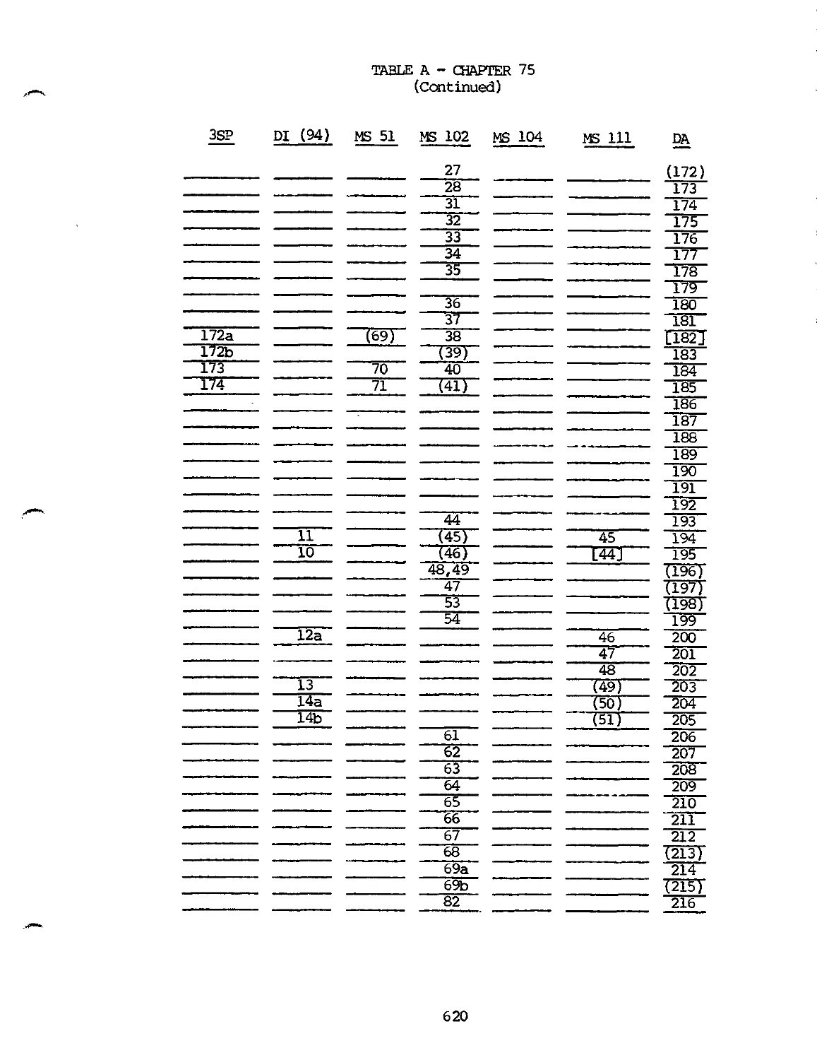# TABLE A - CHAPTER 75
(Continued)

| 3SP | DI (94) | MS 51 | MS 102 | MS 104 | MS 111 | DA |
|---|---|---|---|---|---|---|
| | | | 27 | | | (172) |
| | | | 28 | | | 173 |
| | | | 31 | | | 174 |
| | | | 32 | | | 175 |
| | | | 33 | | | 176 |
| | | | 34 | | | 177 |
| | | | 35 | | | 178 |
| | | | | | | 179 |
| | | | 36 | | | 180 |
| | | | 37 | | | 181 |
| 172a | | (69) | 38 | | | [182] |
| 172b | | | (39) | | | 183 |
| 173 | | 70 | 40 | | | 184 |
| 174 | | 71 | (41) | | | 185 |
| | | | | | | 186 |
| | | | | | | 187 |
| | | | | | | 188 |
| | | | | | | 189 |
| | | | | | | 190 |
| | | | | | | 191 |
| | | | | | | 192 |
| | | | 44 | | | 193 |
| | 11 | | (45) | | 45 | 194 |
| | 10 | | (46) | | [44] | 195 |
| | | | 48,49 | | | (196) |
| | | | 47 | | | (197) |
| | | | 53 | | | (198) |
| | | | 54 | | | 199 |
| | 12a | | | | 46 | 200 |
| | | | | | 47 | 201 |
| | | | | | 48 | 202 |
| | 13 | | | | (49) | 203 |
| | 14a | | | | (50) | 204 |
| | 14b | | | | (51) | 205 |
| | | | 61 | | | 206 |
| | | | 62 | | | 207 |
| | | | 63 | | | 208 |
| | | | 64 | | | 209 |
| | | | 65 | | | 210 |
| | | | 66 | | | 211 |
| | | | 67 | | | 212 |
| | | | 68 | | | (213) |
| | | | 69a | | | 214 |
| | | | 69b | | | (215) |
| | | | 82 | | | 216 |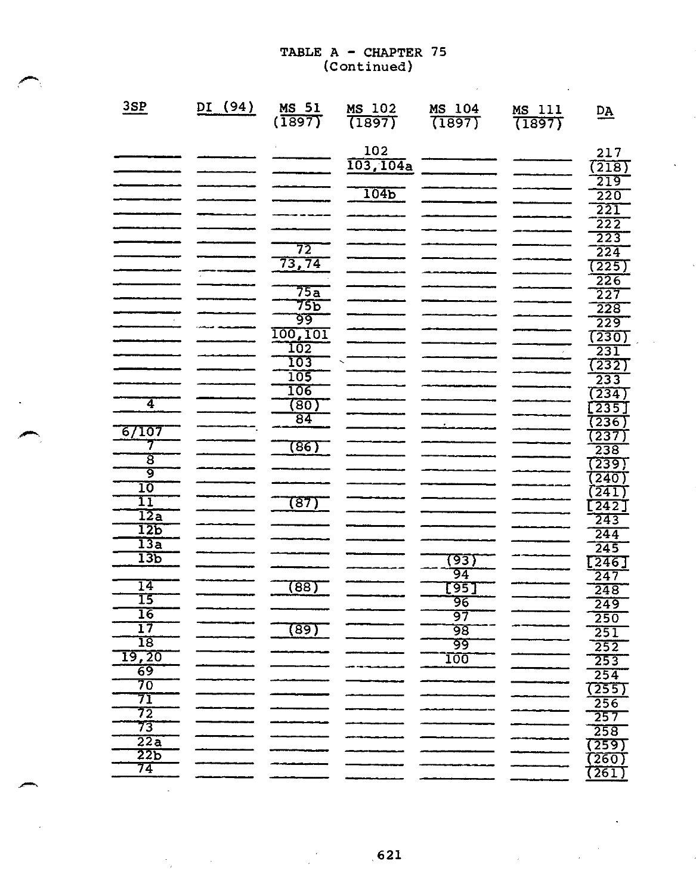TABLE A - CHAPTER 75
(Continued)

| 3SP | DI (94) | MS 51 (1897) | MS 102 (1897) | MS 104 (1897) | MS 111 (1897) | DA |
|---|---|---|---|---|---|---|
| | | | 102 | | | 217 |
| | | | 103,104a | | | (218) |
| | | | | | | 219 |
| | | | 104b | | | 220 |
| | | | | | | 221 |
| | | | | | | 222 |
| | | | | | | 223 |
| | | 72 | | | | 224 |
| | | 73,74 | | | | (225) |
| | | | | | | 226 |
| | | 75a | | | | 227 |
| | | 75b | | | | 228 |
| | | 99 | | | | 229 |
| | | 100,101 | | | | (230) |
| | | 102 | | | | 231 |
| | | 103 | | | | (232) |
| | | 105 | | | | 233 |
| | | 106 | | | | (234) |
| 4 | | (80) | | | | [235] |
| | | 84 | | | | (236) |
| 6/107 | | | | | | (237) |
| 7 | | (86) | | | | 238 |
| 8 | | | | | | (239) |
| 9 | | | | | | (240) |
| 10 | | | | | | (241) |
| 11 | | (87) | | | | [242] |
| 12a | | | | | | 243 |
| 12b | | | | | | 244 |
| 13a | | | | | | 245 |
| 13b | | | | (93) | | [246] |
| | | | | 94 | | 247 |
| 14 | | (88) | | [95] | | 248 |
| 15 | | | | 96 | | 249 |
| 16 | | | | 97 | | 250 |
| 17 | | (89) | | 98 | | 251 |
| 18 | | | | 99 | | 252 |
| 19,20 | | | | 100 | | 253 |
| 69 | | | | | | 254 |
| 70 | | | | | | (255) |
| 71 | | | | | | 256 |
| 72 | | | | | | 257 |
| 73 | | | | | | 258 |
| 22a | | | | | | (259) |
| 22b | | | | | | (260) |
| 74 | | | | | | (261) |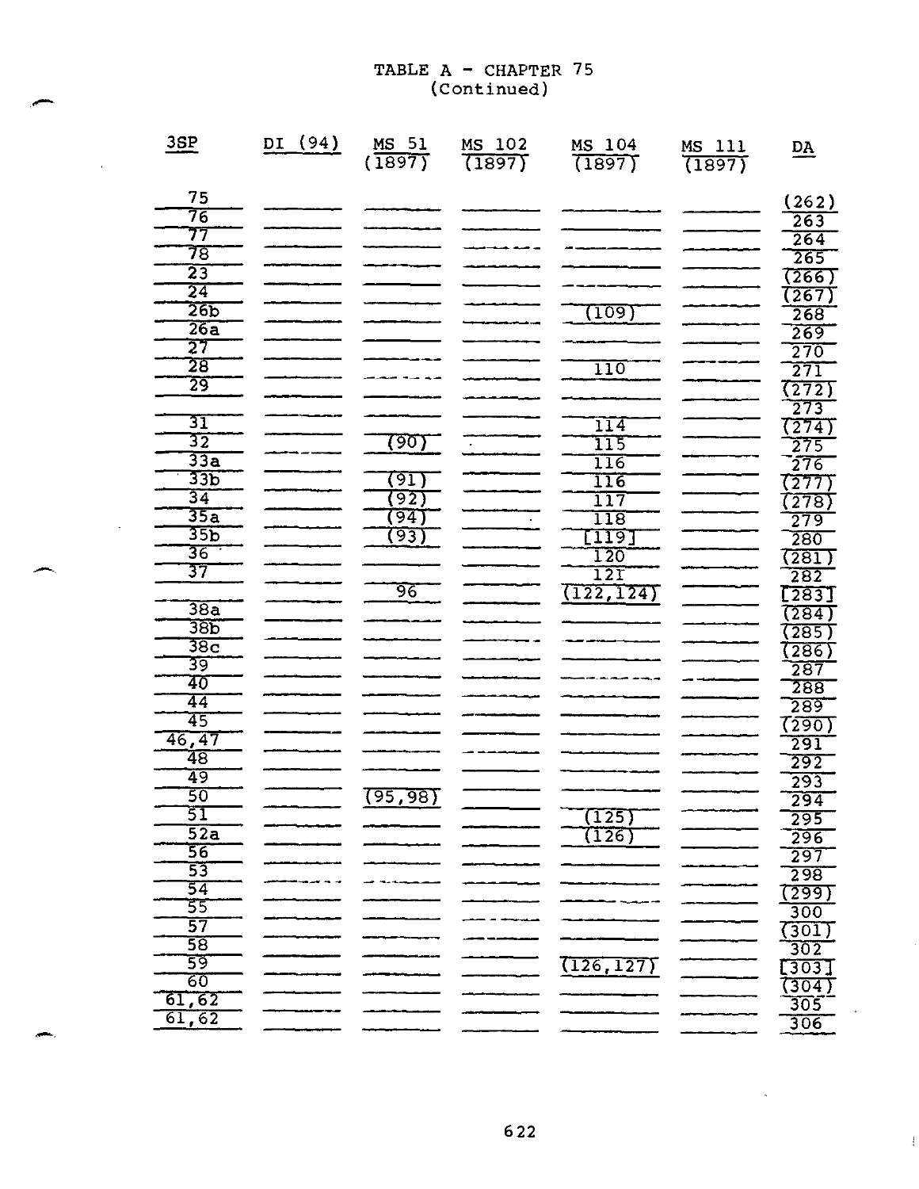TABLE A - CHAPTER 75
(Continued)

| 3SP | DI (94) | MS 51 (1897) | MS 102 (1897) | MS 104 (1897) | MS 111 (1897) | DA |
|---|---|---|---|---|---|---|
| 75 | | | | | | (262) |
| 76 | | | | | | 263 |
| 77 | | | | | | 264 |
| 78 | | | | | | 265 |
| 23 | | | | | | (266) |
| 24 | | | | | | (267) |
| 26b | | | | (109) | | 268 |
| 26a | | | | | | 269 |
| 27 | | | | | | 270 |
| 28 | | | | 110 | | 271 |
| 29 | | | | | | (272) |
| | | | | | | 273 |
| 31 | | | | 114 | | (274) |
| 32 | | (90) | | 115 | | 275 |
| 33a | | | | 116 | | 276 |
| 33b | | (91) | | 116 | | (277) |
| 34 | | (92) | | 117 | | (278) |
| 35a | | (94) | | 118 | | 279 |
| 35b | | (93) | | [119] | | 280 |
| 36 | | | | 120 | | (281) |
| 37 | | | | 121 | | 282 |
| | | 96 | | (122,124) | | [283] |
| 38a | | | | | | (284) |
| 38b | | | | | | (285) |
| 38c | | | | | | (286) |
| 39 | | | | | | 287 |
| 40 | | | | | | 288 |
| 44 | | | | | | 289 |
| 45 | | | | | | (290) |
| 46,47 | | | | | | 291 |
| 48 | | | | | | 292 |
| 49 | | | | | | 293 |
| 50 | | (95,98) | | | | 294 |
| 51 | | | | (125) | | 295 |
| 52a | | | | (126) | | 296 |
| 56 | | | | | | 297 |
| 53 | | | | | | 298 |
| 54 | | | | | | (299) |
| 55 | | | | | | 300 |
| 57 | | | | | | (301) |
| 58 | | | | | | 302 |
| 59 | | | | (126,127) | | [303] |
| 60 | | | | | | (304) |
| 61,62 | | | | | | 305 |
| 61,62 | | | | | | 306 |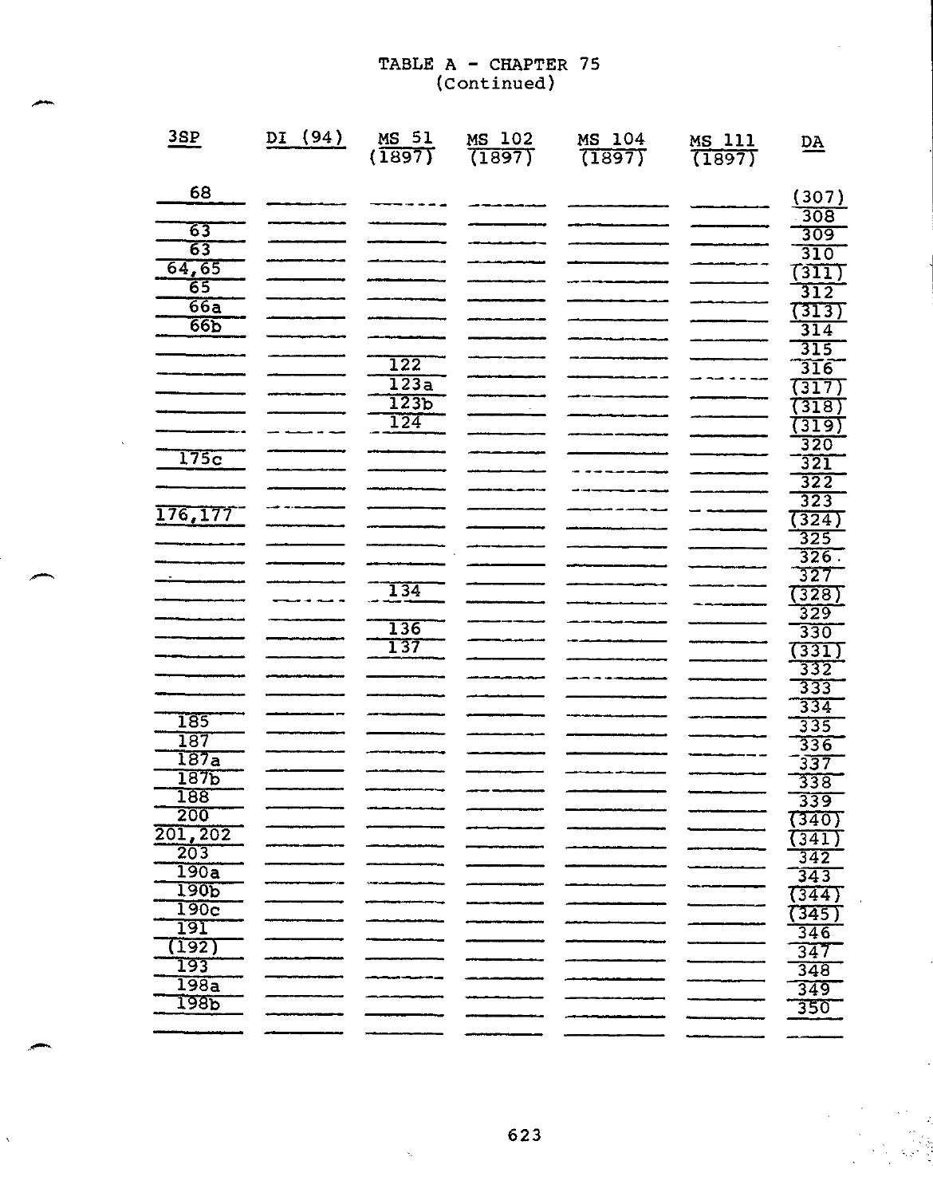TABLE A - CHAPTER 75
(Continued)

| 3SP | DI (94) | MS 51 (1897) | MS 102 (1897) | MS 104 (1897) | MS 111 (1897) | DA |
|---|---|---|---|---|---|---|
| 68 | | | | | | (307) |
| | | | | | | 308 |
| 63 | | | | | | 309 |
| 63 | | | | | | 310 |
| 64,65 | | | | | | (311) |
| 65 | | | | | | 312 |
| 66a | | | | | | (313) |
| 66b | | | | | | 314 |
| | | | | | | 315 |
| | | 122 | | | | 316 |
| | | 123a | | | | (317) |
| | | 123b | | | | (318) |
| | | 124 | | | | (319) |
| | | | | | | 320 |
| 175c | | | | | | 321 |
| | | | | | | 322 |
| | | | | | | 323 |
| 176,177 | | | | | | (324) |
| | | | | | | 325 |
| | | | | | | 326. |
| | | | | | | 327 |
| | | 134 | | | | (328) |
| | | | | | | 329 |
| | | 136 | | | | 330 |
| | | 137 | | | | (331) |
| | | | | | | 332 |
| | | | | | | 333 |
| | | | | | | 334 |
| 185 | | | | | | 335 |
| 187 | | | | | | 336 |
| 187a | | | | | | 337 |
| 187b | | | | | | 338 |
| 188 | | | | | | 339 |
| 200 | | | | | | (340) |
| 201,202 | | | | | | (341) |
| 203 | | | | | | 342 |
| 190a | | | | | | 343 |
| 190b | | | | | | (344) |
| 190c | | | | | | (345) |
| 191 | | | | | | 346 |
| (192) | | | | | | 347 |
| 193 | | | | | | 348 |
| 198a | | | | | | 349 |
| 198b | | | | | | 350 |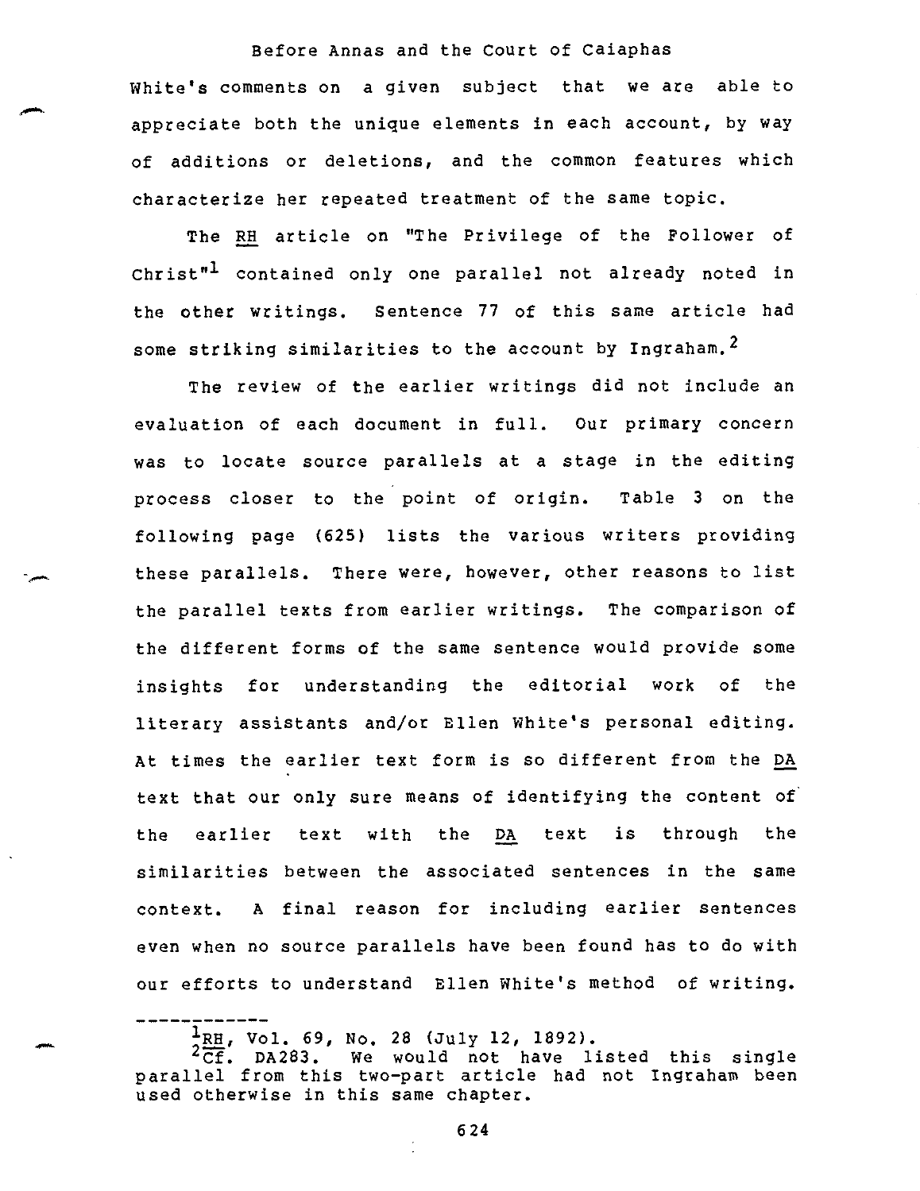White's comments on a given subject that we are able to appreciate both the unique elements in each account, by way of additions or deletions, and the common features which characterize her repeated treatment of the same topic.

The _RH_ article on "The Privilege of the Follower of Christ"[1] contained only one parallel not already noted in the other writings. Sentence 77 of this same article had some striking similarities to the account by Ingraham.[2]

The review of the earlier writings did not include an evaluation of each document in full. Our primary concern was to locate source parallels at a stage in the editing process closer to the point of origin. Table 3 on the following page (625) lists the various writers providing these parallels. There were, however, other reasons to list the parallel texts from earlier writings. The comparison of the different forms of the same sentence would provide some insights for understanding the editorial work of the literary assistants and/or Ellen White's personal editing. At times the earlier text form is so different from the _DA_ text that our only sure means of identifying the content of the earlier text with the _DA_ text is through the similarities between the associated sentences in the same context. A final reason for including earlier sentences even when no source parallels have been found has to do with our efforts to understand Ellen White's method of writing.

---

[1] _RH_, Vol. 69, No. 28 (July 12, 1892).

[2] _Cf._ DA283. We would not have listed this single parallel from this two-part article had not Ingraham been used otherwise in this same chapter.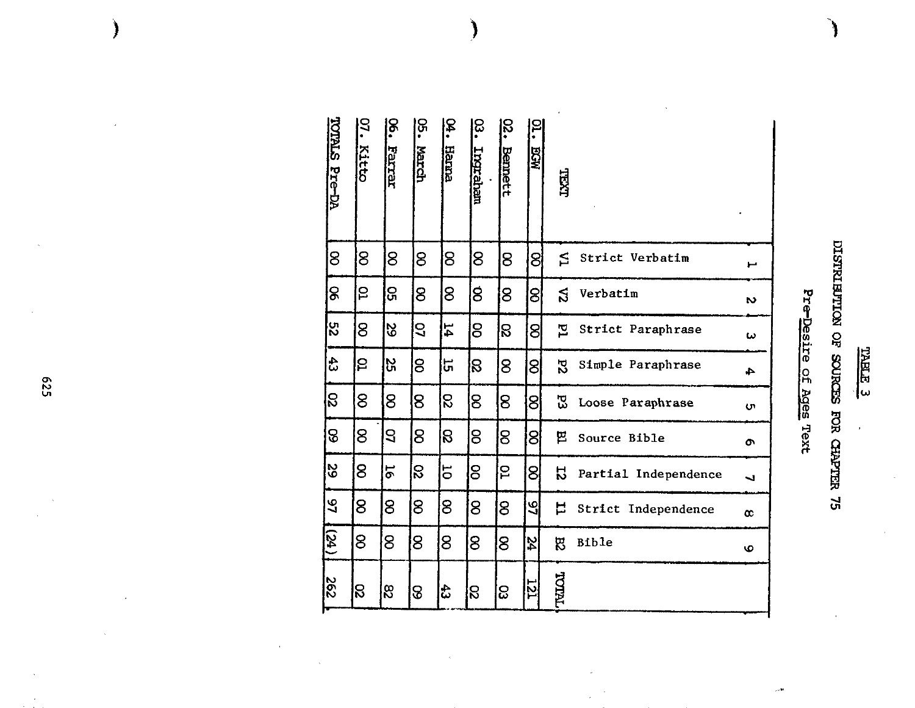TABLE 3

DISTRIBUTION OF SOURCES FOR CHAPTER 75

Pre-*Desire of Ages* Text

| | 1 | 2 | 3 | 4 | 5 | 6 | 7 | 8 | 9 | |
|---|---|---|---|---|---|---|---|---|---|---|
| TEXT | V1 Strict Verbatim | V2 Verbatim | P1 Strict Paraphrase | P2 Simple Paraphrase | P3 Loose Paraphrase | B1 Source Bible | I2 Partial Independence | I1 Strict Independence | B2 Bible | TOTAL |
| 01. EGW | 00 | 00 | 00 | 00 | 00 | 00 | 00 | 97 | 24 | 121 |
| 02. Bennett | 00 | 00 | 02 | 00 | 00 | 00 | 01 | 00 | 00 | 03 |
| 03. Ingraham | 00 | 00 | 00 | 02 | 00 | 00 | 00 | 00 | 00 | 02 |
| 04. Hanna | 00 | 00 | 14 | 15 | 02 | 02 | 10 | 00 | 00 | 43 |
| 05. March | 00 | 00 | 07 | 00 | 00 | 00 | 02 | 00 | 00 | 09 |
| 06. Farrar | 00 | 05 | 29 | 25 | 00 | 07 | 16 | 00 | 00 | 82 |
| 07. Kitto | 00 | 01 | 00 | 01 | 00 | 00 | 00 | 00 | 00 | 02 |
| TOTALS Pre-DA | 00 | 06 | 52 | 43 | 02 | 09 | 29 | 97 | (24) | 262 |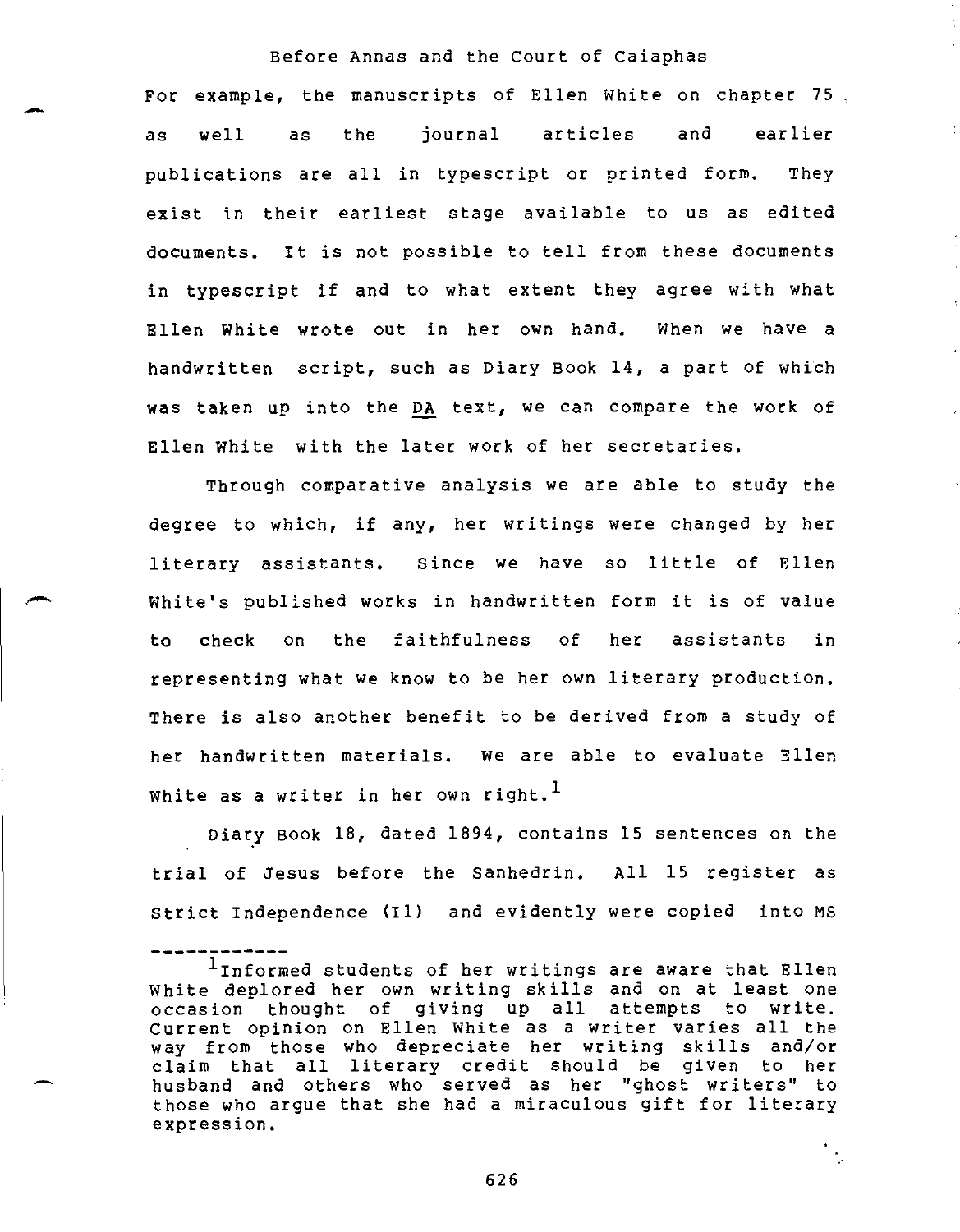For example, the manuscripts of Ellen White on chapter 75 as well as the journal articles and earlier publications are all in typescript or printed form. They exist in their earliest stage available to us as edited documents. It is not possible to tell from these documents in typescript if and to what extent they agree with what Ellen White wrote out in her own hand. When we have a handwritten script, such as Diary Book 14, a part of which was taken up into the <u>DA</u> text, we can compare the work of Ellen White with the later work of her secretaries.

Through comparative analysis we are able to study the degree to which, if any, her writings were changed by her literary assistants. Since we have so little of Ellen White's published works in handwritten form it is of value to check on the faithfulness of her assistants in representing what we know to be her own literary production. There is also another benefit to be derived from a study of her handwritten materials. We are able to evaluate Ellen White as a writer in her own right.[1]

Diary Book 18, dated 1894, contains 15 sentences on the trial of Jesus before the Sanhedrin. All 15 register as Strict Independence (I1) and evidently were copied into MS

---

[1]Informed students of her writings are aware that Ellen White deplored her own writing skills and on at least one occasion thought of giving up all attempts to write. Current opinion on Ellen White as a writer varies all the way from those who depreciate her writing skills and/or claim that all literary credit should be given to her husband and others who served as her "ghost writers" to those who argue that she had a miraculous gift for literary expression.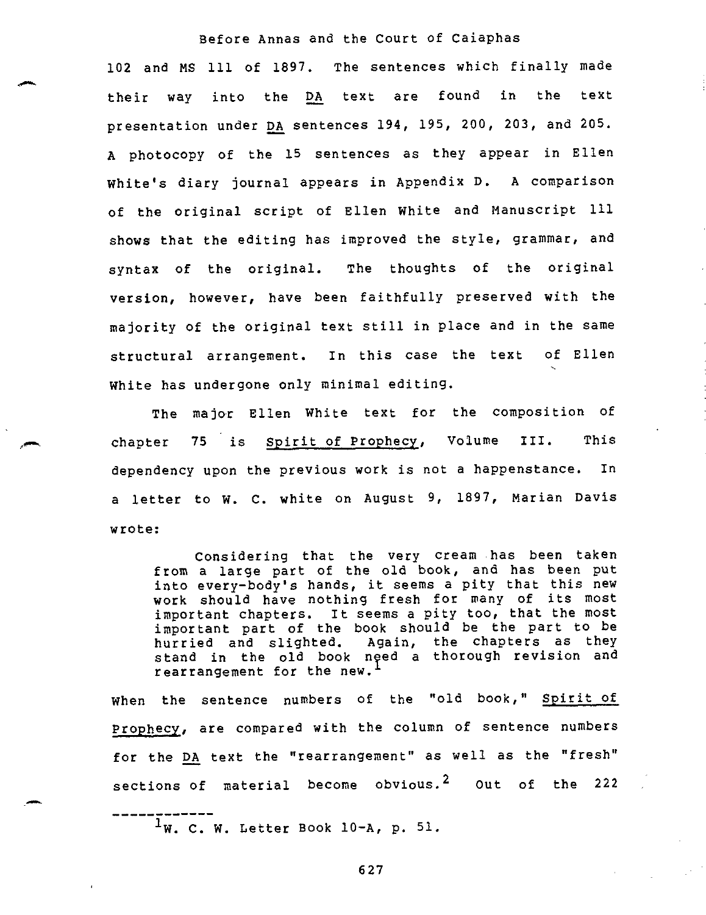102 and MS 111 of 1897. The sentences which finally made their way into the *DA* text are found in the text presentation under *DA* sentences 194, 195, 200, 203, and 205. A photocopy of the 15 sentences as they appear in Ellen White's diary journal appears in Appendix D. A comparison of the original script of Ellen White and Manuscript 111 shows that the editing has improved the style, grammar, and syntax of the original. The thoughts of the original version, however, have been faithfully preserved with the majority of the original text still in place and in the same structural arrangement. In this case the text of Ellen White has undergone only minimal editing.

The major Ellen White text for the composition of chapter 75 is *Spirit of Prophecy*, Volume III. This dependency upon the previous work is not a happenstance. In a letter to W. C. white on August 9, 1897, Marian Davis wrote:

> Considering that the very cream has been taken from a large part of the old book, and has been put into every-body's hands, it seems a pity that this new work should have nothing fresh for many of its most important chapters. It seems a pity too, that the most important part of the book should be the part to be hurried and slighted. Again, the chapters as they stand in the old book need a thorough revision and rearrangement for the new.[1]

When the sentence numbers of the "old book," *Spirit of Prophecy*, are compared with the column of sentence numbers for the *DA* text the "rearrangement" as well as the "fresh" sections of material become obvious.[2] Out of the 222

---

[1] W. C. W. Letter Book 10-A, p. 51.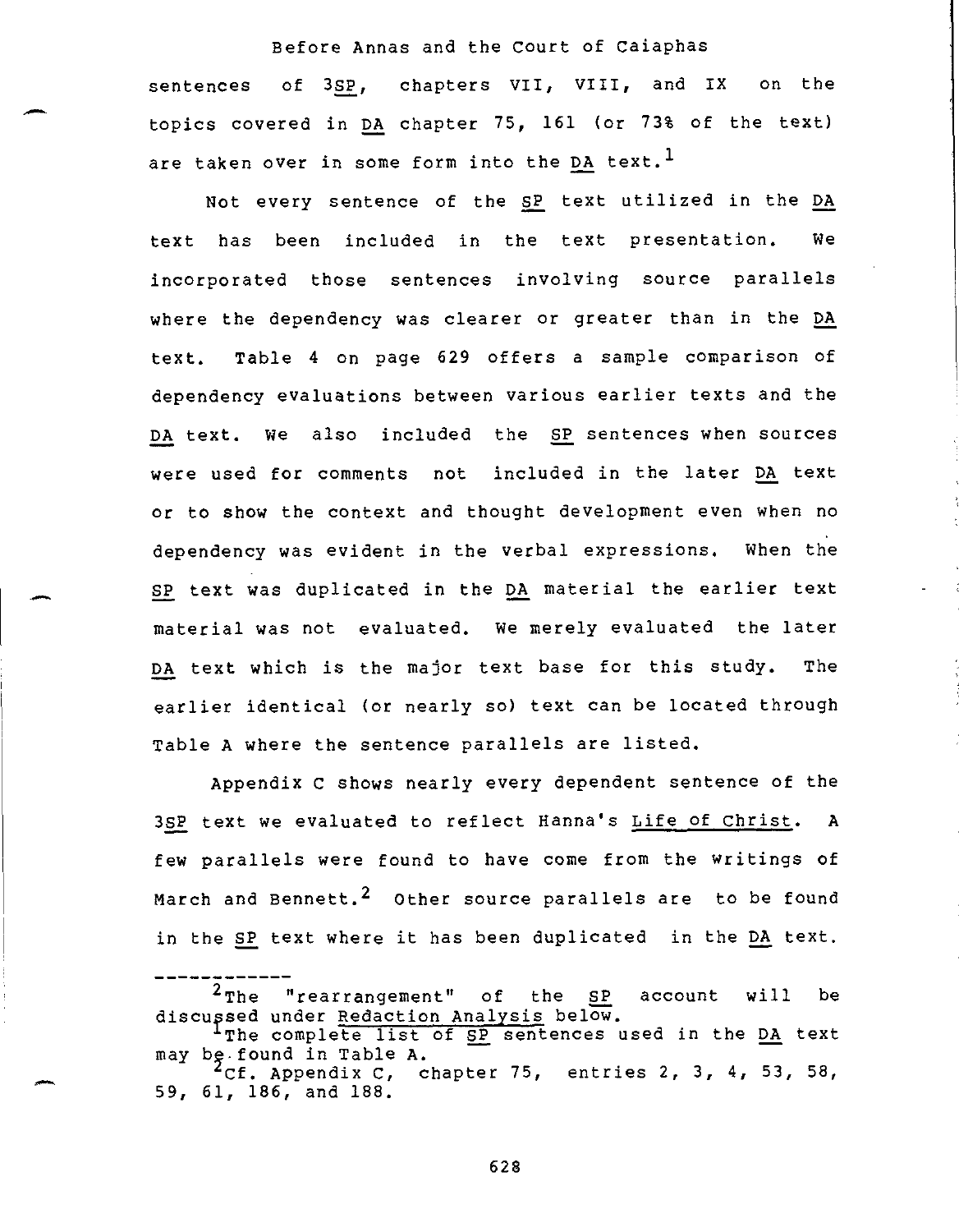sentences of 3_SP_, chapters VII, VIII, and IX on the topics covered in _DA_ chapter 75, 161 (or 73% of the text) are taken over in some form into the _DA_ text.[1]

Not every sentence of the _SP_ text utilized in the _DA_ text has been included in the text presentation. We incorporated those sentences involving source parallels where the dependency was clearer or greater than in the _DA_ text. Table 4 on page 629 offers a sample comparison of dependency evaluations between various earlier texts and the _DA_ text. We also included the _SP_ sentences when sources were used for comments not included in the later _DA_ text or to show the context and thought development even when no dependency was evident in the verbal expressions. When the _SP_ text was duplicated in the _DA_ material the earlier text material was not evaluated. We merely evaluated the later _DA_ text which is the major text base for this study. The earlier identical (or nearly so) text can be located through Table A where the sentence parallels are listed.

Appendix C shows nearly every dependent sentence of the 3_SP_ text we evaluated to reflect Hanna's _Life of Christ_. A few parallels were found to have come from the writings of March and Bennett.[2] Other source parallels are to be found in the _SP_ text where it has been duplicated in the _DA_ text.

------------

[2]The "rearrangement" of the _SP_ account will be discussed under _Redaction Analysis_ below.

[1]The complete list of _SP_ sentences used in the _DA_ text may be found in Table A.

[2]Cf. Appendix C, chapter 75, entries 2, 3, 4, 53, 58, 59, 61, 186, and 188.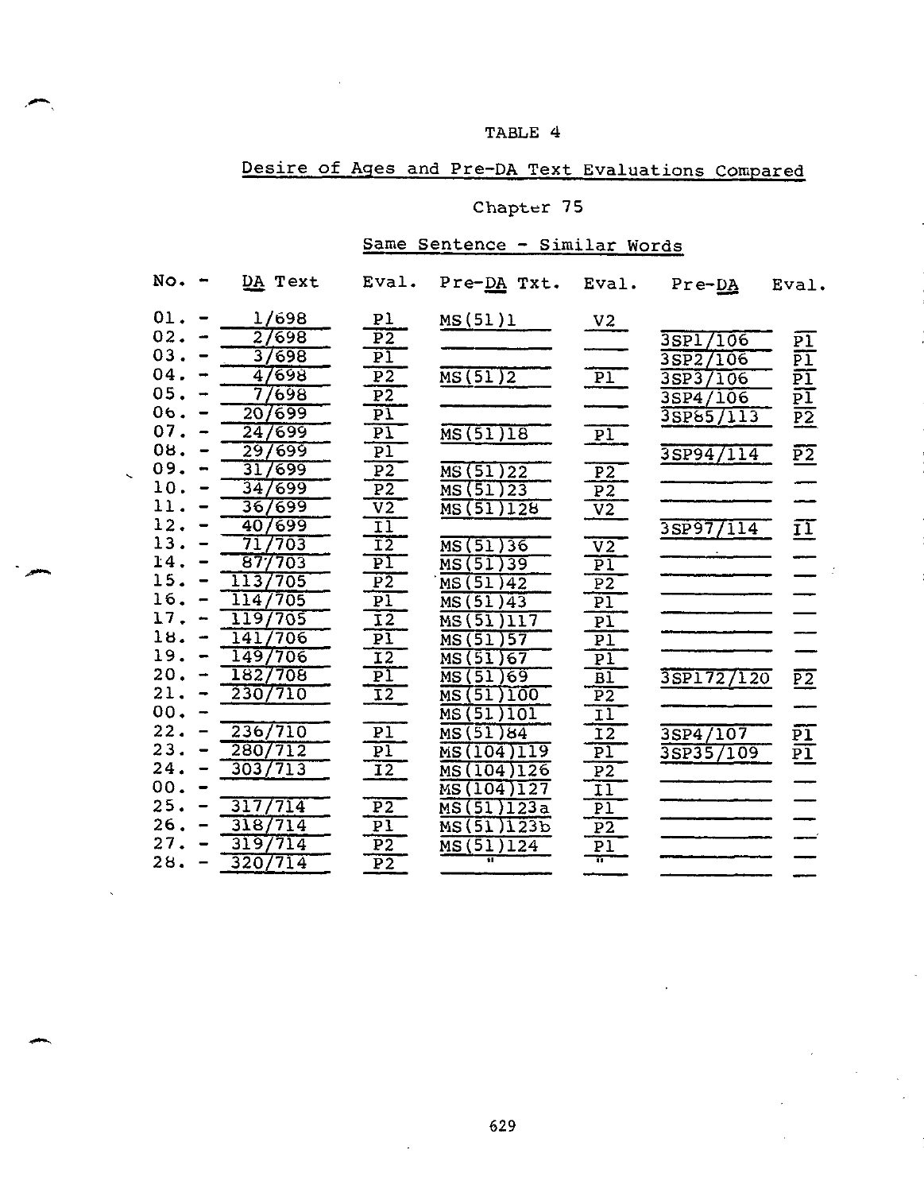TABLE 4

Desire of Ages and Pre-DA Text Evaluations Compared

Chapter 75

Same Sentence - Similar Words

| No. - | DA Text | Eval. | Pre-DA Txt. | Eval. | Pre-DA | Eval. |
|---|---|---|---|---|---|---|
| 01. - | 1/698 | P1 | MS(51)1 | V2 | | |
| 02. - | 2/698 | P2 | | | 3SP1/106 | P1 |
| 03. - | 3/698 | P1 | | | 3SP2/106 | P1 |
| 04. - | 4/698 | P2 | MS(51)2 | P1 | 3SP3/106 | P1 |
| 05. - | 7/698 | P2 | | | 3SP4/106 | P1 |
| 06. - | 20/699 | P1 | | | 3SP85/113 | P2 |
| 07. - | 24/699 | P1 | MS(51)18 | P1 | | |
| 08. - | 29/699 | P1 | | | 3SP94/114 | P2 |
| 09. - | 31/699 | P2 | MS(51)22 | P2 | | |
| 10. - | 34/699 | P2 | MS(51)23 | P2 | | |
| 11. - | 36/699 | V2 | MS(51)128 | V2 | | |
| 12. - | 40/699 | I1 | | | 3SP97/114 | I1 |
| 13. - | 71/703 | I2 | MS(51)36 | V2 | | |
| 14. - | 87/703 | P1 | MS(51)39 | P1 | | |
| 15. - | 113/705 | P2 | MS(51)42 | P2 | | |
| 16. - | 114/705 | P1 | MS(51)43 | P1 | | |
| 17. - | 119/705 | I2 | MS(51)117 | P1 | | |
| 18. - | 141/706 | P1 | MS(51)57 | P1 | | |
| 19. - | 149/706 | I2 | MS(51)67 | P1 | | |
| 20. - | 182/708 | P1 | MS(51)69 | B1 | 3SP172/120 | P2 |
| 21. - | 230/710 | I2 | MS(51)100 | P2 | | |
| 00. - | | | MS(51)101 | I1 | | |
| 22. - | 236/710 | P1 | MS(51)84 | I2 | 3SP4/107 | P1 |
| 23. - | 280/712 | P1 | MS(104)119 | P1 | 3SP35/109 | P1 |
| 24. - | 303/713 | I2 | MS(104)126 | P2 | | |
| 00. - | | | MS(104)127 | I1 | | |
| 25. - | 317/714 | P2 | MS(51)123a | P1 | | |
| 26. - | 318/714 | P1 | MS(51)123b | P2 | | |
| 27. - | 319/714 | P2 | MS(51)124 | P1 | | |
| 28. - | 320/714 | P2 | " | " | | |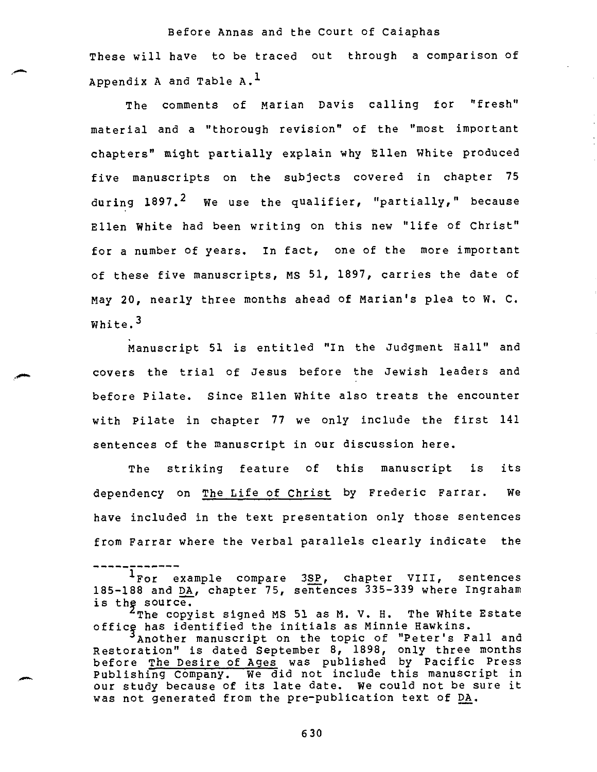These will have to be traced out through a comparison of Appendix A and Table A.[1]

The comments of Marian Davis calling for "fresh" material and a "thorough revision" of the "most important chapters" might partially explain why Ellen White produced five manuscripts on the subjects covered in chapter 75 during 1897.[2] We use the qualifier, "partially," because Ellen White had been writing on this new "life of Christ" for a number of years. In fact, one of the more important of these five manuscripts, MS 51, 1897, carries the date of May 20, nearly three months ahead of Marian's plea to W. C. White.[3]

Manuscript 51 is entitled "In the Judgment Hall" and covers the trial of Jesus before the Jewish leaders and before Pilate. Since Ellen White also treats the encounter with Pilate in chapter 77 we only include the first 141 sentences of the manuscript in our discussion here.

The striking feature of this manuscript is its dependency on _The Life of Christ_ by Frederic Farrar. We have included in the text presentation only those sentences from Farrar where the verbal parallels clearly indicate the

---

[1] For example compare _3SP_, chapter VIII, sentences 185-188 and _DA_, chapter 75, sentences 335-339 where Ingraham is the source.

[2] The copyist signed MS 51 as M. V. H. The White Estate office has identified the initials as Minnie Hawkins.

[3] Another manuscript on the topic of "Peter's Fall and Restoration" is dated September 8, 1898, only three months before _The Desire of Ages_ was published by Pacific Press Publishing Company. We did not include this manuscript in our study because of its late date. We could not be sure it was not generated from the pre-publication text of _DA_.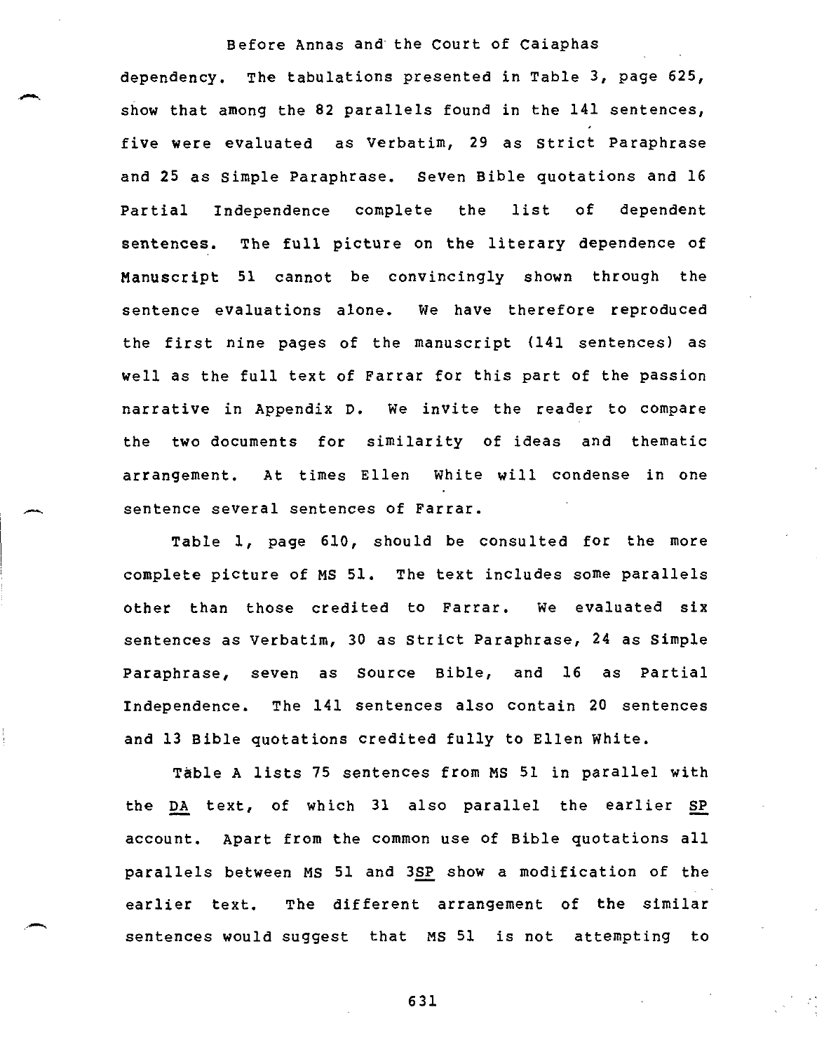dependency. The tabulations presented in Table 3, page 625, show that among the 82 parallels found in the 141 sentences, five were evaluated as Verbatim, 29 as Strict Paraphrase and 25 as Simple Paraphrase. Seven Bible quotations and 16 Partial Independence complete the list of dependent sentences. The full picture on the literary dependence of Manuscript 51 cannot be convincingly shown through the sentence evaluations alone. We have therefore reproduced the first nine pages of the manuscript (141 sentences) as well as the full text of Farrar for this part of the passion narrative in Appendix D. We invite the reader to compare the two documents for similarity of ideas and thematic arrangement. At times Ellen White will condense in one sentence several sentences of Farrar.

Table 1, page 610, should be consulted for the more complete picture of MS 51. The text includes some parallels other than those credited to Farrar. We evaluated six sentences as Verbatim, 30 as Strict Paraphrase, 24 as Simple Paraphrase, seven as Source Bible, and 16 as Partial Independence. The 141 sentences also contain 20 sentences and 13 Bible quotations credited fully to Ellen White.

Table A lists 75 sentences from MS 51 in parallel with the DA text, of which 31 also parallel the earlier SP account. Apart from the common use of Bible quotations all parallels between MS 51 and 3SP show a modification of the earlier text. The different arrangement of the similar sentences would suggest that MS 51 is not attempting to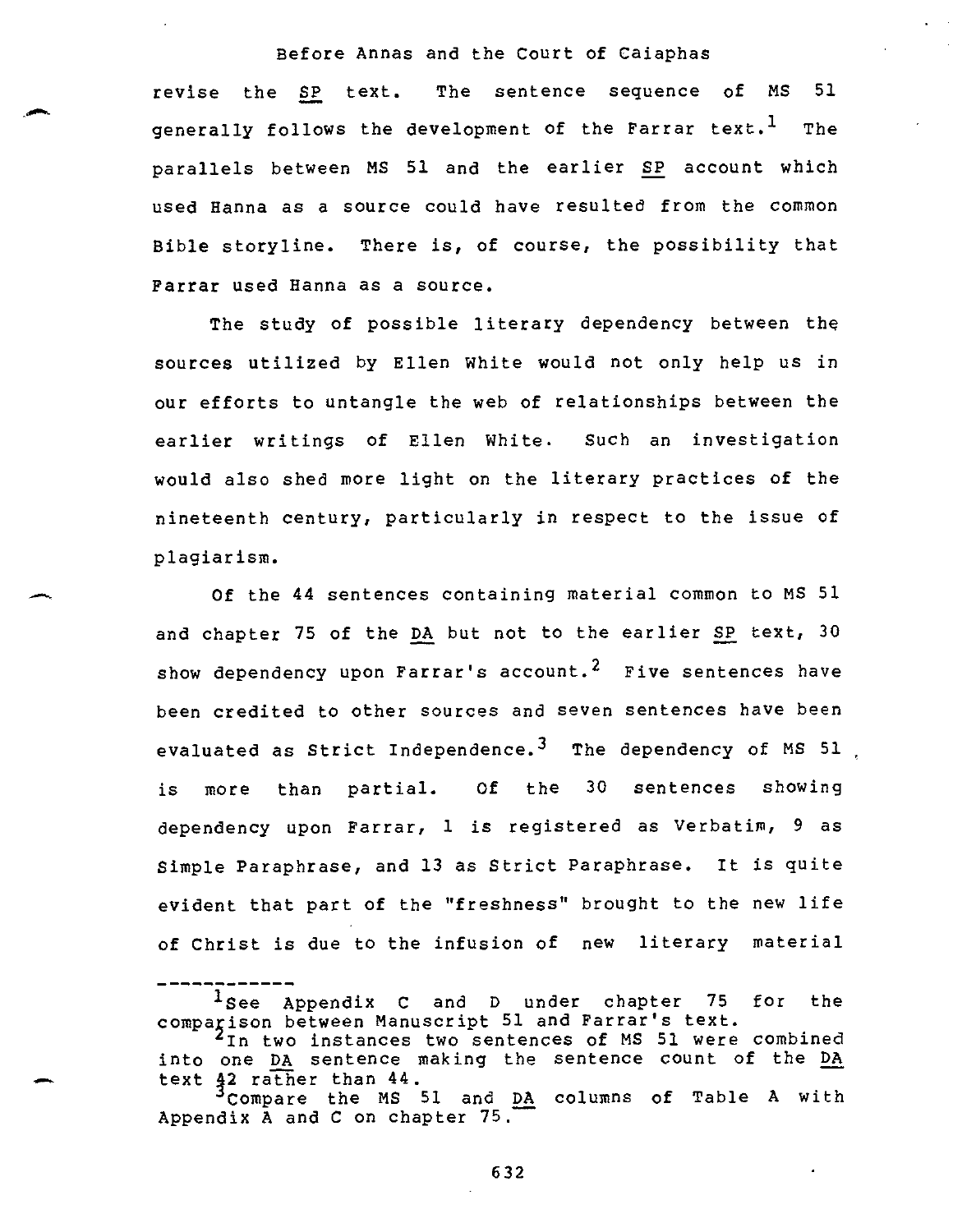revise the *SP* text. The sentence sequence of MS 51 generally follows the development of the Farrar text.[1] The parallels between MS 51 and the earlier *SP* account which used Hanna as a source could have resulted from the common Bible storyline. There is, of course, the possibility that Farrar used Hanna as a source.

The study of possible literary dependency between the sources utilized by Ellen White would not only help us in our efforts to untangle the web of relationships between the earlier writings of Ellen White. Such an investigation would also shed more light on the literary practices of the nineteenth century, particularly in respect to the issue of plagiarism.

Of the 44 sentences containing material common to MS 51 and chapter 75 of the *DA* but not to the earlier *SP* text, 30 show dependency upon Farrar's account.[2] Five sentences have been credited to other sources and seven sentences have been evaluated as Strict Independence.[3] The dependency of MS 51 is more than partial. Of the 30 sentences showing dependency upon Farrar, 1 is registered as Verbatim, 9 as Simple Paraphrase, and 13 as Strict Paraphrase. It is quite evident that part of the "freshness" brought to the new life of Christ is due to the infusion of new literary material

---

[1] See Appendix C and D under chapter 75 for the comparison between Manuscript 51 and Farrar's text.

[2] In two instances two sentences of MS 51 were combined into one *DA* sentence making the sentence count of the *DA* text 42 rather than 44.

[3] Compare the MS 51 and *DA* columns of Table A with Appendix A and C on chapter 75.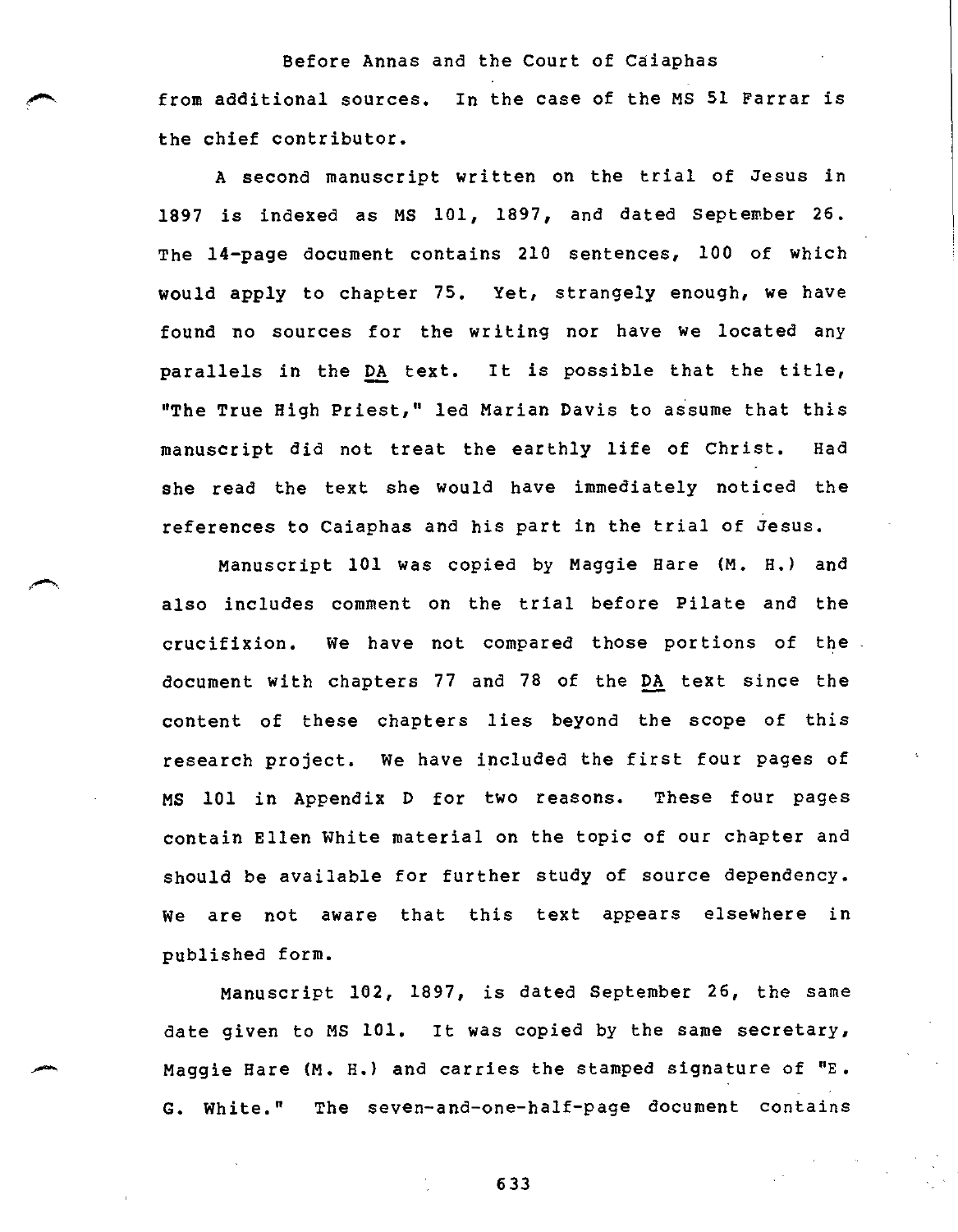from additional sources. In the case of the MS 51 Farrar is the chief contributor.

A second manuscript written on the trial of Jesus in 1897 is indexed as MS 101, 1897, and dated September 26. The 14-page document contains 210 sentences, 100 of which would apply to chapter 75. Yet, strangely enough, we have found no sources for the writing nor have we located any parallels in the DA text. It is possible that the title, "The True High Priest," led Marian Davis to assume that this manuscript did not treat the earthly life of Christ. Had she read the text she would have immediately noticed the references to Caiaphas and his part in the trial of Jesus.

Manuscript 101 was copied by Maggie Hare (M. H.) and also includes comment on the trial before Pilate and the crucifixion. We have not compared those portions of the document with chapters 77 and 78 of the DA text since the content of these chapters lies beyond the scope of this research project. We have included the first four pages of MS 101 in Appendix D for two reasons. These four pages contain Ellen White material on the topic of our chapter and should be available for further study of source dependency. We are not aware that this text appears elsewhere in published form.

Manuscript 102, 1897, is dated September 26, the same date given to MS 101. It was copied by the same secretary, Maggie Hare (M. H.) and carries the stamped signature of "E. G. White." The seven-and-one-half-page document contains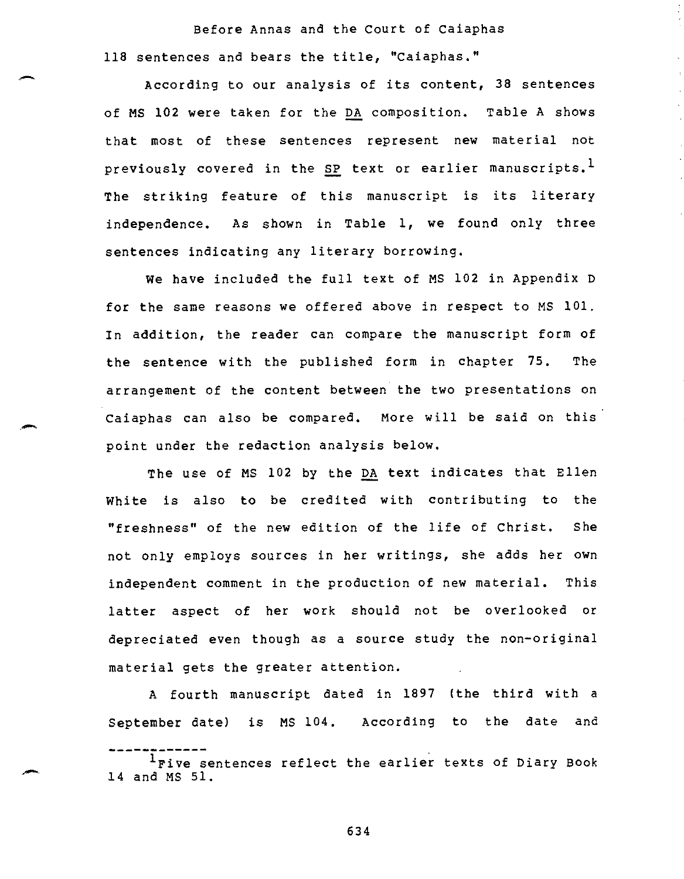118 sentences and bears the title, "Caiaphas."

According to our analysis of its content, 38 sentences of MS 102 were taken for the DA composition. Table A shows that most of these sentences represent new material not previously covered in the SP text or earlier manuscripts.[1] The striking feature of this manuscript is its literary independence. As shown in Table 1, we found only three sentences indicating any literary borrowing.

We have included the full text of MS 102 in Appendix D for the same reasons we offered above in respect to MS 101. In addition, the reader can compare the manuscript form of the sentence with the published form in chapter 75. The arrangement of the content between the two presentations on Caiaphas can also be compared. More will be said on this point under the redaction analysis below.

The use of MS 102 by the DA text indicates that Ellen White is also to be credited with contributing to the "freshness" of the new edition of the life of Christ. She not only employs sources in her writings, she adds her own independent comment in the production of new material. This latter aspect of her work should not be overlooked or depreciated even though as a source study the non-original material gets the greater attention.

A fourth manuscript dated in 1897 (the third with a September date) is MS 104. According to the date and

---

[1] Five sentences reflect the earlier texts of Diary Book 14 and MS 51.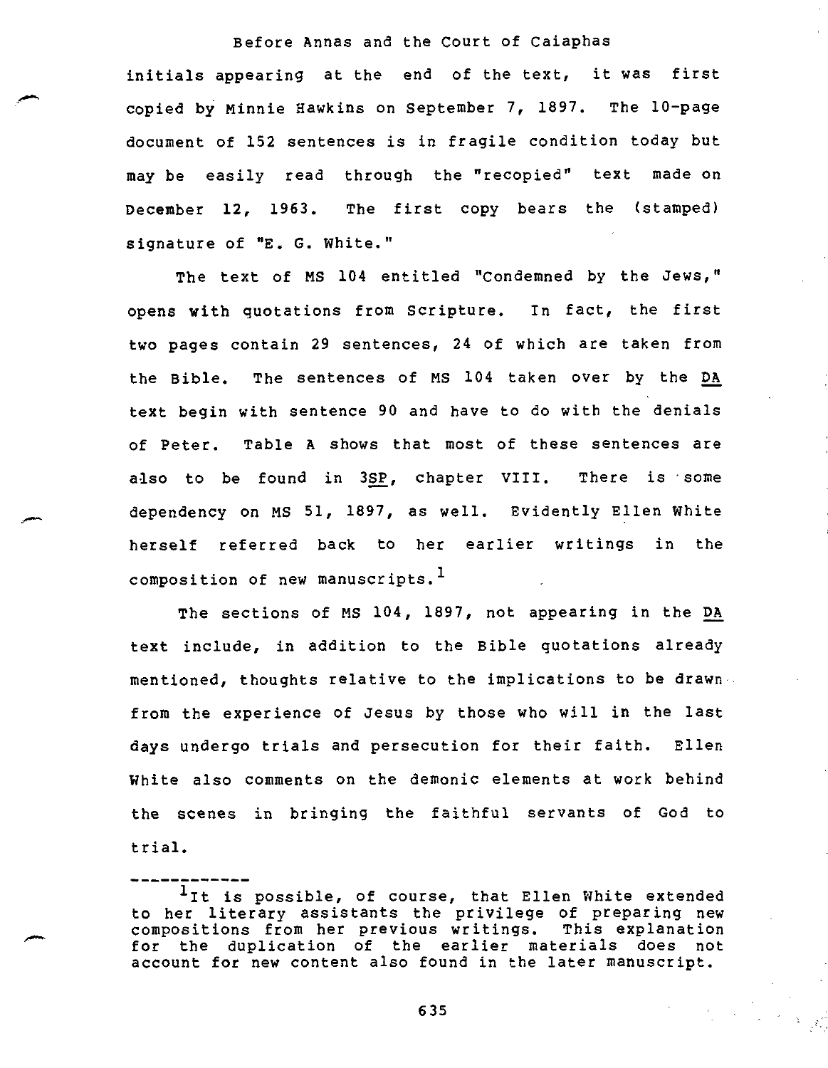initials appearing at the end of the text, it was first copied by Minnie Hawkins on September 7, 1897. The 10-page document of 152 sentences is in fragile condition today but may be easily read through the "recopied" text made on December 12, 1963. The first copy bears the (stamped) signature of "E. G. White."

The text of MS 104 entitled "Condemned by the Jews," opens with quotations from Scripture. In fact, the first two pages contain 29 sentences, 24 of which are taken from the Bible. The sentences of MS 104 taken over by the _DA_ text begin with sentence 90 and have to do with the denials of Peter. Table A shows that most of these sentences are also to be found in 3_SP_, chapter VIII. There is some dependency on MS 51, 1897, as well. Evidently Ellen White herself referred back to her earlier writings in the composition of new manuscripts.[1]

The sections of MS 104, 1897, not appearing in the _DA_ text include, in addition to the Bible quotations already mentioned, thoughts relative to the implications to be drawn from the experience of Jesus by those who will in the last days undergo trials and persecution for their faith. Ellen White also comments on the demonic elements at work behind the scenes in bringing the faithful servants of God to trial.

------------

[1]It is possible, of course, that Ellen White extended to her literary assistants the privilege of preparing new compositions from her previous writings. This explanation for the duplication of the earlier materials does not account for new content also found in the later manuscript.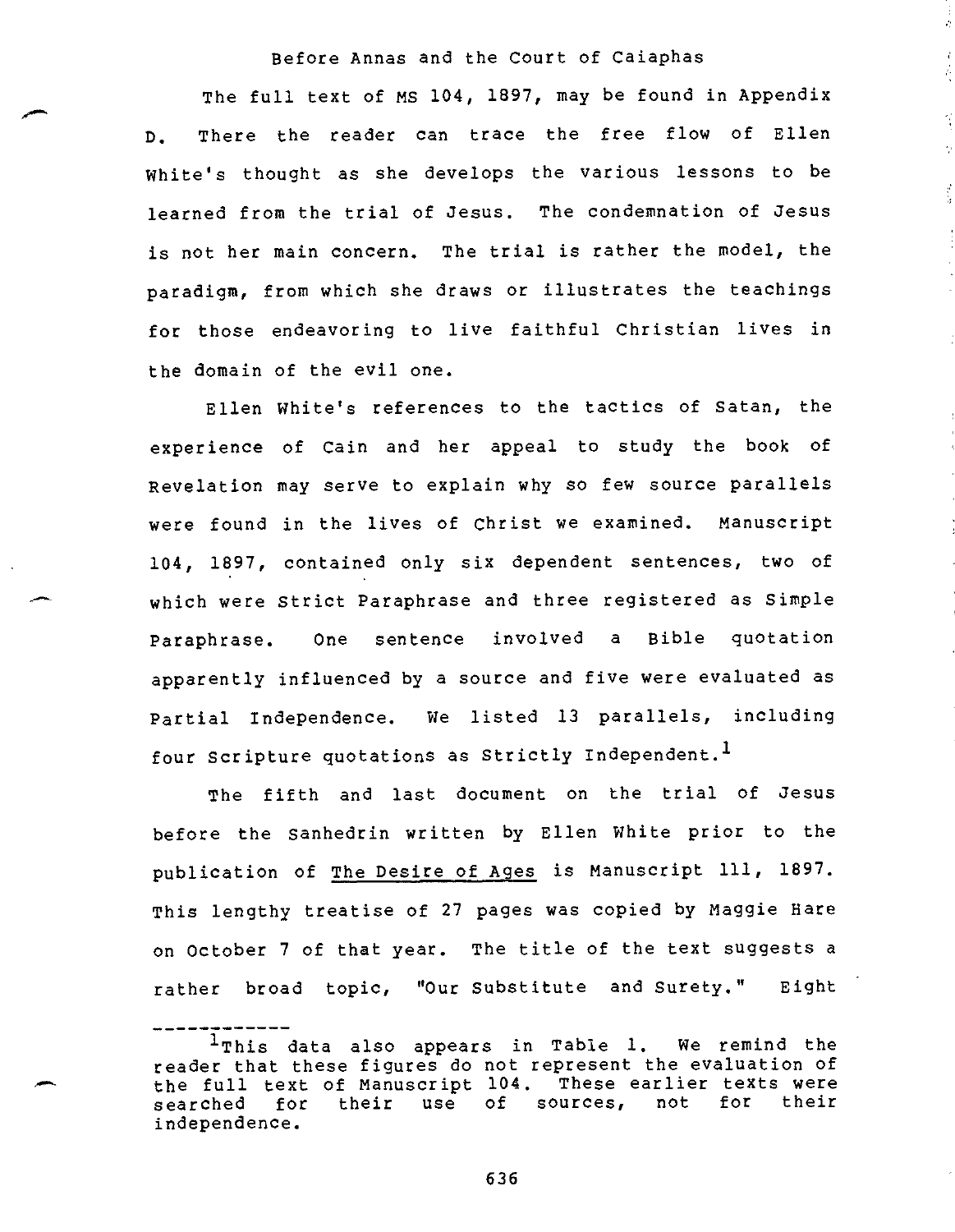Before Annas and the Court of Caiaphas

The full text of MS 104, 1897, may be found in Appendix D. There the reader can trace the free flow of Ellen White's thought as she develops the various lessons to be learned from the trial of Jesus. The condemnation of Jesus is not her main concern. The trial is rather the model, the paradigm, from which she draws or illustrates the teachings for those endeavoring to live faithful Christian lives in the domain of the evil one.

Ellen White's references to the tactics of Satan, the experience of Cain and her appeal to study the book of Revelation may serve to explain why so few source parallels were found in the lives of Christ we examined. Manuscript 104, 1897, contained only six dependent sentences, two of which were Strict Paraphrase and three registered as Simple Paraphrase. One sentence involved a Bible quotation apparently influenced by a source and five were evaluated as Partial Independence. We listed 13 parallels, including four Scripture quotations as Strictly Independent.[1]

The fifth and last document on the trial of Jesus before the Sanhedrin written by Ellen White prior to the publication of <u>The Desire of Ages</u> is Manuscript 111, 1897. This lengthy treatise of 27 pages was copied by Maggie Hare on October 7 of that year. The title of the text suggests a rather broad topic, "Our Substitute and Surety." Eight

---

[1]This data also appears in Table 1. We remind the reader that these figures do not represent the evaluation of the full text of Manuscript 104. These earlier texts were searched for their use of sources, not for their independence.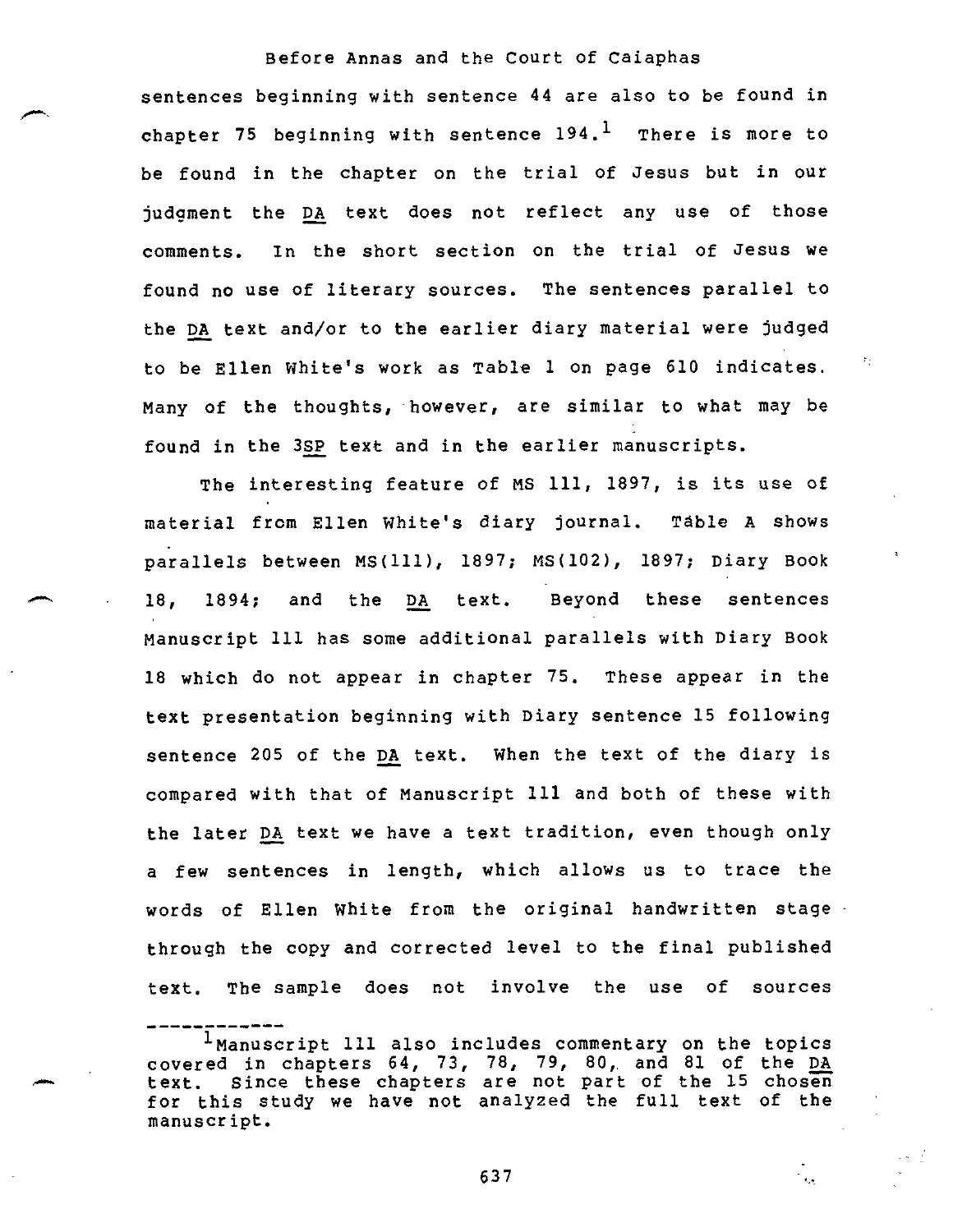sentences beginning with sentence 44 are also to be found in chapter 75 beginning with sentence 194.[1] There is more to be found in the chapter on the trial of Jesus but in our judgment the DA text does not reflect any use of those comments. In the short section on the trial of Jesus we found no use of literary sources. The sentences parallel to the DA text and/or to the earlier diary material were judged to be Ellen White's work as Table 1 on page 610 indicates. Many of the thoughts, however, are similar to what may be found in the 3SP text and in the earlier manuscripts.

The interesting feature of MS 111, 1897, is its use of material from Ellen White's diary journal. Table A shows parallels between MS(111), 1897; MS(102), 1897; Diary Book 18, 1894; and the DA text. Beyond these sentences Manuscript 111 has some additional parallels with Diary Book 18 which do not appear in chapter 75. These appear in the text presentation beginning with Diary sentence 15 following sentence 205 of the DA text. When the text of the diary is compared with that of Manuscript 111 and both of these with the later DA text we have a text tradition, even though only a few sentences in length, which allows us to trace the words of Ellen White from the original handwritten stage through the copy and corrected level to the final published text. The sample does not involve the use of sources

------------

[1]Manuscript 111 also includes commentary on the topics covered in chapters 64, 73, 78, 79, 80, and 81 of the DA text. Since these chapters are not part of the 15 chosen for this study we have not analyzed the full text of the manuscript.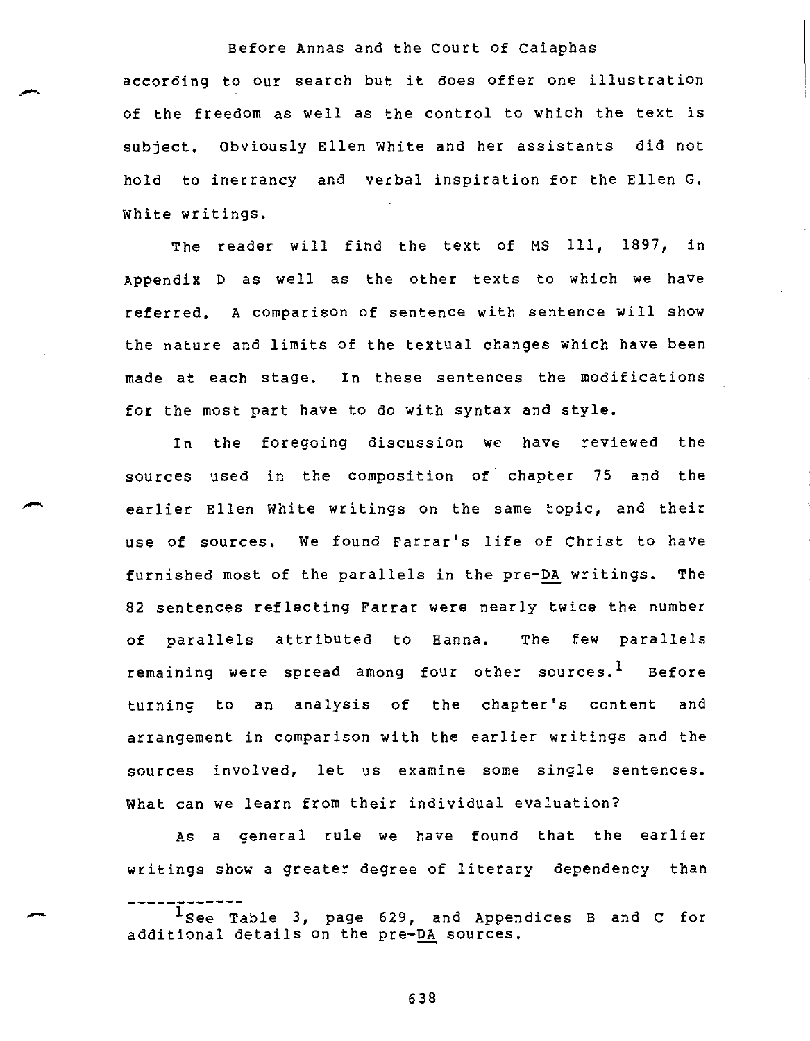according to our search but it does offer one illustration of the freedom as well as the control to which the text is subject. Obviously Ellen White and her assistants did not hold to inerrancy and verbal inspiration for the Ellen G. White writings.

The reader will find the text of MS 111, 1897, in Appendix D as well as the other texts to which we have referred. A comparison of sentence with sentence will show the nature and limits of the textual changes which have been made at each stage. In these sentences the modifications for the most part have to do with syntax and style.

In the foregoing discussion we have reviewed the sources used in the composition of chapter 75 and the earlier Ellen White writings on the same topic, and their use of sources. We found Farrar's life of Christ to have furnished most of the parallels in the pre-DA writings. The 82 sentences reflecting Farrar were nearly twice the number of parallels attributed to Hanna. The few parallels remaining were spread among four other sources.[1] Before turning to an analysis of the chapter's content and arrangement in comparison with the earlier writings and the sources involved, let us examine some single sentences. What can we learn from their individual evaluation?

As a general rule we have found that the earlier writings show a greater degree of literary dependency than

---

[1] See Table 3, page 629, and Appendices B and C for additional details on the pre-DA sources.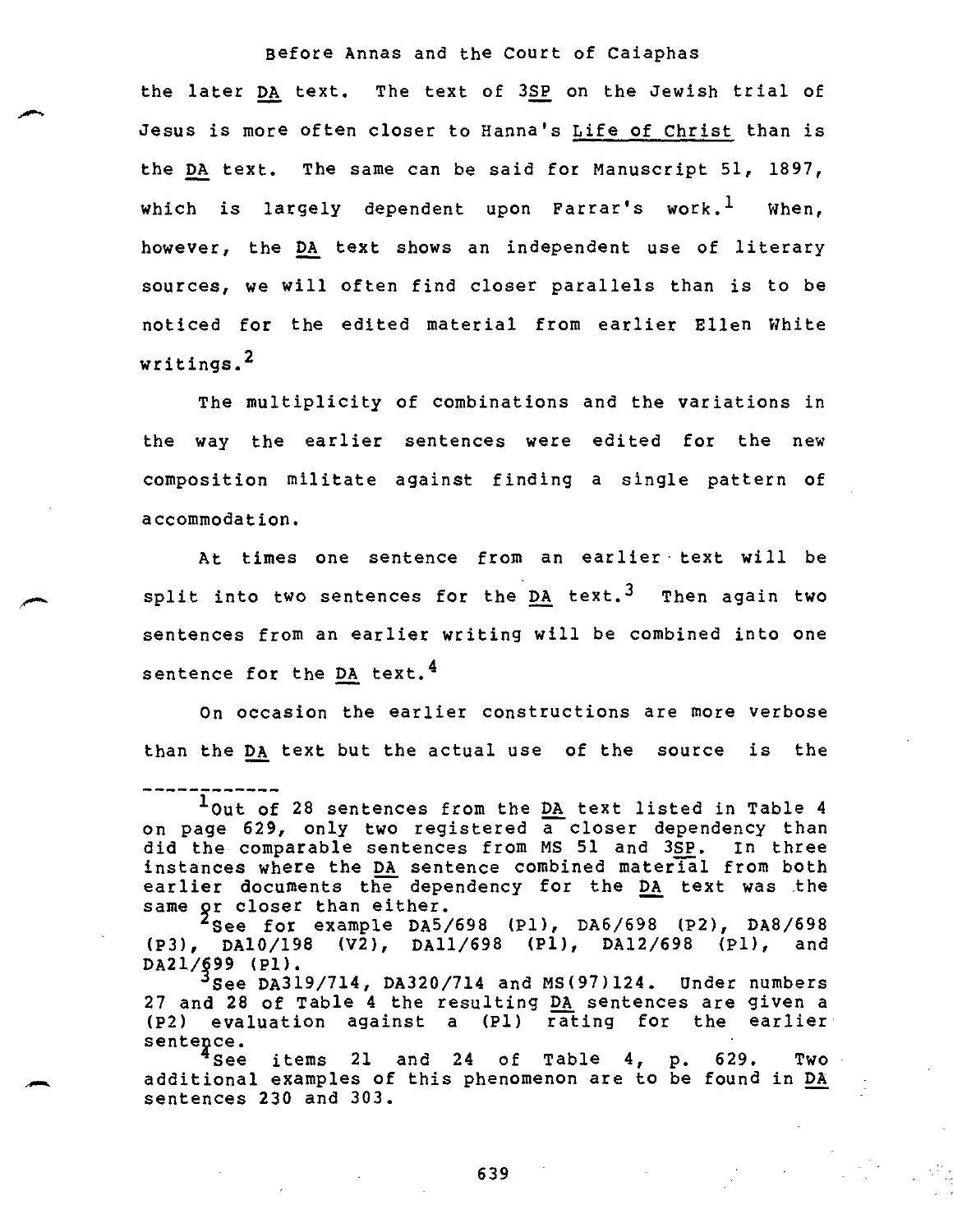the later DA text. The text of 3SP on the Jewish trial of Jesus is more often closer to Hanna's Life of Christ than is the DA text. The same can be said for Manuscript 51, 1897, which is largely dependent upon Farrar's work.[1] When, however, the DA text shows an independent use of literary sources, we will often find closer parallels than is to be noticed for the edited material from earlier Ellen White writings.[2]

The multiplicity of combinations and the variations in the way the earlier sentences were edited for the new composition militate against finding a single pattern of accommodation.

At times one sentence from an earlier text will be split into two sentences for the DA text.[3] Then again two sentences from an earlier writing will be combined into one sentence for the DA text.[4]

On occasion the earlier constructions are more verbose than the DA text but the actual use of the source is the

---

[1] Out of 28 sentences from the DA text listed in Table 4 on page 629, only two registered a closer dependency than did the comparable sentences from MS 51 and 3SP. In three instances where the DA sentence combined material from both earlier documents the dependency for the DA text was the same or closer than either.

[2] See for example DA5/698 (P1), DA6/698 (P2), DA8/698 (P3), DA10/198 (V2), DA11/698 (P1), DA12/698 (P1), and DA21/699 (P1).

[3] See DA319/714, DA320/714 and MS(97)124. Under numbers 27 and 28 of Table 4 the resulting DA sentences are given a (P2) evaluation against a (P1) rating for the earlier sentence.

[4] See items 21 and 24 of Table 4, p. 629. Two additional examples of this phenomenon are to be found in DA sentences 230 and 303.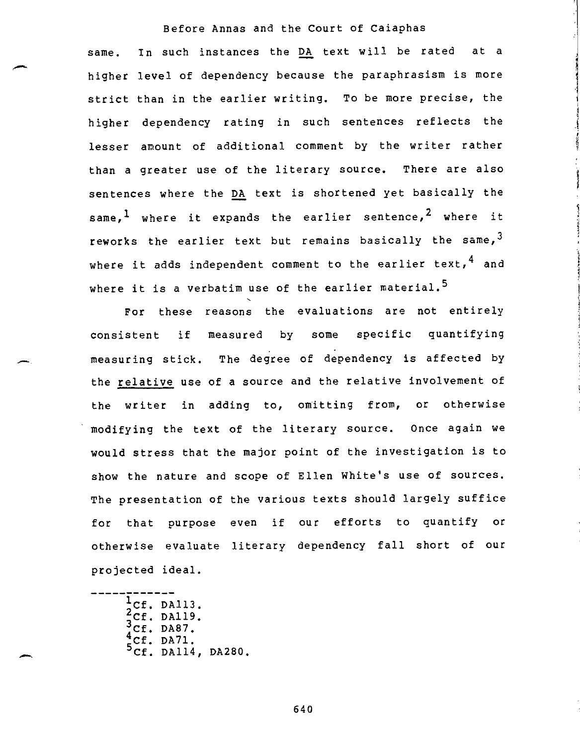same. In such instances the DA text will be rated at a higher level of dependency because the paraphrasism is more strict than in the earlier writing. To be more precise, the higher dependency rating in such sentences reflects the lesser amount of additional comment by the writer rather than a greater use of the literary source. There are also sentences where the DA text is shortened yet basically the same,[1] where it expands the earlier sentence,[2] where it reworks the earlier text but remains basically the same,[3] where it adds independent comment to the earlier text,[4] and where it is a verbatim use of the earlier material.[5]

For these reasons the evaluations are not entirely consistent if measured by some specific quantifying measuring stick. The degree of dependency is affected by the relative use of a source and the relative involvement of the writer in adding to, omitting from, or otherwise modifying the text of the literary source. Once again we would stress that the major point of the investigation is to show the nature and scope of Ellen White's use of sources. The presentation of the various texts should largely suffice for that purpose even if our efforts to quantify or otherwise evaluate literary dependency fall short of our projected ideal.

---

[1] Cf. DA113.
[2] Cf. DA119.
[3] Cf. DA87.
[4] Cf. DA71.
[5] Cf. DA114, DA280.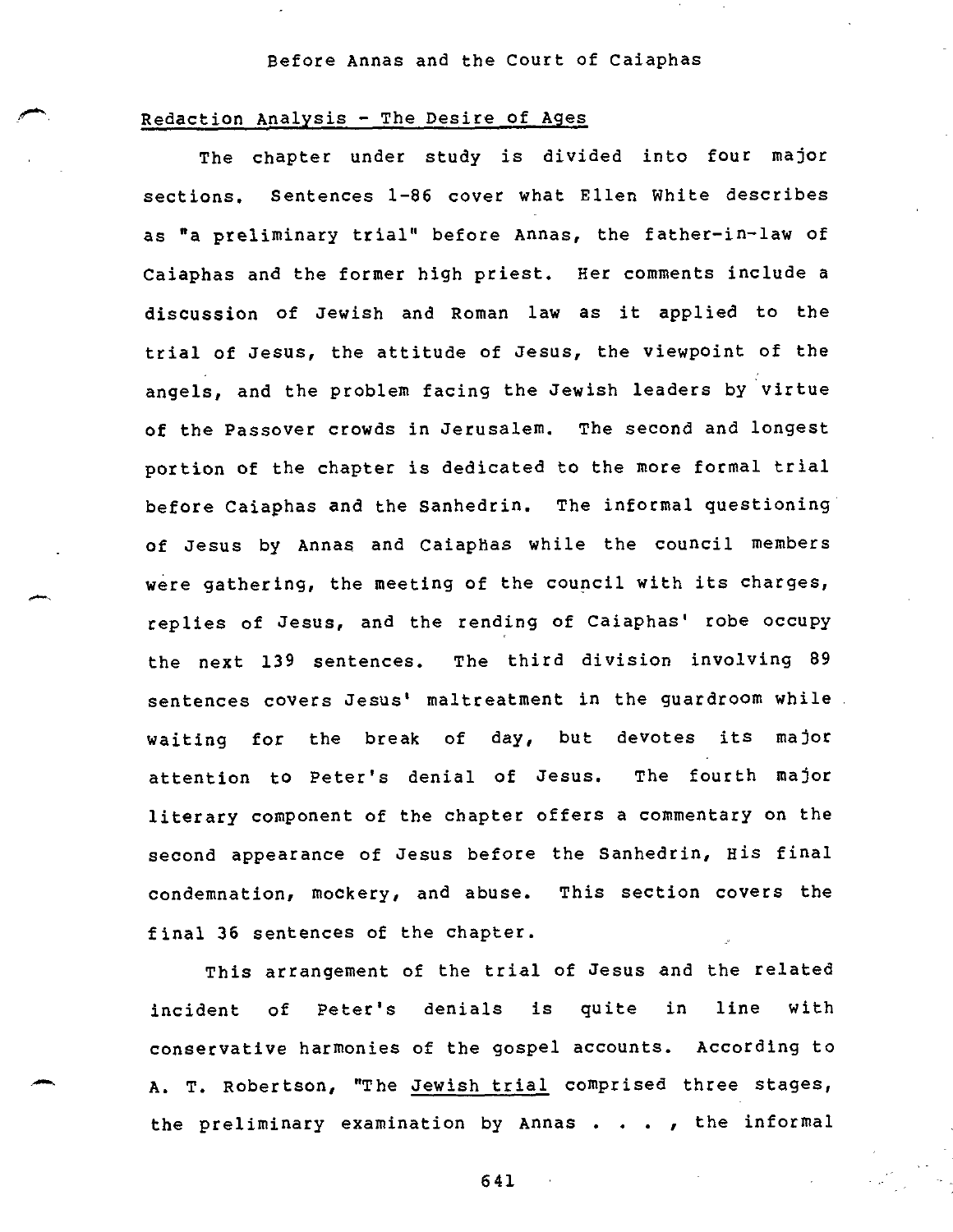# Before Annas and the Court of Caiaphas

## Redaction Analysis - The Desire of Ages

The chapter under study is divided into four major sections. Sentences 1-86 cover what Ellen White describes as "a preliminary trial" before Annas, the father-in-law of Caiaphas and the former high priest. Her comments include a discussion of Jewish and Roman law as it applied to the trial of Jesus, the attitude of Jesus, the viewpoint of the angels, and the problem facing the Jewish leaders by virtue of the Passover crowds in Jerusalem. The second and longest portion of the chapter is dedicated to the more formal trial before Caiaphas and the Sanhedrin. The informal questioning of Jesus by Annas and Caiaphas while the council members were gathering, the meeting of the council with its charges, replies of Jesus, and the rending of Caiaphas' robe occupy the next 139 sentences. The third division involving 89 sentences covers Jesus' maltreatment in the guardroom while waiting for the break of day, but devotes its major attention to Peter's denial of Jesus. The fourth major literary component of the chapter offers a commentary on the second appearance of Jesus before the Sanhedrin, His final condemnation, mockery, and abuse. This section covers the final 36 sentences of the chapter.

This arrangement of the trial of Jesus and the related incident of Peter's denials is quite in line with conservative harmonies of the gospel accounts. According to A. T. Robertson, "The <u>Jewish trial</u> comprised three stages, the preliminary examination by Annas . . . , the informal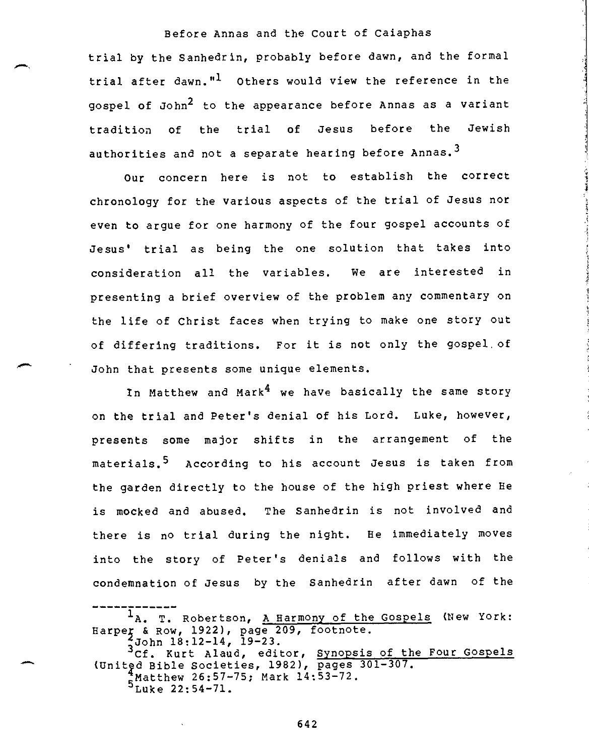trial by the Sanhedrin, probably before dawn, and the formal trial after dawn."[1] Others would view the reference in the gospel of John[2] to the appearance before Annas as a variant tradition of the trial of Jesus before the Jewish authorities and not a separate hearing before Annas.[3]

Our concern here is not to establish the correct chronology for the various aspects of the trial of Jesus nor even to argue for one harmony of the four gospel accounts of Jesus' trial as being the one solution that takes into consideration all the variables. We are interested in presenting a brief overview of the problem any commentary on the life of Christ faces when trying to make one story out of differing traditions. For it is not only the gospel of John that presents some unique elements.

In Matthew and Mark[4] we have basically the same story on the trial and Peter's denial of his Lord. Luke, however, presents some major shifts in the arrangement of the materials.[5] According to his account Jesus is taken from the garden directly to the house of the high priest where He is mocked and abused. The Sanhedrin is not involved and there is no trial during the night. He immediately moves into the story of Peter's denials and follows with the condemnation of Jesus by the Sanhedrin after dawn of the

---

[1] A. T. Robertson, A Harmony of the Gospels (New York: Harper & Row, 1922), page 209, footnote.

[2] John 18:12-14, 19-23.

[3] Cf. Kurt Alaud, editor, Synopsis of the Four Gospels (United Bible Societies, 1982), pages 301-307.

[4] Matthew 26:57-75; Mark 14:53-72.

[5] Luke 22:54-71.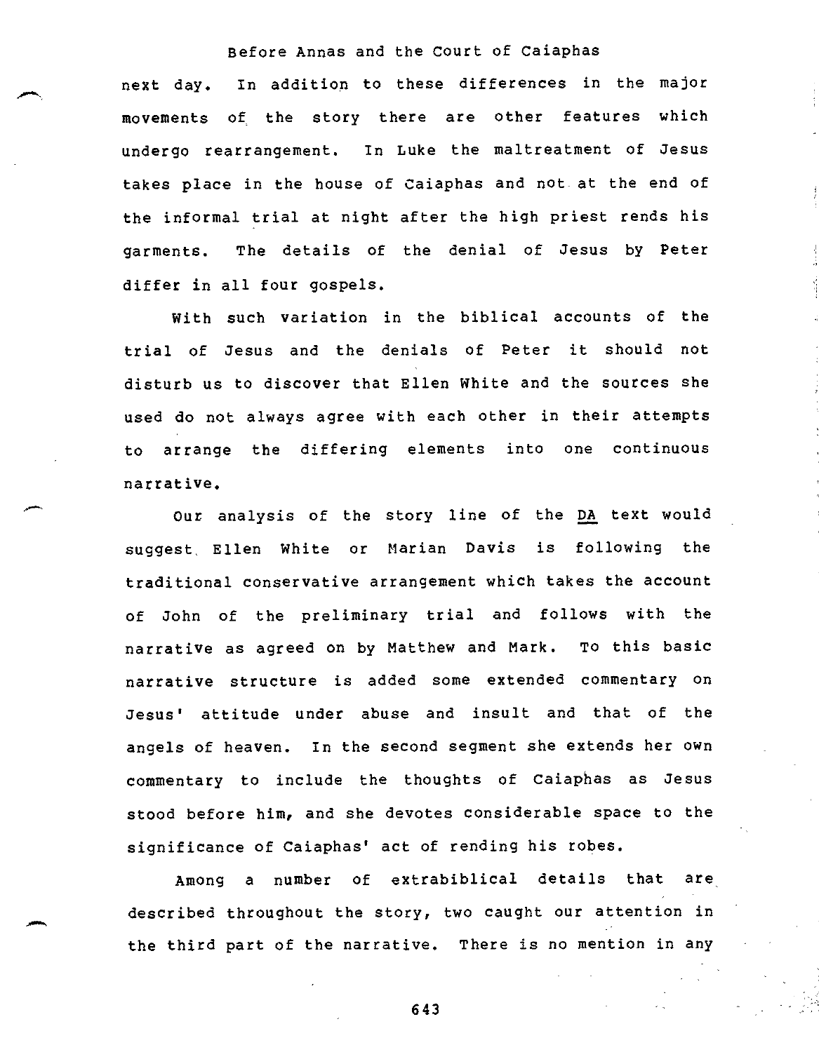next day. In addition to these differences in the major movements of the story there are other features which undergo rearrangement. In Luke the maltreatment of Jesus takes place in the house of Caiaphas and not at the end of the informal trial at night after the high priest rends his garments. The details of the denial of Jesus by Peter differ in all four gospels.

With such variation in the biblical accounts of the trial of Jesus and the denials of Peter it should not disturb us to discover that Ellen White and the sources she used do not always agree with each other in their attempts to arrange the differing elements into one continuous narrative.

Our analysis of the story line of the DA text would suggest Ellen White or Marian Davis is following the traditional conservative arrangement which takes the account of John of the preliminary trial and follows with the narrative as agreed on by Matthew and Mark. To this basic narrative structure is added some extended commentary on Jesus' attitude under abuse and insult and that of the angels of heaven. In the second segment she extends her own commentary to include the thoughts of Caiaphas as Jesus stood before him, and she devotes considerable space to the significance of Caiaphas' act of rending his robes.

Among a number of extrabiblical details that are described throughout the story, two caught our attention in the third part of the narrative. There is no mention in any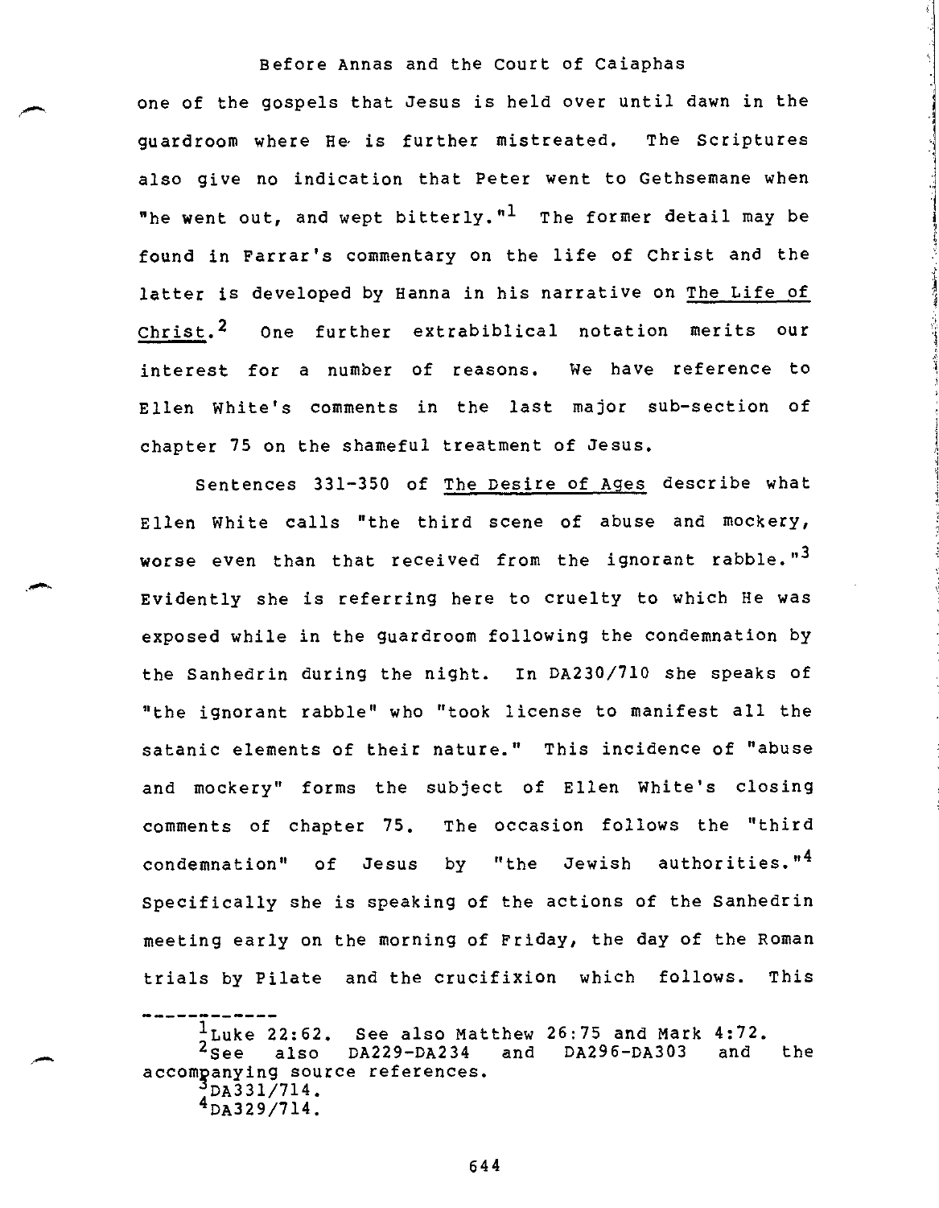one of the gospels that Jesus is held over until dawn in the guardroom where He is further mistreated. The Scriptures also give no indication that Peter went to Gethsemane when "he went out, and wept bitterly."[1] The former detail may be found in Farrar's commentary on the life of Christ and the latter is developed by Hanna in his narrative on The Life of Christ.[2] One further extrabiblical notation merits our interest for a number of reasons. We have reference to Ellen White's comments in the last major sub-section of chapter 75 on the shameful treatment of Jesus.

Sentences 331-350 of The Desire of Ages describe what Ellen White calls "the third scene of abuse and mockery, worse even than that received from the ignorant rabble."[3] Evidently she is referring here to cruelty to which He was exposed while in the guardroom following the condemnation by the Sanhedrin during the night. In DA230/710 she speaks of "the ignorant rabble" who "took license to manifest all the satanic elements of their nature." This incidence of "abuse and mockery" forms the subject of Ellen White's closing comments of chapter 75. The occasion follows the "third condemnation" of Jesus by "the Jewish authorities."[4] Specifically she is speaking of the actions of the Sanhedrin meeting early on the morning of Friday, the day of the Roman trials by Pilate and the crucifixion which follows. This

---

[1]Luke 22:62. See also Matthew 26:75 and Mark 4:72.

[2]See also DA229-DA234 and DA296-DA303 and the accompanying source references.

[3]DA331/714.

[4]DA329/714.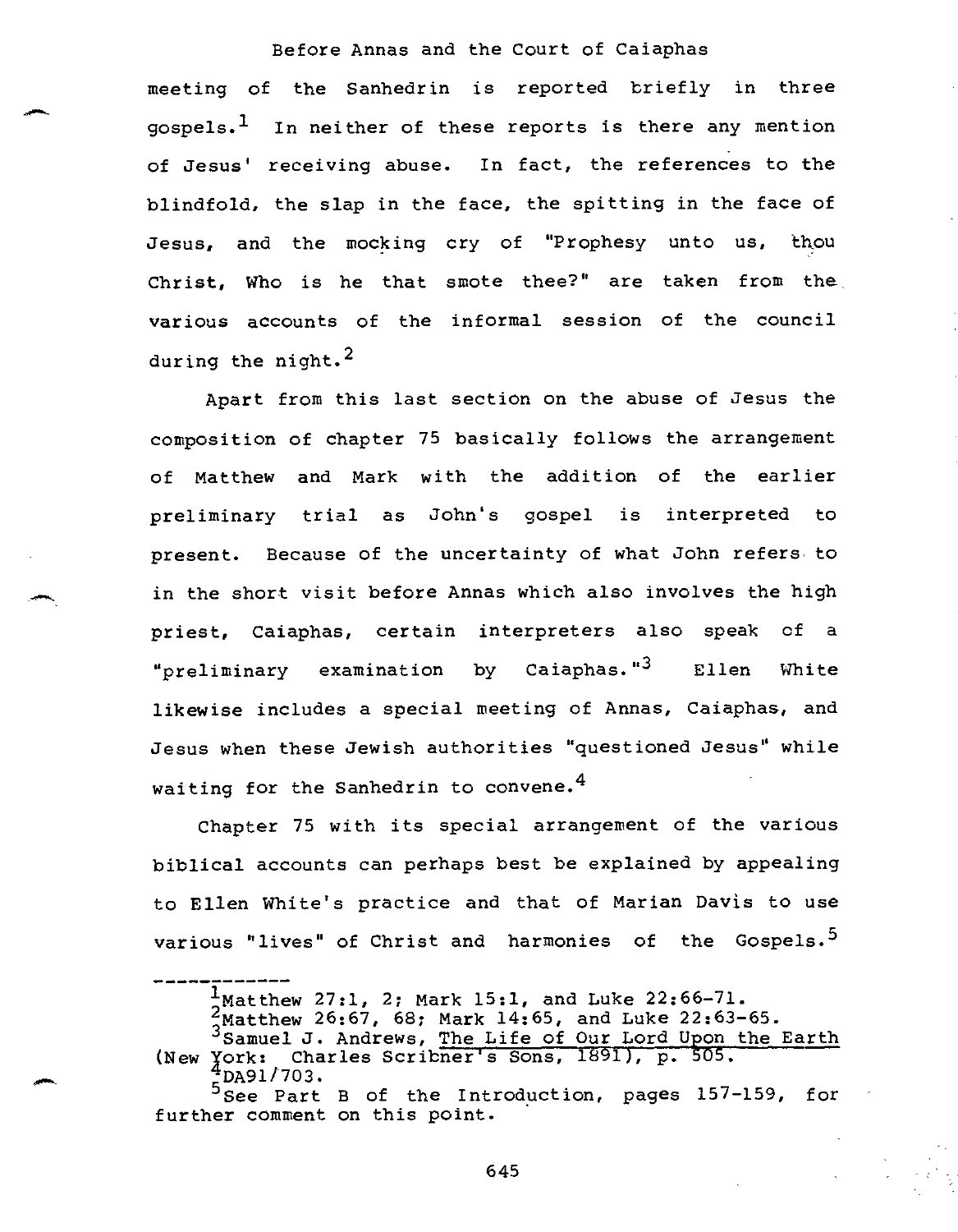meeting of the Sanhedrin is reported briefly in three gospels.[1] In neither of these reports is there any mention of Jesus' receiving abuse. In fact, the references to the blindfold, the slap in the face, the spitting in the face of Jesus, and the mocking cry of "Prophesy unto us, thou Christ, Who is he that smote thee?" are taken from the various accounts of the informal session of the council during the night.[2]

Apart from this last section on the abuse of Jesus the composition of chapter 75 basically follows the arrangement of Matthew and Mark with the addition of the earlier preliminary trial as John's gospel is interpreted to present. Because of the uncertainty of what John refers to in the short visit before Annas which also involves the high priest, Caiaphas, certain interpreters also speak of a "preliminary examination by Caiaphas."[3] Ellen White likewise includes a special meeting of Annas, Caiaphas, and Jesus when these Jewish authorities "questioned Jesus" while waiting for the Sanhedrin to convene.[4]

Chapter 75 with its special arrangement of the various biblical accounts can perhaps best be explained by appealing to Ellen White's practice and that of Marian Davis to use various "lives" of Christ and harmonies of the Gospels.[5]

---

[1]Matthew 27:1, 2; Mark 15:1, and Luke 22:66-71.

[2]Matthew 26:67, 68; Mark 14:65, and Luke 22:63-65.

[3]Samuel J. Andrews, The Life of Our Lord Upon the Earth (New York: Charles Scribner's Sons, 1891), p. 505.

[4]DA91/703.

[5]See Part B of the Introduction, pages 157-159, for further comment on this point.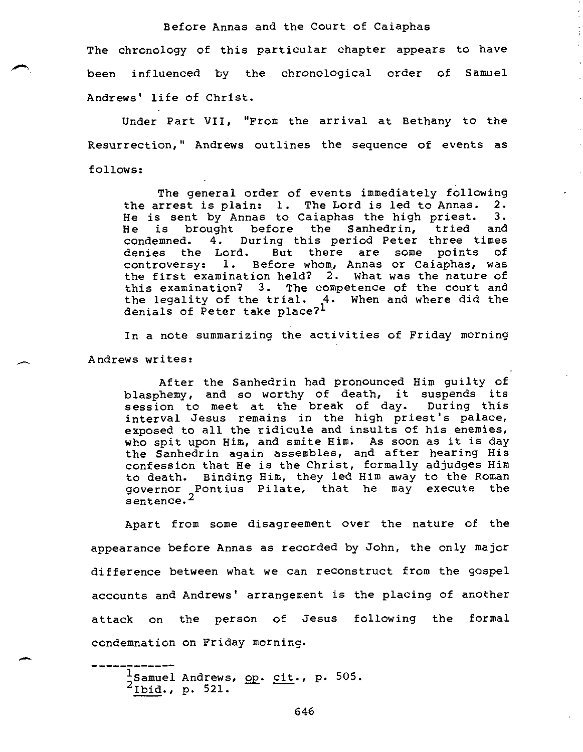## Before Annas and the Court of Caiaphas

The chronology of this particular chapter appears to have been influenced by the chronological order of Samuel Andrews' life of Christ.

Under Part VII, "From the arrival at Bethany to the Resurrection," Andrews outlines the sequence of events as follows:

> The general order of events immediately following the arrest is plain: 1. The Lord is led to Annas. 2. He is sent by Annas to Caiaphas the high priest. 3. He is brought before the Sanhedrin, tried and condemned. 4. During this period Peter three times denies the Lord. But there are some points of controversy: 1. Before whom, Annas or Caiaphas, was the first examination held? 2. What was the nature of this examination? 3. The competence of the court and the legality of the trial. 4. When and where did the denials of Peter take place?[1]

In a note summarizing the activities of Friday morning Andrews writes:

> After the Sanhedrin had pronounced Him guilty of blasphemy, and so worthy of death, it suspends its session to meet at the break of day. During this interval Jesus remains in the high priest's palace, exposed to all the ridicule and insults of his enemies, who spit upon Him, and smite Him. As soon as it is day the Sanhedrin again assembles, and after hearing His confession that He is the Christ, formally adjudges Him to death. Binding Him, they led Him away to the Roman governor Pontius Pilate, that he may execute the sentence.[2]

Apart from some disagreement over the nature of the appearance before Annas as recorded by John, the only major difference between what we can reconstruct from the gospel accounts and Andrews' arrangement is the placing of another attack on the person of Jesus following the formal condemnation on Friday morning.

---

[1] Samuel Andrews, op. cit., p. 505.
[2] Ibid., p. 521.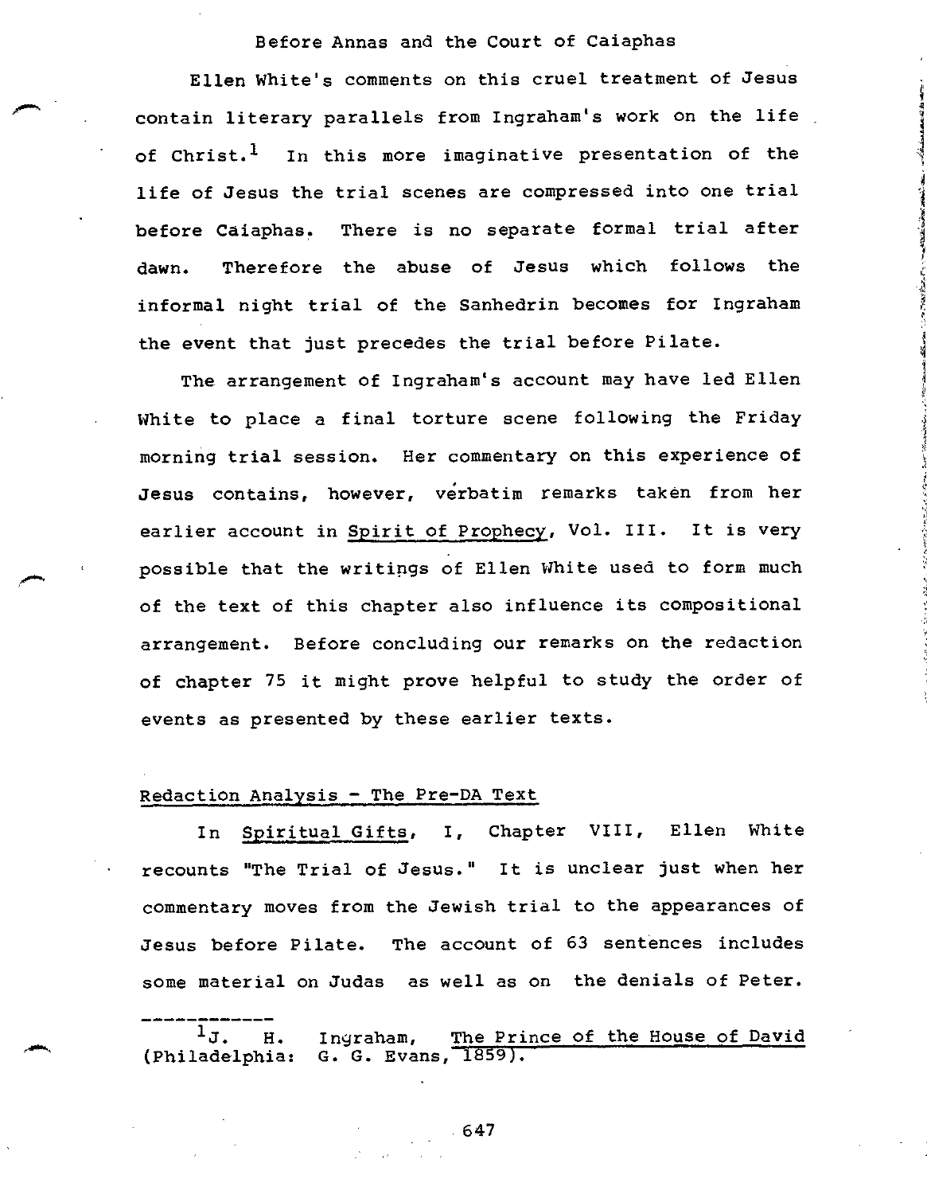## Before Annas and the Court of Caiaphas

Ellen White's comments on this cruel treatment of Jesus contain literary parallels from Ingraham's work on the life of Christ.[1] In this more imaginative presentation of the life of Jesus the trial scenes are compressed into one trial before Caiaphas. There is no separate formal trial after dawn. Therefore the abuse of Jesus which follows the informal night trial of the Sanhedrin becomes for Ingraham the event that just precedes the trial before Pilate.

The arrangement of Ingraham's account may have led Ellen White to place a final torture scene following the Friday morning trial session. Her commentary on this experience of Jesus contains, however, verbatim remarks taken from her earlier account in Spirit of Prophecy, Vol. III. It is very possible that the writings of Ellen White used to form much of the text of this chapter also influence its compositional arrangement. Before concluding our remarks on the redaction of chapter 75 it might prove helpful to study the order of events as presented by these earlier texts.

### Redaction Analysis - The Pre-DA Text

In Spiritual Gifts, I, Chapter VIII, Ellen White recounts "The Trial of Jesus." It is unclear just when her commentary moves from the Jewish trial to the appearances of Jesus before Pilate. The account of 63 sentences includes some material on Judas as well as on the denials of Peter.

---

[1] J. H. Ingraham, The Prince of the House of David (Philadelphia: G. G. Evans, 1859).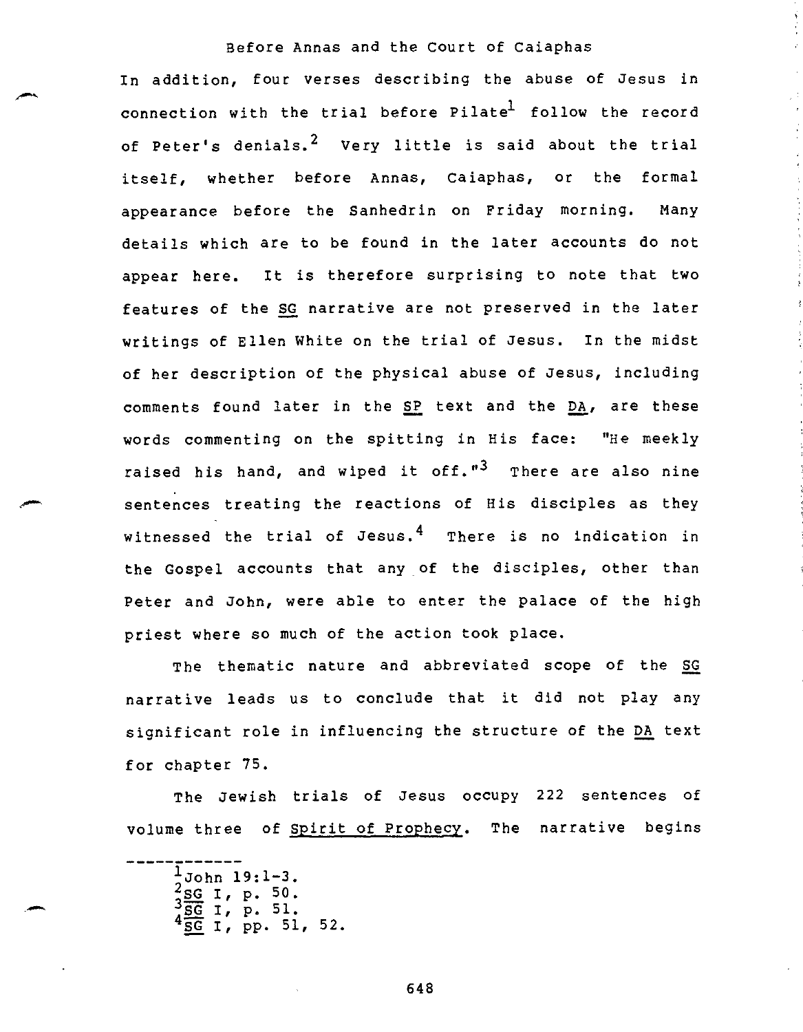In addition, four verses describing the abuse of Jesus in connection with the trial before Pilate[1] follow the record of Peter's denials.[2] Very little is said about the trial itself, whether before Annas, Caiaphas, or the formal appearance before the Sanhedrin on Friday morning. Many details which are to be found in the later accounts do not appear here. It is therefore surprising to note that two features of the SG narrative are not preserved in the later writings of Ellen White on the trial of Jesus. In the midst of her description of the physical abuse of Jesus, including comments found later in the SP text and the DA, are these words commenting on the spitting in His face: "He meekly raised his hand, and wiped it off."[3] There are also nine sentences treating the reactions of His disciples as they witnessed the trial of Jesus.[4] There is no indication in the Gospel accounts that any of the disciples, other than Peter and John, were able to enter the palace of the high priest where so much of the action took place.

The thematic nature and abbreviated scope of the SG narrative leads us to conclude that it did not play any significant role in influencing the structure of the DA text for chapter 75.

The Jewish trials of Jesus occupy 222 sentences of volume three of Spirit of Prophecy. The narrative begins

---

[1] John 19:1-3.
[2] SG I, p. 50.
[3] SG I, p. 51.
[4] SG I, pp. 51, 52.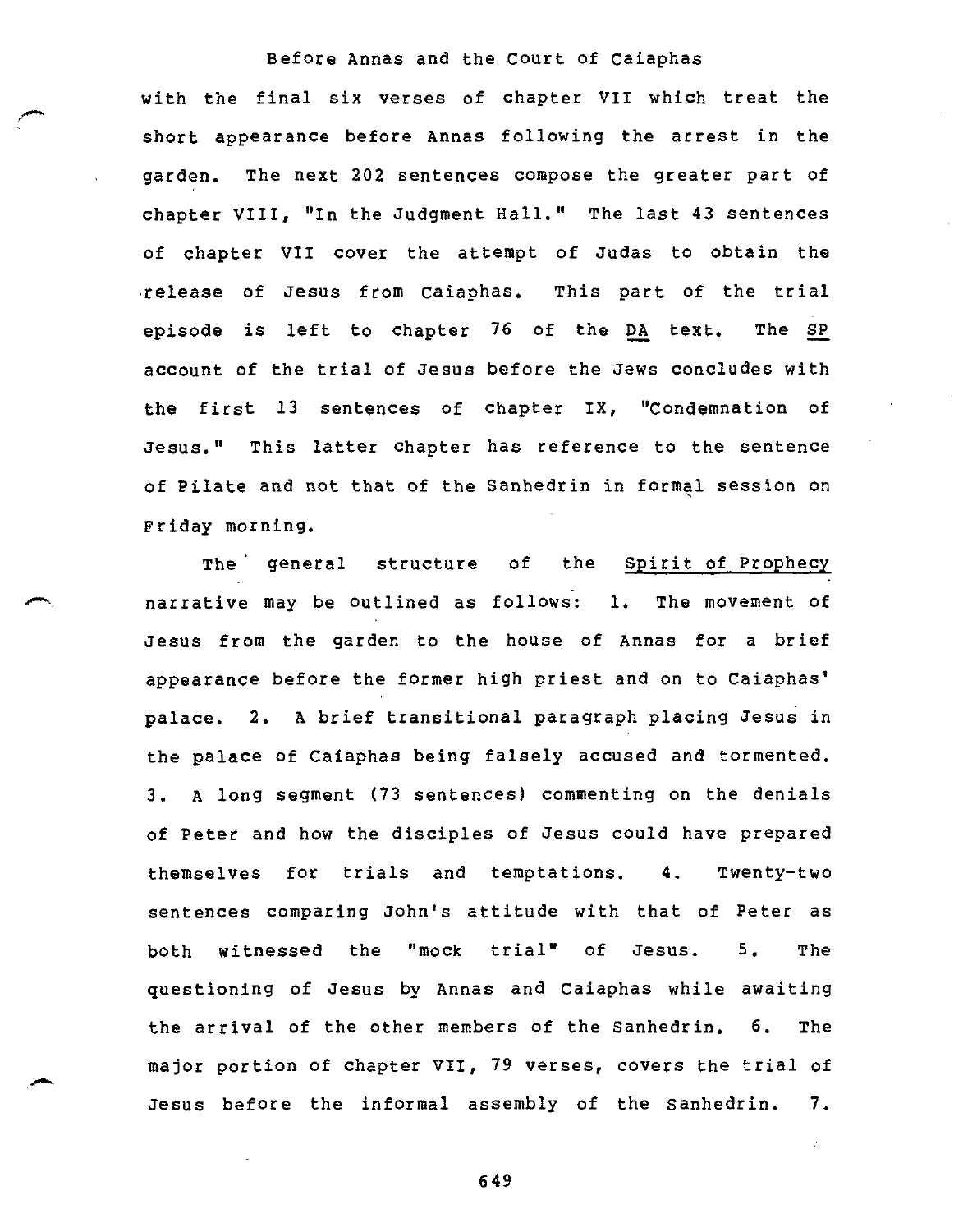with the final six verses of chapter VII which treat the short appearance before Annas following the arrest in the garden. The next 202 sentences compose the greater part of chapter VIII, "In the Judgment Hall." The last 43 sentences of chapter VII cover the attempt of Judas to obtain the release of Jesus from Caiaphas. This part of the trial episode is left to chapter 76 of the DA text. The SP account of the trial of Jesus before the Jews concludes with the first 13 sentences of chapter IX, "Condemnation of Jesus." This latter chapter has reference to the sentence of Pilate and not that of the Sanhedrin in formal session on Friday morning.

The general structure of the Spirit of Prophecy narrative may be outlined as follows: 1. The movement of Jesus from the garden to the house of Annas for a brief appearance before the former high priest and on to Caiaphas' palace. 2. A brief transitional paragraph placing Jesus in the palace of Caiaphas being falsely accused and tormented. 3. A long segment (73 sentences) commenting on the denials of Peter and how the disciples of Jesus could have prepared themselves for trials and temptations. 4. Twenty-two sentences comparing John's attitude with that of Peter as both witnessed the "mock trial" of Jesus. 5. The questioning of Jesus by Annas and Caiaphas while awaiting the arrival of the other members of the Sanhedrin. 6. The major portion of chapter VII, 79 verses, covers the trial of Jesus before the informal assembly of the Sanhedrin. 7.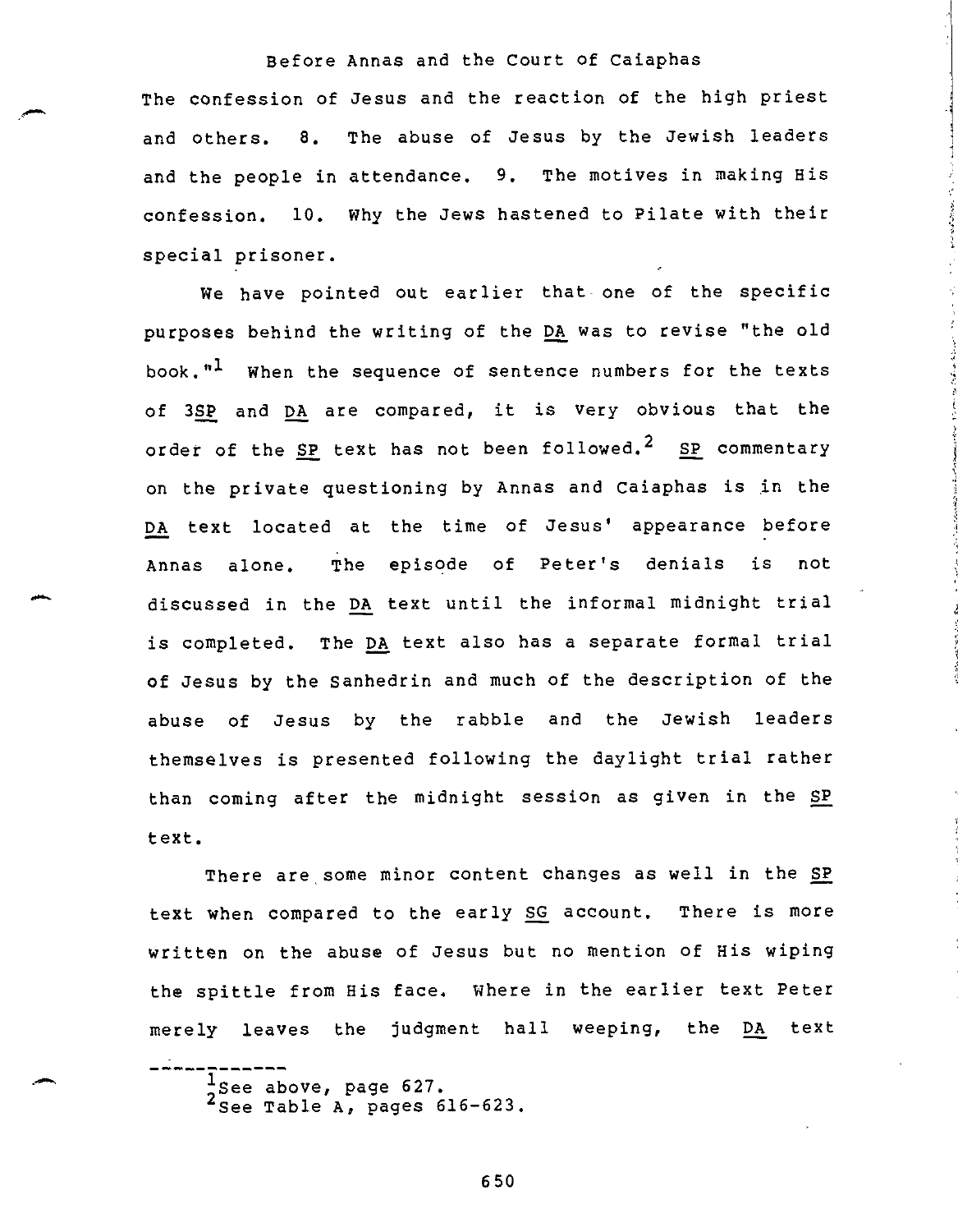The confession of Jesus and the reaction of the high priest and others. 8. The abuse of Jesus by the Jewish leaders and the people in attendance. 9. The motives in making His confession. 10. Why the Jews hastened to Pilate with their special prisoner.

We have pointed out earlier that one of the specific purposes behind the writing of the DA was to revise "the old book."[1] When the sequence of sentence numbers for the texts of 3SP and DA are compared, it is very obvious that the order of the SP text has not been followed.[2] SP commentary on the private questioning by Annas and Caiaphas is in the DA text located at the time of Jesus' appearance before Annas alone. The episode of Peter's denials is not discussed in the DA text until the informal midnight trial is completed. The DA text also has a separate formal trial of Jesus by the Sanhedrin and much of the description of the abuse of Jesus by the rabble and the Jewish leaders themselves is presented following the daylight trial rather than coming after the midnight session as given in the SP text.

There are some minor content changes as well in the SP text when compared to the early SG account. There is more written on the abuse of Jesus but no mention of His wiping the spittle from His face. Where in the earlier text Peter merely leaves the judgment hall weeping, the DA text

---

[1] See above, page 627.

[2] See Table A, pages 616-623.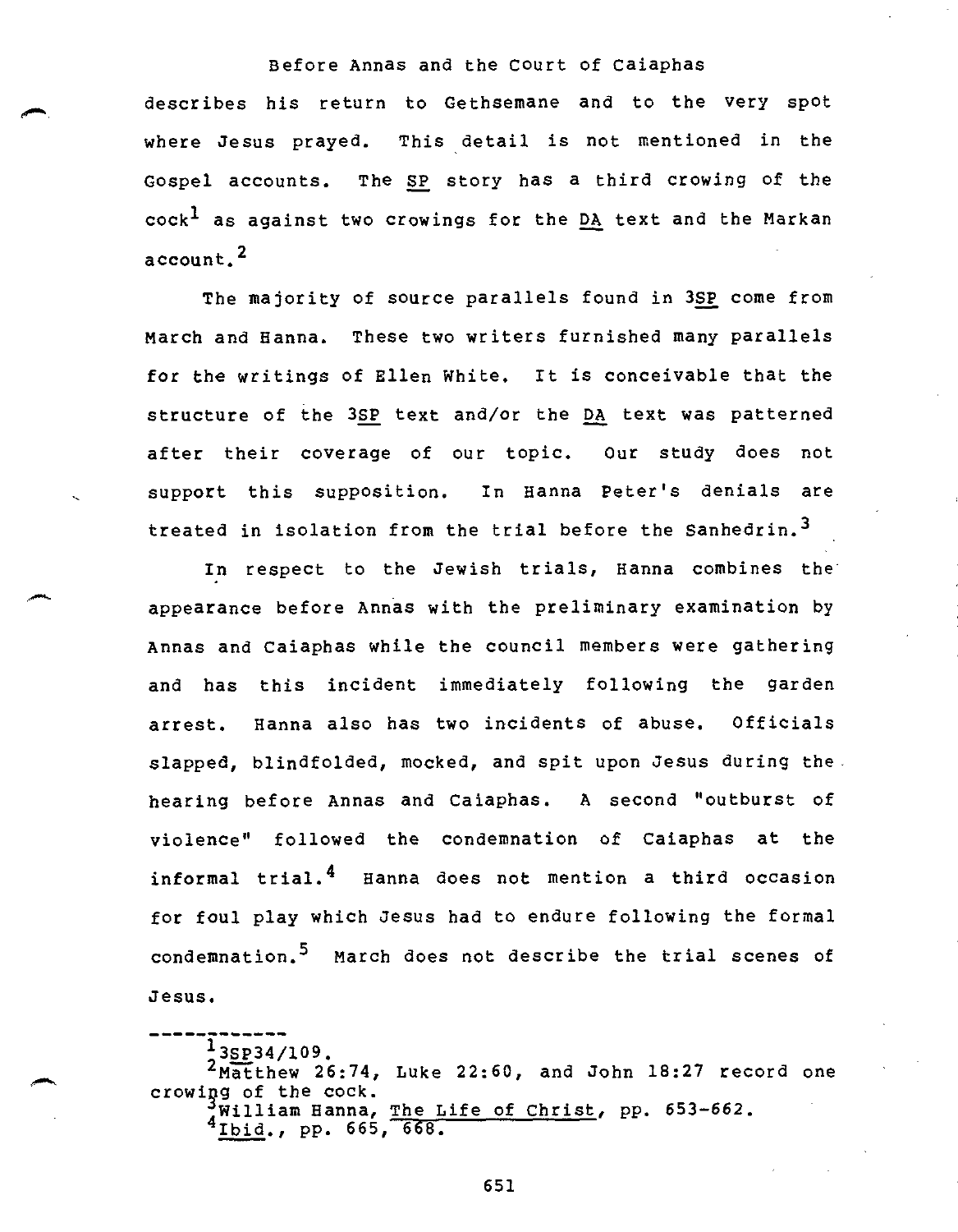describes his return to Gethsemane and to the very spot where Jesus prayed. This detail is not mentioned in the Gospel accounts. The SP story has a third crowing of the cock[1] as against two crowings for the DA text and the Markan account.[2]

The majority of source parallels found in 3SP come from March and Hanna. These two writers furnished many parallels for the writings of Ellen White. It is conceivable that the structure of the 3SP text and/or the DA text was patterned after their coverage of our topic. Our study does not support this supposition. In Hanna Peter's denials are treated in isolation from the trial before the Sanhedrin.[3]

In respect to the Jewish trials, Hanna combines the appearance before Annas with the preliminary examination by Annas and Caiaphas while the council members were gathering and has this incident immediately following the garden arrest. Hanna also has two incidents of abuse. Officials slapped, blindfolded, mocked, and spit upon Jesus during the hearing before Annas and Caiaphas. A second "outburst of violence" followed the condemnation of Caiaphas at the informal trial.[4] Hanna does not mention a third occasion for foul play which Jesus had to endure following the formal condemnation.[5] March does not describe the trial scenes of Jesus.

---

[1] 3SP34/109.

[2] Matthew 26:74, Luke 22:60, and John 18:27 record one crowing of the cock.

[3] William Hanna, The Life of Christ, pp. 653-662.

[4] Ibid., pp. 665, 668.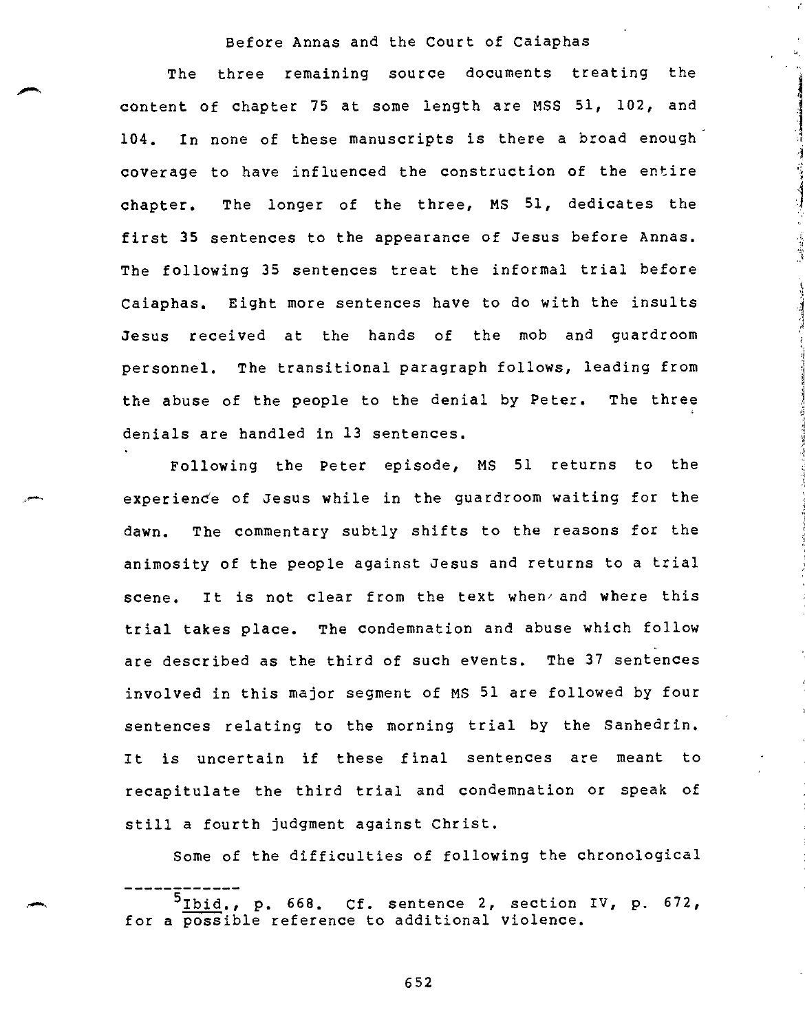## Before Annas and the Court of Caiaphas

The three remaining source documents treating the content of chapter 75 at some length are MSS 51, 102, and 104. In none of these manuscripts is there a broad enough coverage to have influenced the construction of the entire chapter. The longer of the three, MS 51, dedicates the first 35 sentences to the appearance of Jesus before Annas. The following 35 sentences treat the informal trial before Caiaphas. Eight more sentences have to do with the insults Jesus received at the hands of the mob and guardroom personnel. The transitional paragraph follows, leading from the abuse of the people to the denial by Peter. The three denials are handled in 13 sentences.

Following the Peter episode, MS 51 returns to the experience of Jesus while in the guardroom waiting for the dawn. The commentary subtly shifts to the reasons for the animosity of the people against Jesus and returns to a trial scene. It is not clear from the text when and where this trial takes place. The condemnation and abuse which follow are described as the third of such events. The 37 sentences involved in this major segment of MS 51 are followed by four sentences relating to the morning trial by the Sanhedrin. It is uncertain if these final sentences are meant to recapitulate the third trial and condemnation or speak of still a fourth judgment against Christ.

Some of the difficulties of following the chronological

---

[5] _Ibid._, p. 668. Cf. sentence 2, section IV, p. 672, for a possible reference to additional violence.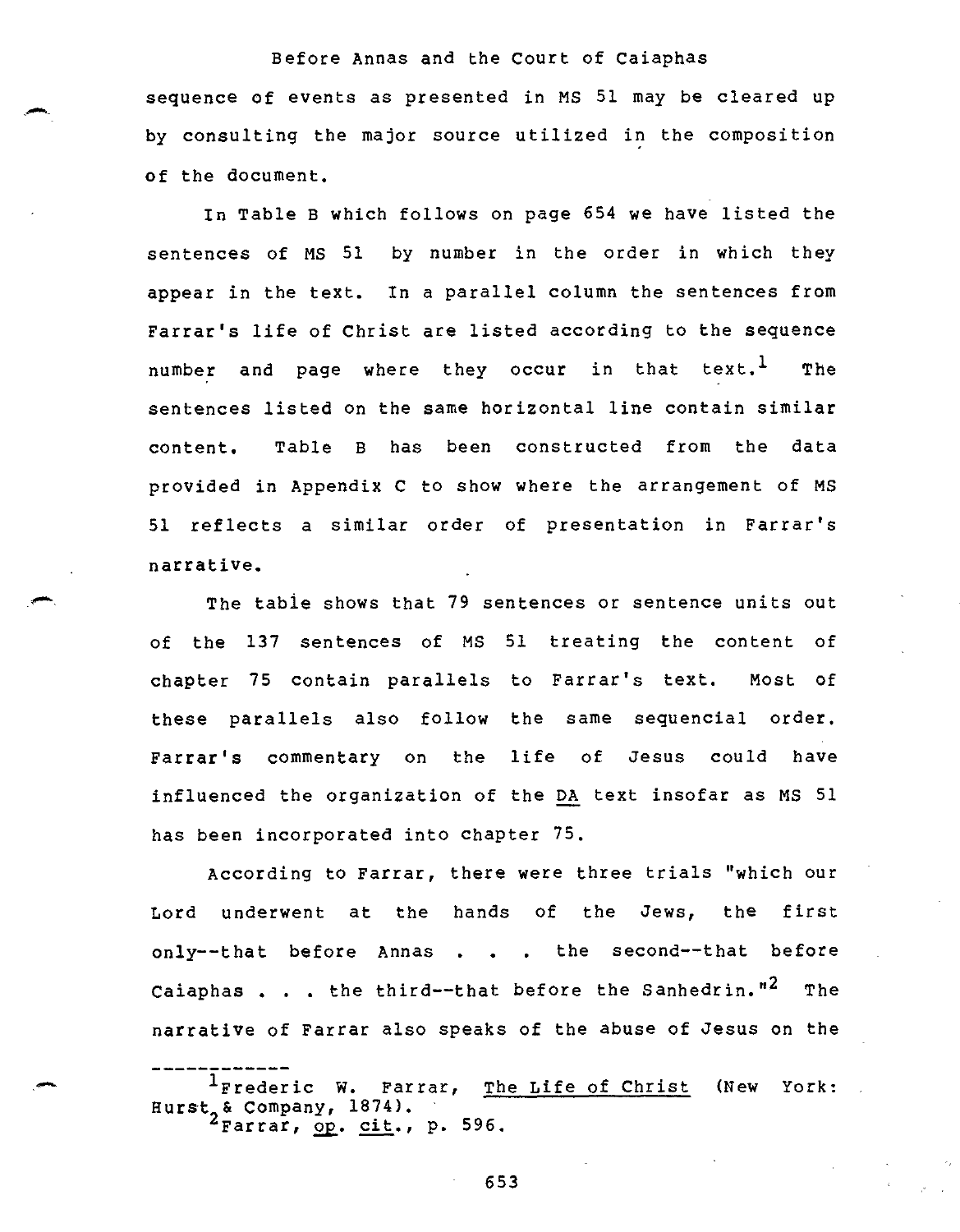sequence of events as presented in MS 51 may be cleared up by consulting the major source utilized in the composition of the document.

In Table B which follows on page 654 we have listed the sentences of MS 51 by number in the order in which they appear in the text. In a parallel column the sentences from Farrar's life of Christ are listed according to the sequence number and page where they occur in that text.[1] The sentences listed on the same horizontal line contain similar content. Table B has been constructed from the data provided in Appendix C to show where the arrangement of MS 51 reflects a similar order of presentation in Farrar's narrative.

The table shows that 79 sentences or sentence units out of the 137 sentences of MS 51 treating the content of chapter 75 contain parallels to Farrar's text. Most of these parallels also follow the same sequencial order. Farrar's commentary on the life of Jesus could have influenced the organization of the DA text insofar as MS 51 has been incorporated into chapter 75.

According to Farrar, there were three trials "which our Lord underwent at the hands of the Jews, the first only--that before Annas . . . the second--that before Caiaphas . . . the third--that before the Sanhedrin."[2] The narrative of Farrar also speaks of the abuse of Jesus on the

---

[1] Frederic W. Farrar, The Life of Christ (New York: Hurst & Company, 1874).

[2] Farrar, op. cit., p. 596.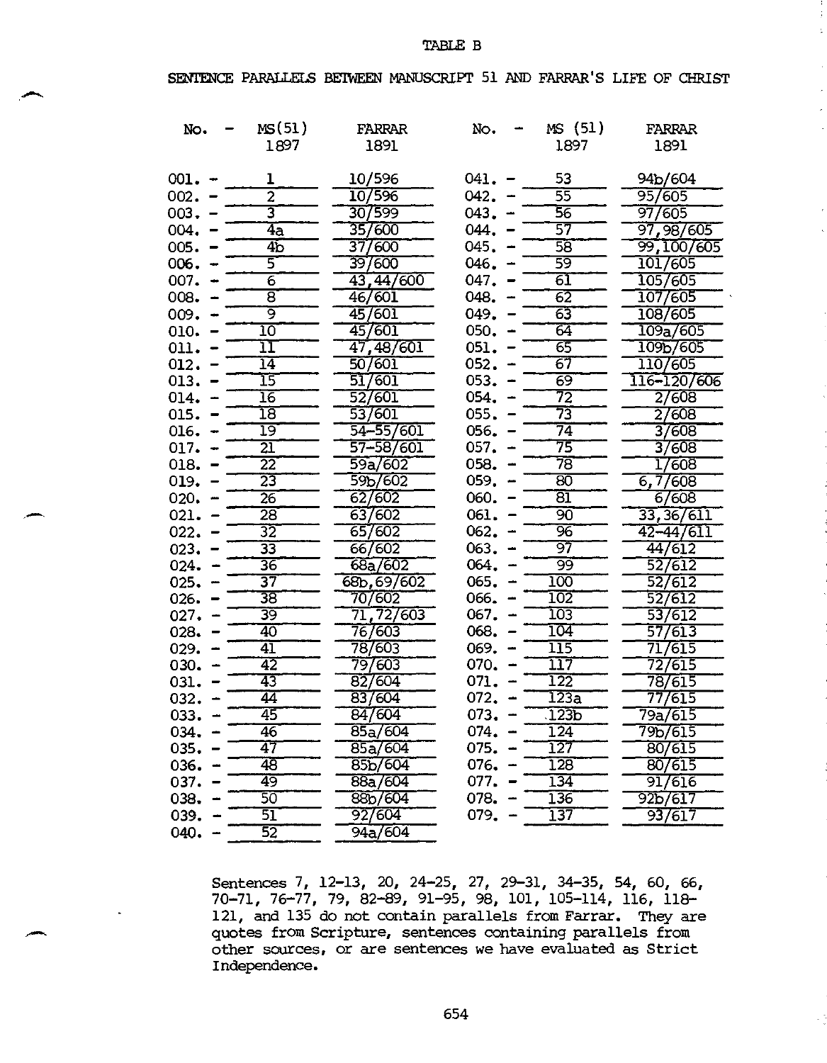TABLE B

SENTENCE PARALLELS BETWEEN MANUSCRIPT 51 AND FARRAR'S LIFE OF CHRIST

| No. | MS(51) 1897 | FARRAR 1891 | No. | MS (51) 1897 | FARRAR 1891 |
|---|---|---|---|---|---|
| 001. – | 1 | 10/596 | 041. – | 53 | 94b/604 |
| 002. – | 2 | 10/596 | 042. – | 55 | 95/605 |
| 003. – | 3 | 30/599 | 043. – | 56 | 97/605 |
| 004. – | 4a | 35/600 | 044. – | 57 | 97,98/605 |
| 005. – | 4b | 37/600 | 045. – | 58 | 99,100/605 |
| 006. – | 5 | 39/600 | 046. – | 59 | 101/605 |
| 007. – | 6 | 43,44/600 | 047. – | 61 | 105/605 |
| 008. – | 8 | 46/601 | 048. – | 62 | 107/605 |
| 009. – | 9 | 45/601 | 049. – | 63 | 108/605 |
| 010. – | 10 | 45/601 | 050. – | 64 | 109a/605 |
| 011. – | 11 | 47,48/601 | 051. – | 65 | 109b/605 |
| 012. – | 14 | 50/601 | 052. – | 67 | 110/605 |
| 013. – | 15 | 51/601 | 053. – | 69 | 116-120/606 |
| 014. – | 16 | 52/601 | 054. – | 72 | 2/608 |
| 015. – | 18 | 53/601 | 055. – | 73 | 2/608 |
| 016. – | 19 | 54-55/601 | 056. – | 74 | 3/608 |
| 017. – | 21 | 57-58/601 | 057. – | 75 | 3/608 |
| 018. – | 22 | 59a/602 | 058. – | 78 | 1/608 |
| 019. – | 23 | 59b/602 | 059. – | 80 | 6,7/608 |
| 020. – | 26 | 62/602 | 060. – | 81 | 6/608 |
| 021. – | 28 | 63/602 | 061. – | 90 | 33,36/611 |
| 022. – | 32 | 65/602 | 062. – | 96 | 42-44/611 |
| 023. – | 33 | 66/602 | 063. – | 97 | 44/612 |
| 024. – | 36 | 68a/602 | 064. – | 99 | 52/612 |
| 025. – | 37 | 68b,69/602 | 065. – | 100 | 52/612 |
| 026. – | 38 | 70/602 | 066. – | 102 | 52/612 |
| 027. – | 39 | 71,72/603 | 067. – | 103 | 53/612 |
| 028. – | 40 | 76/603 | 068. – | 104 | 57/613 |
| 029. – | 41 | 78/603 | 069. – | 115 | 71/615 |
| 030. – | 42 | 79/603 | 070. – | 117 | 72/615 |
| 031. – | 43 | 82/604 | 071. – | 122 | 78/615 |
| 032. – | 44 | 83/604 | 072. – | 123a | 77/615 |
| 033. – | 45 | 84/604 | 073. – | 123b | 79a/615 |
| 034. – | 46 | 85a/604 | 074. – | 124 | 79b/615 |
| 035. – | 47 | 85a/604 | 075. – | 127 | 80/615 |
| 036. – | 48 | 85b/604 | 076. – | 128 | 80/615 |
| 037. – | 49 | 88a/604 | 077. – | 134 | 91/616 |
| 038. – | 50 | 88b/604 | 078. – | 136 | 92b/617 |
| 039. – | 51 | 92/604 | 079. – | 137 | 93/617 |
| 040. – | 52 | 94a/604 | | | |

Sentences 7, 12-13, 20, 24-25, 27, 29-31, 34-35, 54, 60, 66, 70-71, 76-77, 79, 82-89, 91-95, 98, 101, 105-114, 116, 118-121, and 135 do not contain parallels from Farrar. They are quotes from Scripture, sentences containing parallels from other sources, or are sentences we have evaluated as Strict Independence.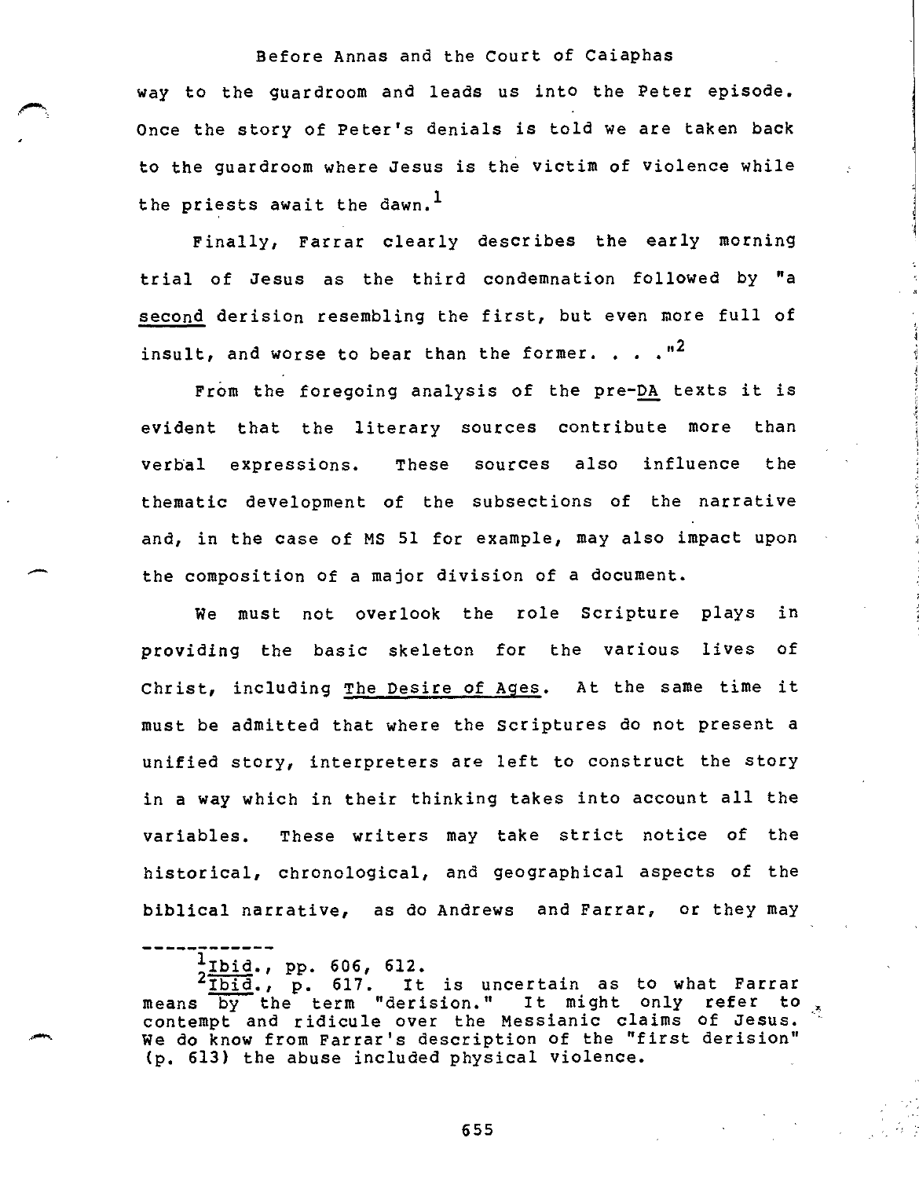way to the guardroom and leads us into the Peter episode. Once the story of Peter's denials is told we are taken back to the guardroom where Jesus is the victim of violence while the priests await the dawn.[1]

Finally, Farrar clearly describes the early morning trial of Jesus as the third condemnation followed by "a second derision resembling the first, but even more full of insult, and worse to bear than the former. . . ."[2]

From the foregoing analysis of the pre-DA texts it is evident that the literary sources contribute more than verbal expressions. These sources also influence the thematic development of the subsections of the narrative and, in the case of MS 51 for example, may also impact upon the composition of a major division of a document.

We must not overlook the role Scripture plays in providing the basic skeleton for the various lives of Christ, including The Desire of Ages. At the same time it must be admitted that where the Scriptures do not present a unified story, interpreters are left to construct the story in a way which in their thinking takes into account all the variables. These writers may take strict notice of the historical, chronological, and geographical aspects of the biblical narrative, as do Andrews and Farrar, or they may

---

[1] Ibid., pp. 606, 612.

[2] Ibid., p. 617. It is uncertain as to what Farrar means by the term "derision." It might only refer to contempt and ridicule over the Messianic claims of Jesus. We do know from Farrar's description of the "first derision" (p. 613) the abuse included physical violence.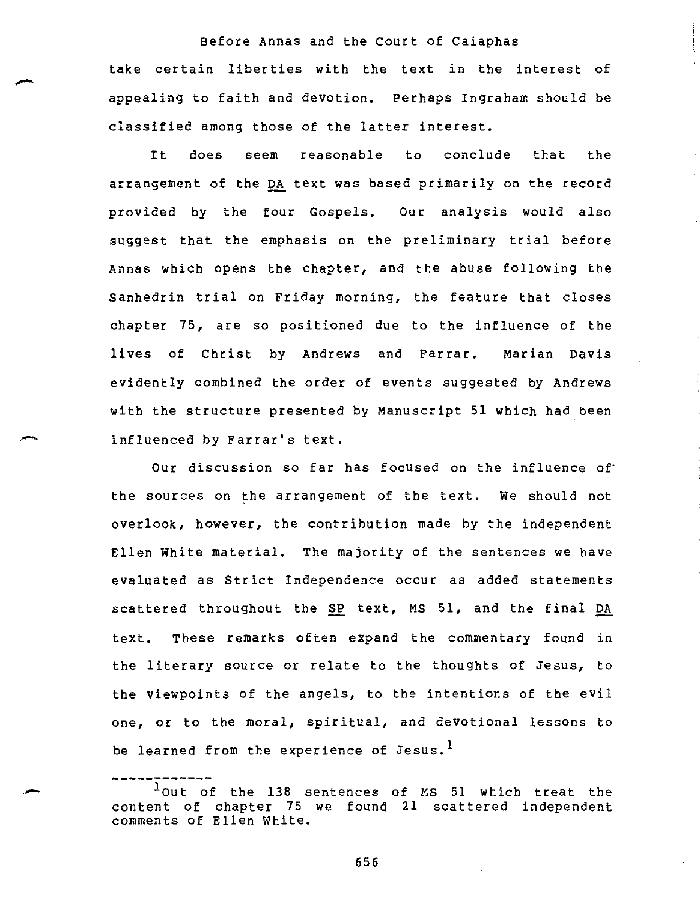take certain liberties with the text in the interest of appealing to faith and devotion. Perhaps Ingraham should be classified among those of the latter interest.

It does seem reasonable to conclude that the arrangement of the DA text was based primarily on the record provided by the four Gospels. Our analysis would also suggest that the emphasis on the preliminary trial before Annas which opens the chapter, and the abuse following the Sanhedrin trial on Friday morning, the feature that closes chapter 75, are so positioned due to the influence of the lives of Christ by Andrews and Farrar. Marian Davis evidently combined the order of events suggested by Andrews with the structure presented by Manuscript 51 which had been influenced by Farrar's text.

Our discussion so far has focused on the influence of the sources on the arrangement of the text. We should not overlook, however, the contribution made by the independent Ellen White material. The majority of the sentences we have evaluated as Strict Independence occur as added statements scattered throughout the SP text, MS 51, and the final DA text. These remarks often expand the commentary found in the literary source or relate to the thoughts of Jesus, to the viewpoints of the angels, to the intentions of the evil one, or to the moral, spiritual, and devotional lessons to be learned from the experience of Jesus.[1]

---

[1]Out of the 138 sentences of MS 51 which treat the content of chapter 75 we found 21 scattered independent comments of Ellen White.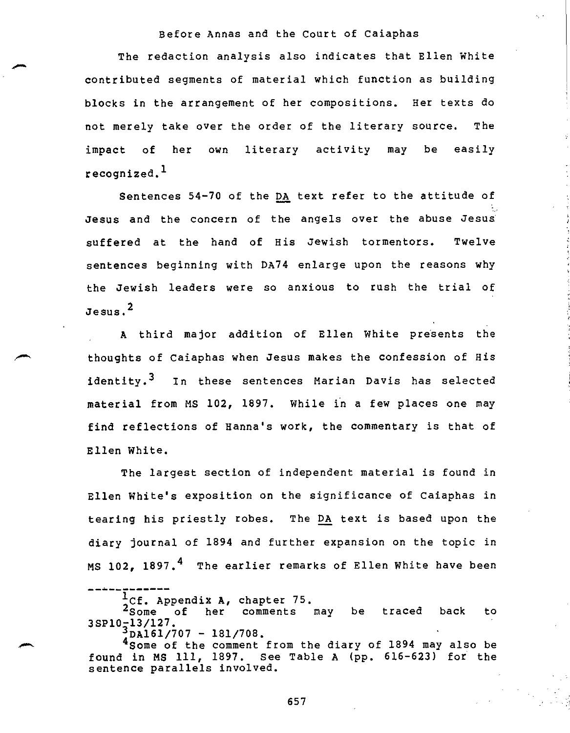## Before Annas and the Court of Caiaphas

The redaction analysis also indicates that Ellen White contributed segments of material which function as building blocks in the arrangement of her compositions. Her texts do not merely take over the order of the literary source. The impact of her own literary activity may be easily recognized.[1]

Sentences 54-70 of the DA text refer to the attitude of Jesus and the concern of the angels over the abuse Jesus suffered at the hand of His Jewish tormentors. Twelve sentences beginning with DA74 enlarge upon the reasons why the Jewish leaders were so anxious to rush the trial of Jesus.[2]

A third major addition of Ellen White presents the thoughts of Caiaphas when Jesus makes the confession of His identity.[3] In these sentences Marian Davis has selected material from MS 102, 1897. While in a few places one may find reflections of Hanna's work, the commentary is that of Ellen White.

The largest section of independent material is found in Ellen White's exposition on the significance of Caiaphas in tearing his priestly robes. The DA text is based upon the diary journal of 1894 and further expansion on the topic in MS 102, 1897.[4] The earlier remarks of Ellen White have been

---

[1] Cf. Appendix A, chapter 75.

[2] Some of her comments may be traced back to 3SP10-13/127.

[3] DA161/707 - 181/708.

[4] Some of the comment from the diary of 1894 may also be found in MS 111, 1897. See Table A (pp. 616-623) for the sentence parallels involved.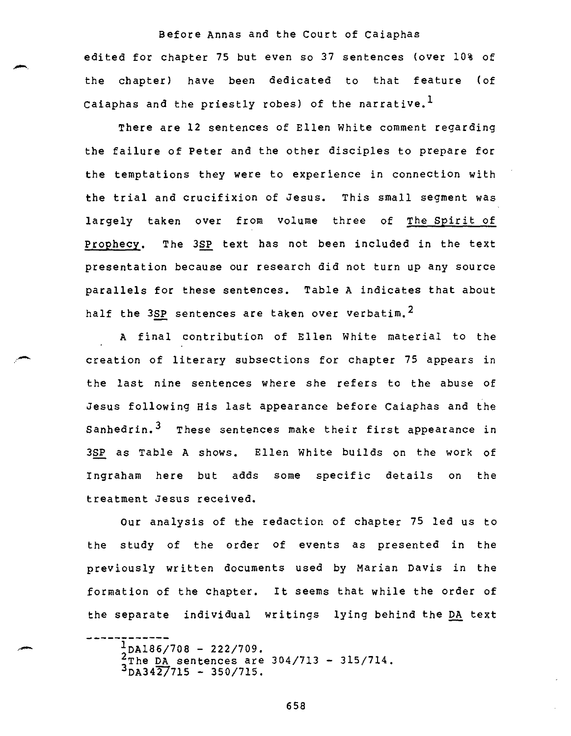edited for chapter 75 but even so 37 sentences (over 10% of the chapter) have been dedicated to that feature (of Caiaphas and the priestly robes) of the narrative.[1]

There are 12 sentences of Ellen White comment regarding the failure of Peter and the other disciples to prepare for the temptations they were to experience in connection with the trial and crucifixion of Jesus. This small segment was largely taken over from volume three of The Spirit of Prophecy. The 3SP text has not been included in the text presentation because our research did not turn up any source parallels for these sentences. Table A indicates that about half the 3SP sentences are taken over verbatim.[2]

A final contribution of Ellen White material to the creation of literary subsections for chapter 75 appears in the last nine sentences where she refers to the abuse of Jesus following His last appearance before Caiaphas and the Sanhedrin.[3] These sentences make their first appearance in 3SP as Table A shows. Ellen White builds on the work of Ingraham here but adds some specific details on the treatment Jesus received.

Our analysis of the redaction of chapter 75 led us to the study of the order of events as presented in the previously written documents used by Marian Davis in the formation of the chapter. It seems that while the order of the separate individual writings lying behind the DA text

---

[1] DA186/708 - 222/709.
[2] The DA sentences are 304/713 - 315/714.
[3] DA342/715 - 350/715.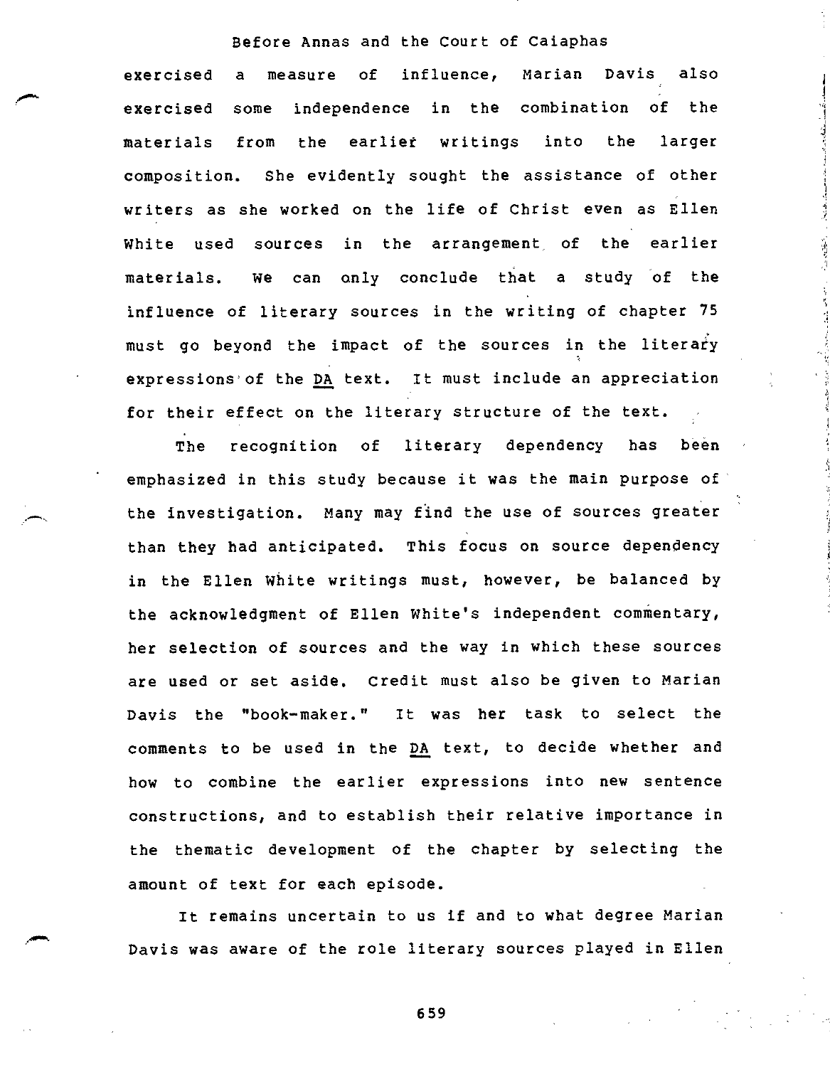exercised a measure of influence, Marian Davis also exercised some independence in the combination of the materials from the earlier writings into the larger composition. She evidently sought the assistance of other writers as she worked on the life of Christ even as Ellen White used sources in the arrangement of the earlier materials. We can only conclude that a study of the influence of literary sources in the writing of chapter 75 must go beyond the impact of the sources in the literary expressions of the DA text. It must include an appreciation for their effect on the literary structure of the text.

The recognition of literary dependency has been emphasized in this study because it was the main purpose of the investigation. Many may find the use of sources greater than they had anticipated. This focus on source dependency in the Ellen White writings must, however, be balanced by the acknowledgment of Ellen White's independent commentary, her selection of sources and the way in which these sources are used or set aside. Credit must also be given to Marian Davis the "book-maker." It was her task to select the comments to be used in the DA text, to decide whether and how to combine the earlier expressions into new sentence constructions, and to establish their relative importance in the thematic development of the chapter by selecting the amount of text for each episode.

It remains uncertain to us if and to what degree Marian Davis was aware of the role literary sources played in Ellen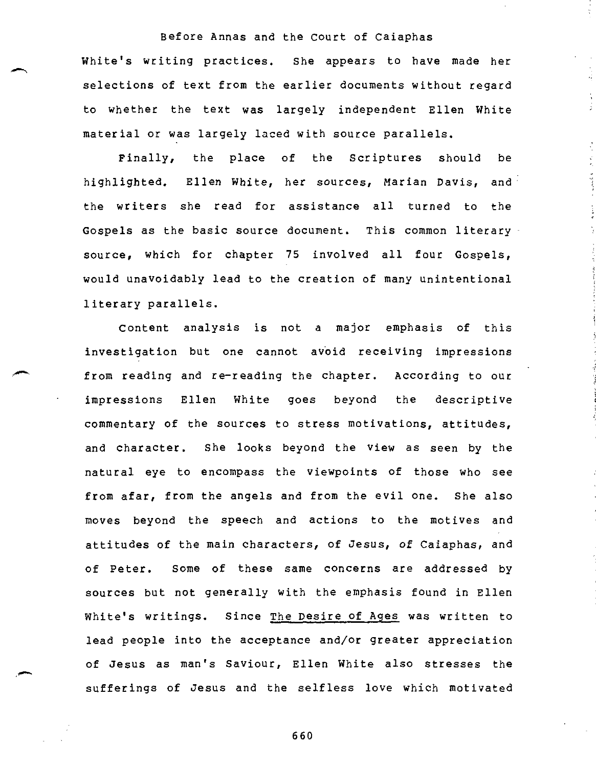White's writing practices. She appears to have made her selections of text from the earlier documents without regard to whether the text was largely independent Ellen White material or was largely laced with source parallels.

Finally, the place of the Scriptures should be highlighted. Ellen White, her sources, Marian Davis, and the writers she read for assistance all turned to the Gospels as the basic source document. This common literary source, which for chapter 75 involved all four Gospels, would unavoidably lead to the creation of many unintentional literary parallels.

Content analysis is not a major emphasis of this investigation but one cannot avoid receiving impressions from reading and re-reading the chapter. According to our impressions Ellen White goes beyond the descriptive commentary of the sources to stress motivations, attitudes, and character. She looks beyond the view as seen by the natural eye to encompass the viewpoints of those who see from afar, from the angels and from the evil one. She also moves beyond the speech and actions to the motives and attitudes of the main characters, of Jesus, of Caiaphas, and of Peter. Some of these same concerns are addressed by sources but not generally with the emphasis found in Ellen White's writings. Since The Desire of Ages was written to lead people into the acceptance and/or greater appreciation of Jesus as man's Saviour, Ellen White also stresses the sufferings of Jesus and the selfless love which motivated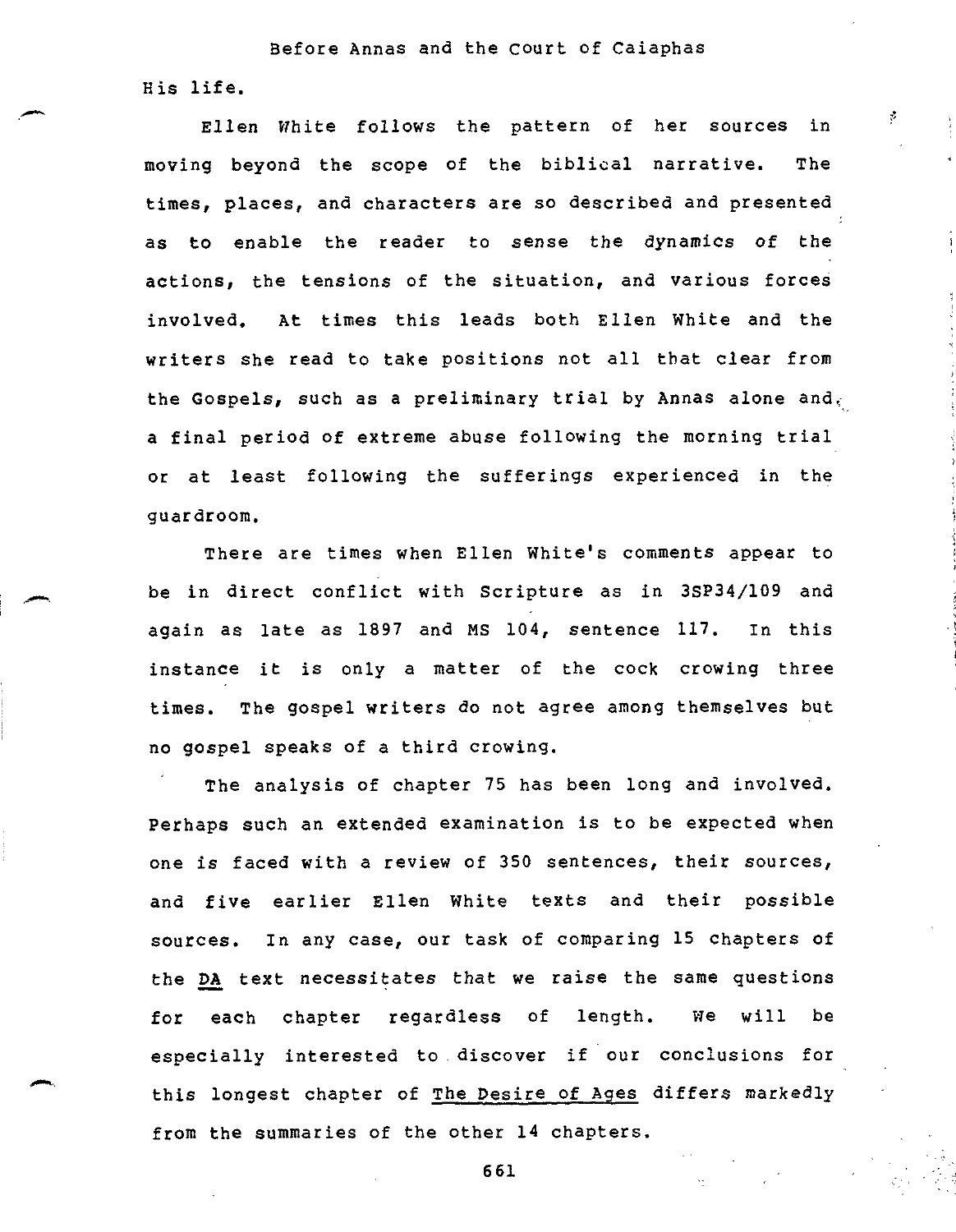His life.

Ellen White follows the pattern of her sources in moving beyond the scope of the biblical narrative. The times, places, and characters are so described and presented as to enable the reader to sense the dynamics of the actions, the tensions of the situation, and various forces involved. At times this leads both Ellen White and the writers she read to take positions not all that clear from the Gospels, such as a preliminary trial by Annas alone and, a final period of extreme abuse following the morning trial or at least following the sufferings experienced in the guardroom.

There are times when Ellen White's comments appear to be in direct conflict with Scripture as in 3SP34/109 and again as late as 1897 and MS 104, sentence 117. In this instance it is only a matter of the cock crowing three times. The gospel writers do not agree among themselves but no gospel speaks of a third crowing.

The analysis of chapter 75 has been long and involved. Perhaps such an extended examination is to be expected when one is faced with a review of 350 sentences, their sources, and five earlier Ellen White texts and their possible sources. In any case, our task of comparing 15 chapters of the DA text necessitates that we raise the same questions for each chapter regardless of length. We will be especially interested to discover if our conclusions for this longest chapter of The Desire of Ages differs markedly from the summaries of the other 14 chapters.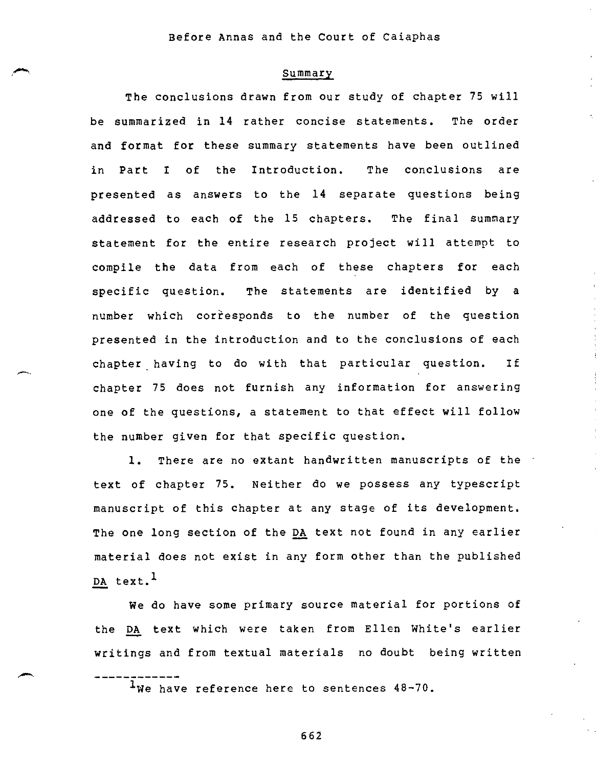## Summary

The conclusions drawn from our study of chapter 75 will be summarized in 14 rather concise statements. The order and format for these summary statements have been outlined in Part I of the Introduction. The conclusions are presented as answers to the 14 separate questions being addressed to each of the 15 chapters. The final summary statement for the entire research project will attempt to compile the data from each of these chapters for each specific question. The statements are identified by a number which corresponds to the number of the question presented in the introduction and to the conclusions of each chapter having to do with that particular question. If chapter 75 does not furnish any information for answering one of the questions, a statement to that effect will follow the number given for that specific question.

1. There are no extant handwritten manuscripts of the text of chapter 75. Neither do we possess any typescript manuscript of this chapter at any stage of its development. The one long section of the DA text not found in any earlier material does not exist in any form other than the published DA text.[1]

We do have some primary source material for portions of the DA text which were taken from Ellen White's earlier writings and from textual materials no doubt being written

---

[1]We have reference here to sentences 48-70.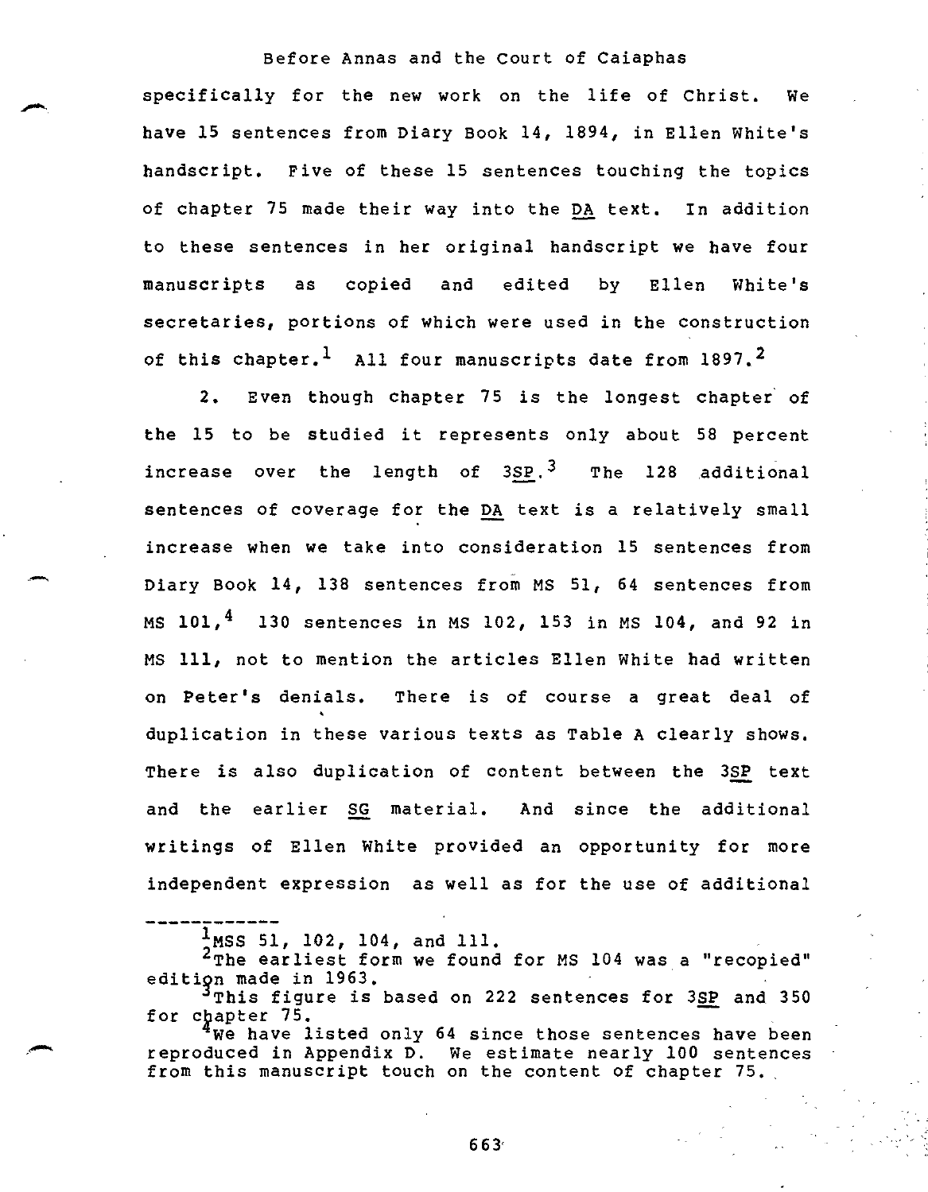specifically for the new work on the life of Christ. We have 15 sentences from Diary Book 14, 1894, in Ellen White's handscript. Five of these 15 sentences touching the topics of chapter 75 made their way into the DA text. In addition to these sentences in her original handscript we have four manuscripts as copied and edited by Ellen White's secretaries, portions of which were used in the construction of this chapter.[1] All four manuscripts date from 1897.[2]

2. Even though chapter 75 is the longest chapter of the 15 to be studied it represents only about 58 percent increase over the length of 3SP.[3] The 128 additional sentences of coverage for the DA text is a relatively small increase when we take into consideration 15 sentences from Diary Book 14, 138 sentences from MS 51, 64 sentences from MS 101,[4] 130 sentences in MS 102, 153 in MS 104, and 92 in MS 111, not to mention the articles Ellen White had written on Peter's denials. There is of course a great deal of duplication in these various texts as Table A clearly shows. There is also duplication of content between the 3SP text and the earlier SG material. And since the additional writings of Ellen White provided an opportunity for more independent expression as well as for the use of additional

---

[1] MSS 51, 102, 104, and 111.

[2] The earliest form we found for MS 104 was a "recopied" edition made in 1963.

[3] This figure is based on 222 sentences for 3SP and 350 for chapter 75.

[4] We have listed only 64 since those sentences have been reproduced in Appendix D. We estimate nearly 100 sentences from this manuscript touch on the content of chapter 75.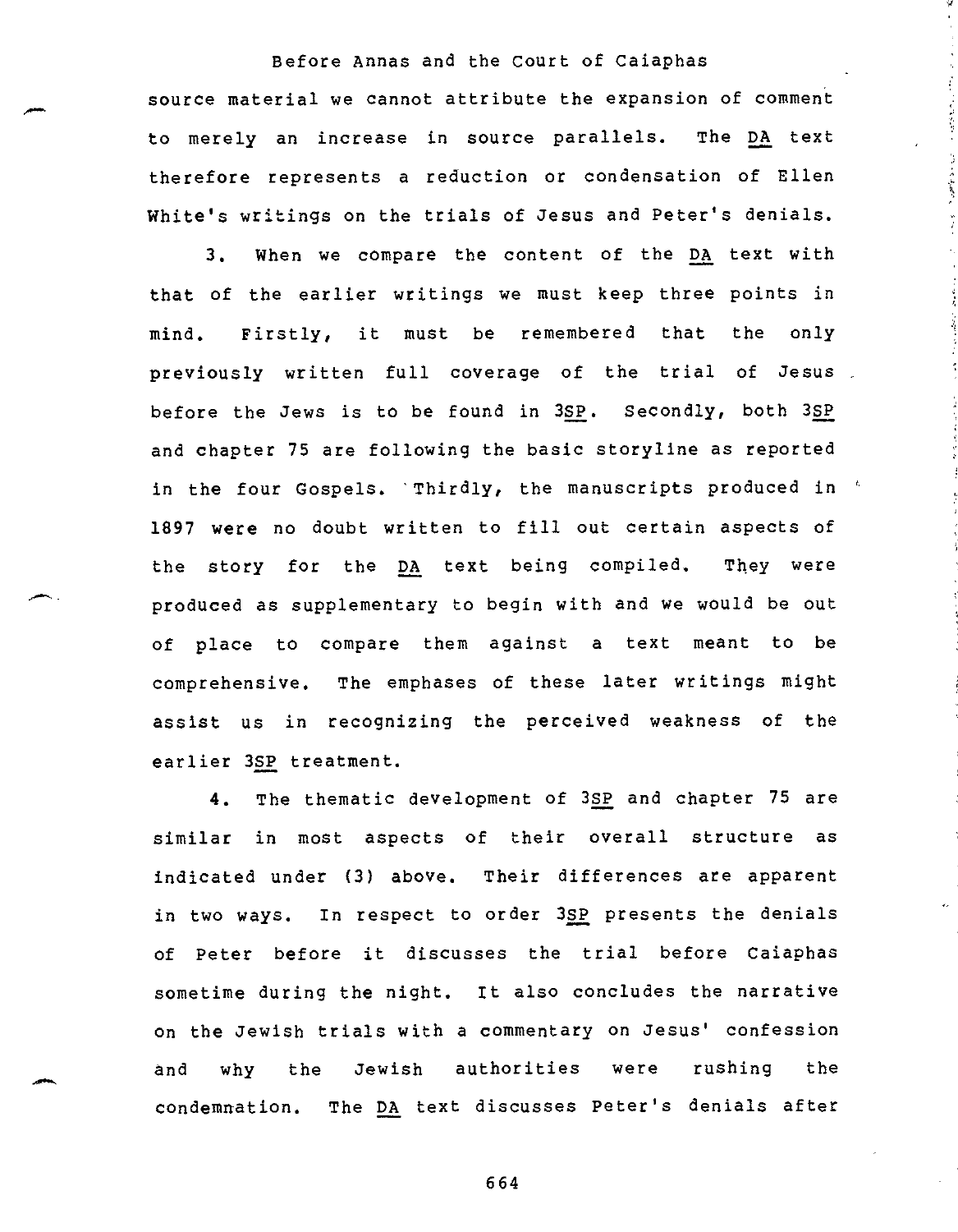source material we cannot attribute the expansion of comment to merely an increase in source parallels. The DA text therefore represents a reduction or condensation of Ellen White's writings on the trials of Jesus and Peter's denials.

3. When we compare the content of the DA text with that of the earlier writings we must keep three points in mind. Firstly, it must be remembered that the only previously written full coverage of the trial of Jesus before the Jews is to be found in 3SP. Secondly, both 3SP and chapter 75 are following the basic storyline as reported in the four Gospels. Thirdly, the manuscripts produced in 1897 were no doubt written to fill out certain aspects of the story for the DA text being compiled. They were produced as supplementary to begin with and we would be out of place to compare them against a text meant to be comprehensive. The emphases of these later writings might assist us in recognizing the perceived weakness of the earlier 3SP treatment.

4. The thematic development of 3SP and chapter 75 are similar in most aspects of their overall structure as indicated under (3) above. Their differences are apparent in two ways. In respect to order 3SP presents the denials of Peter before it discusses the trial before Caiaphas sometime during the night. It also concludes the narrative on the Jewish trials with a commentary on Jesus' confession and why the Jewish authorities were rushing the condemnation. The DA text discusses Peter's denials after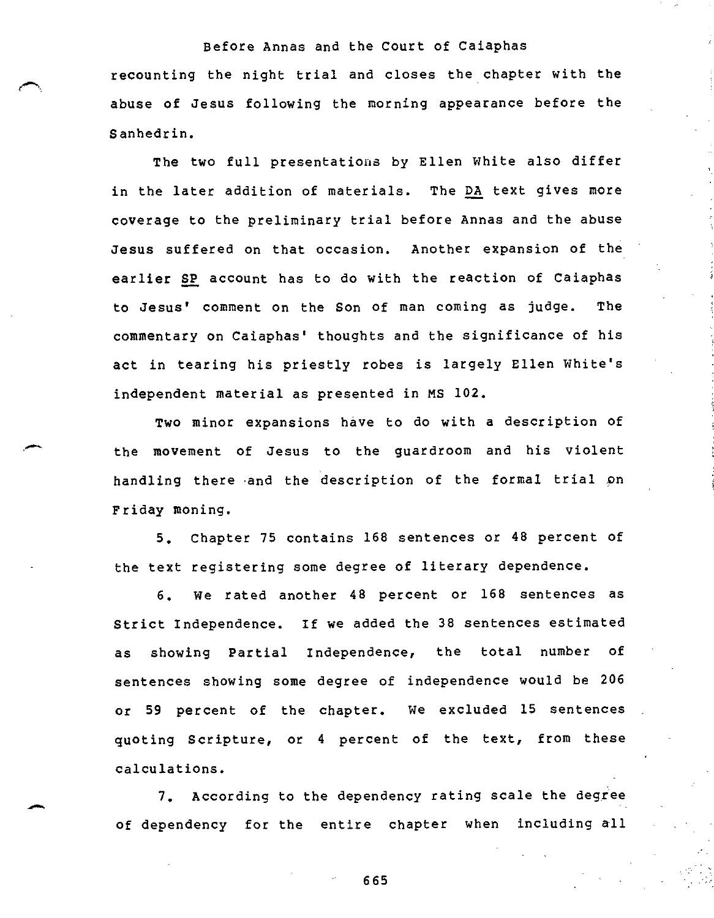recounting the night trial and closes the chapter with the abuse of Jesus following the morning appearance before the Sanhedrin.

The two full presentations by Ellen White also differ in the later addition of materials. The DA text gives more coverage to the preliminary trial before Annas and the abuse Jesus suffered on that occasion. Another expansion of the earlier SP account has to do with the reaction of Caiaphas to Jesus' comment on the Son of man coming as judge. The commentary on Caiaphas' thoughts and the significance of his act in tearing his priestly robes is largely Ellen White's independent material as presented in MS 102.

Two minor expansions have to do with a description of the movement of Jesus to the guardroom and his violent handling there and the description of the formal trial on Friday moning.

5. Chapter 75 contains 168 sentences or 48 percent of the text registering some degree of literary dependence.

6. We rated another 48 percent or 168 sentences as Strict Independence. If we added the 38 sentences estimated as showing Partial Independence, the total number of sentences showing some degree of independence would be 206 or 59 percent of the chapter. We excluded 15 sentences quoting Scripture, or 4 percent of the text, from these calculations.

7. According to the dependency rating scale the degree of dependency for the entire chapter when including all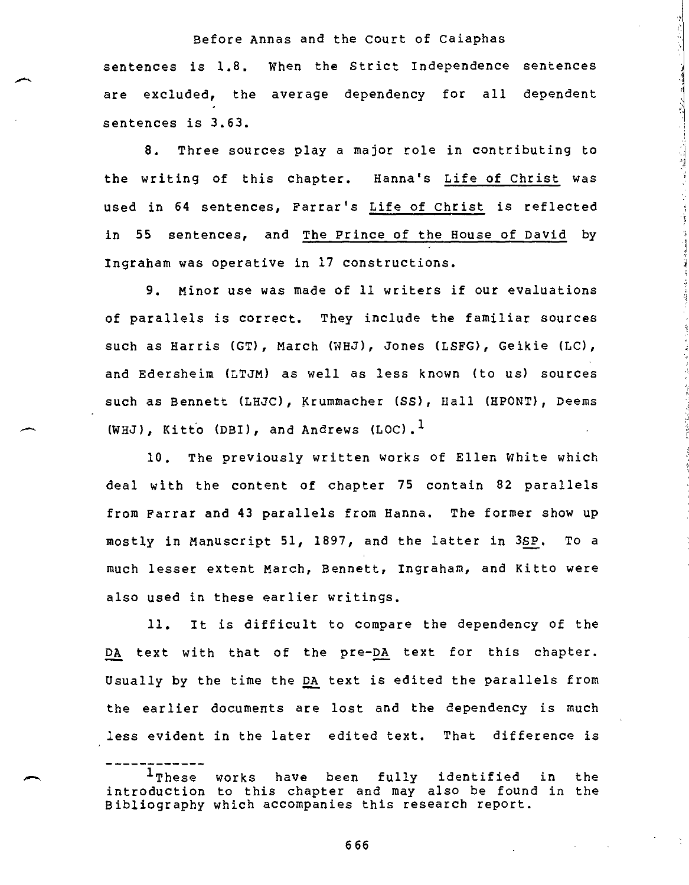sentences is 1.8. When the Strict Independence sentences are excluded, the average dependency for all dependent sentences is 3.63.

8. Three sources play a major role in contributing to the writing of this chapter. Hanna's Life of Christ was used in 64 sentences, Farrar's Life of Christ is reflected in 55 sentences, and The Prince of the House of David by Ingraham was operative in 17 constructions.

9. Minor use was made of 11 writers if our evaluations of parallels is correct. They include the familiar sources such as Harris (GT), March (WHJ), Jones (LSFG), Geikie (LC), and Edersheim (LTJM) as well as less known (to us) sources such as Bennett (LHJC), Krummacher (SS), Hall (HPONT), Deems (WHJ), Kitto (DBI), and Andrews (LOC).[1]

10. The previously written works of Ellen White which deal with the content of chapter 75 contain 82 parallels from Farrar and 43 parallels from Hanna. The former show up mostly in Manuscript 51, 1897, and the latter in 3SP. To a much lesser extent March, Bennett, Ingraham, and Kitto were also used in these earlier writings.

11. It is difficult to compare the dependency of the DA text with that of the pre-DA text for this chapter. Usually by the time the DA text is edited the parallels from the earlier documents are lost and the dependency is much less evident in the later edited text. That difference is

---

[1]These works have been fully identified in the introduction to this chapter and may also be found in the Bibliography which accompanies this research report.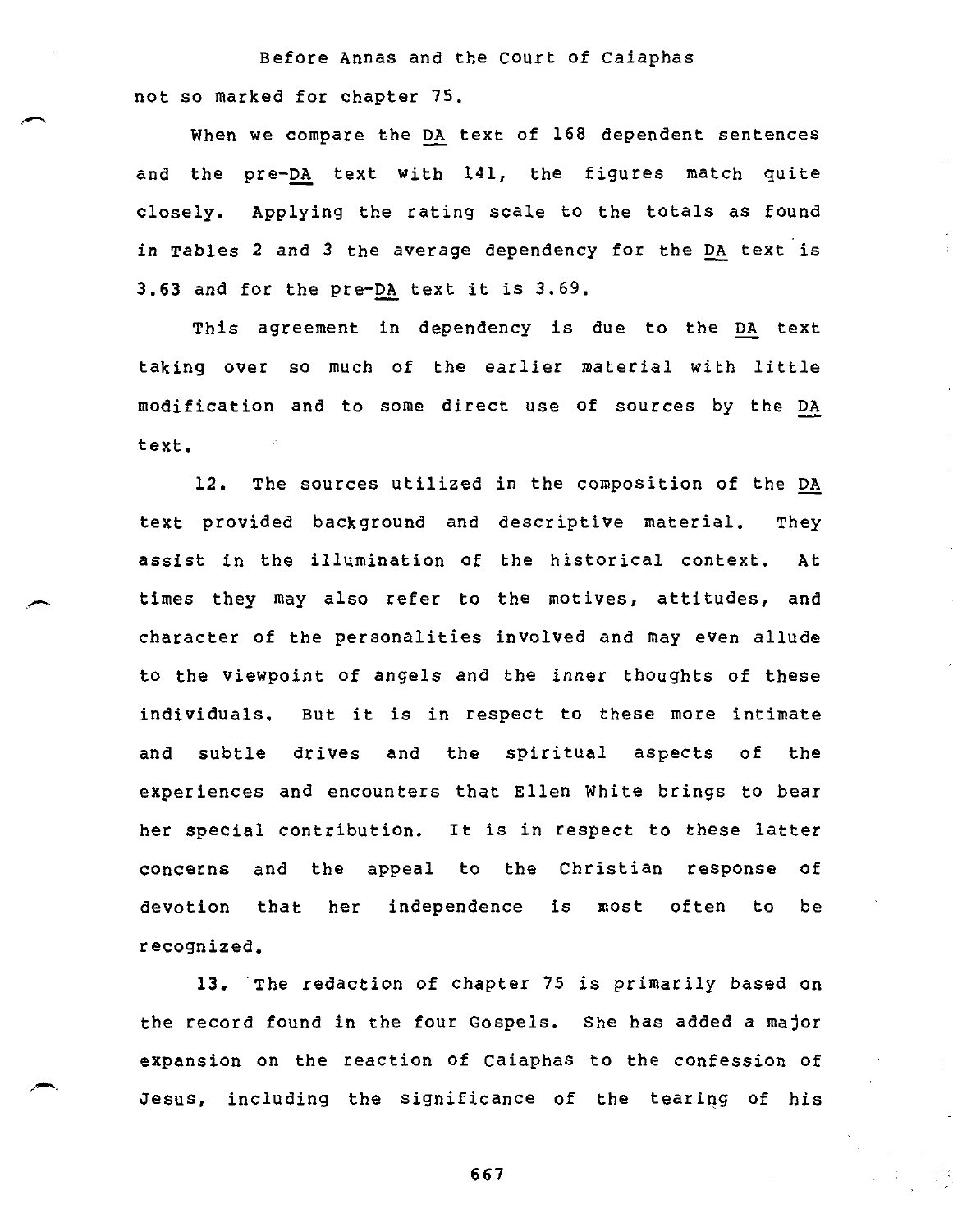not so marked for chapter 75.

When we compare the DA text of 168 dependent sentences and the pre-DA text with 141, the figures match quite closely. Applying the rating scale to the totals as found in Tables 2 and 3 the average dependency for the DA text is 3.63 and for the pre-DA text it is 3.69.

This agreement in dependency is due to the DA text taking over so much of the earlier material with little modification and to some direct use of sources by the DA text.

12. The sources utilized in the composition of the DA text provided background and descriptive material. They assist in the illumination of the historical context. At times they may also refer to the motives, attitudes, and character of the personalities involved and may even allude to the viewpoint of angels and the inner thoughts of these individuals. But it is in respect to these more intimate and subtle drives and the spiritual aspects of the experiences and encounters that Ellen White brings to bear her special contribution. It is in respect to these latter concerns and the appeal to the Christian response of devotion that her independence is most often to be recognized.

13. The redaction of chapter 75 is primarily based on the record found in the four Gospels. She has added a major expansion on the reaction of Caiaphas to the confession of Jesus, including the significance of the tearing of his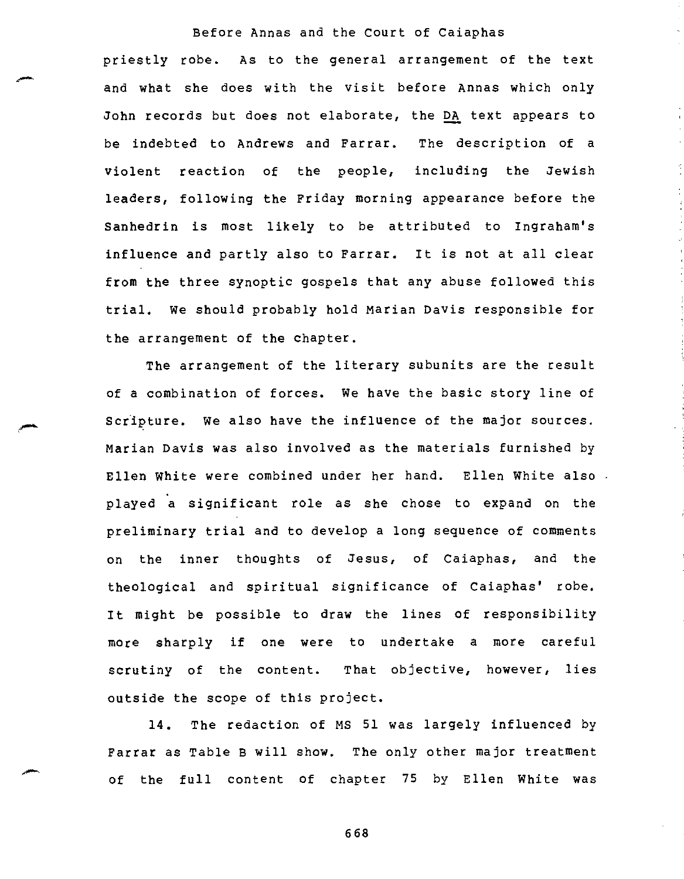priestly robe. As to the general arrangement of the text and what she does with the visit before Annas which only John records but does not elaborate, the DA text appears to be indebted to Andrews and Farrar. The description of a violent reaction of the people, including the Jewish leaders, following the Friday morning appearance before the Sanhedrin is most likely to be attributed to Ingraham's influence and partly also to Farrar. It is not at all clear from the three synoptic gospels that any abuse followed this trial. We should probably hold Marian Davis responsible for the arrangement of the chapter.

The arrangement of the literary subunits are the result of a combination of forces. We have the basic story line of Scripture. We also have the influence of the major sources. Marian Davis was also involved as the materials furnished by Ellen White were combined under her hand. Ellen White also played a significant role as she chose to expand on the preliminary trial and to develop a long sequence of comments on the inner thoughts of Jesus, of Caiaphas, and the theological and spiritual significance of Caiaphas' robe. It might be possible to draw the lines of responsibility more sharply if one were to undertake a more careful scrutiny of the content. That objective, however, lies outside the scope of this project.

14. The redaction of MS 51 was largely influenced by Farrar as Table B will show. The only other major treatment of the full content of chapter 75 by Ellen White was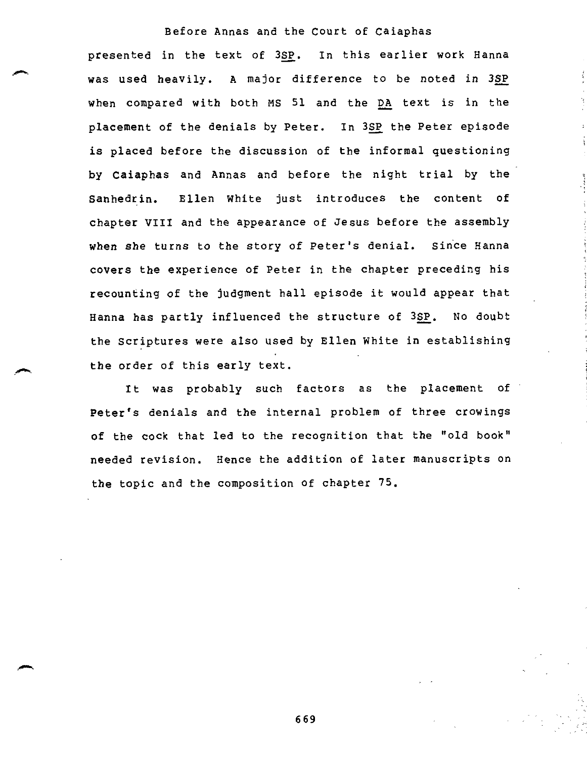presented in the text of _3SP_. In this earlier work Hanna was used heavily. A major difference to be noted in _3SP_ when compared with both MS 51 and the _DA_ text is in the placement of the denials by Peter. In _3SP_ the Peter episode is placed before the discussion of the informal questioning by Caiaphas and Annas and before the night trial by the Sanhedrin. Ellen White just introduces the content of chapter VIII and the appearance of Jesus before the assembly when she turns to the story of Peter's denial. Since Hanna covers the experience of Peter in the chapter preceding his recounting of the judgment hall episode it would appear that Hanna has partly influenced the structure of _3SP_. No doubt the Scriptures were also used by Ellen White in establishing the order of this early text.

It was probably such factors as the placement of Peter's denials and the internal problem of three crowings of the cock that led to the recognition that the "old book" needed revision. Hence the addition of later manuscripts on the topic and the composition of chapter 75.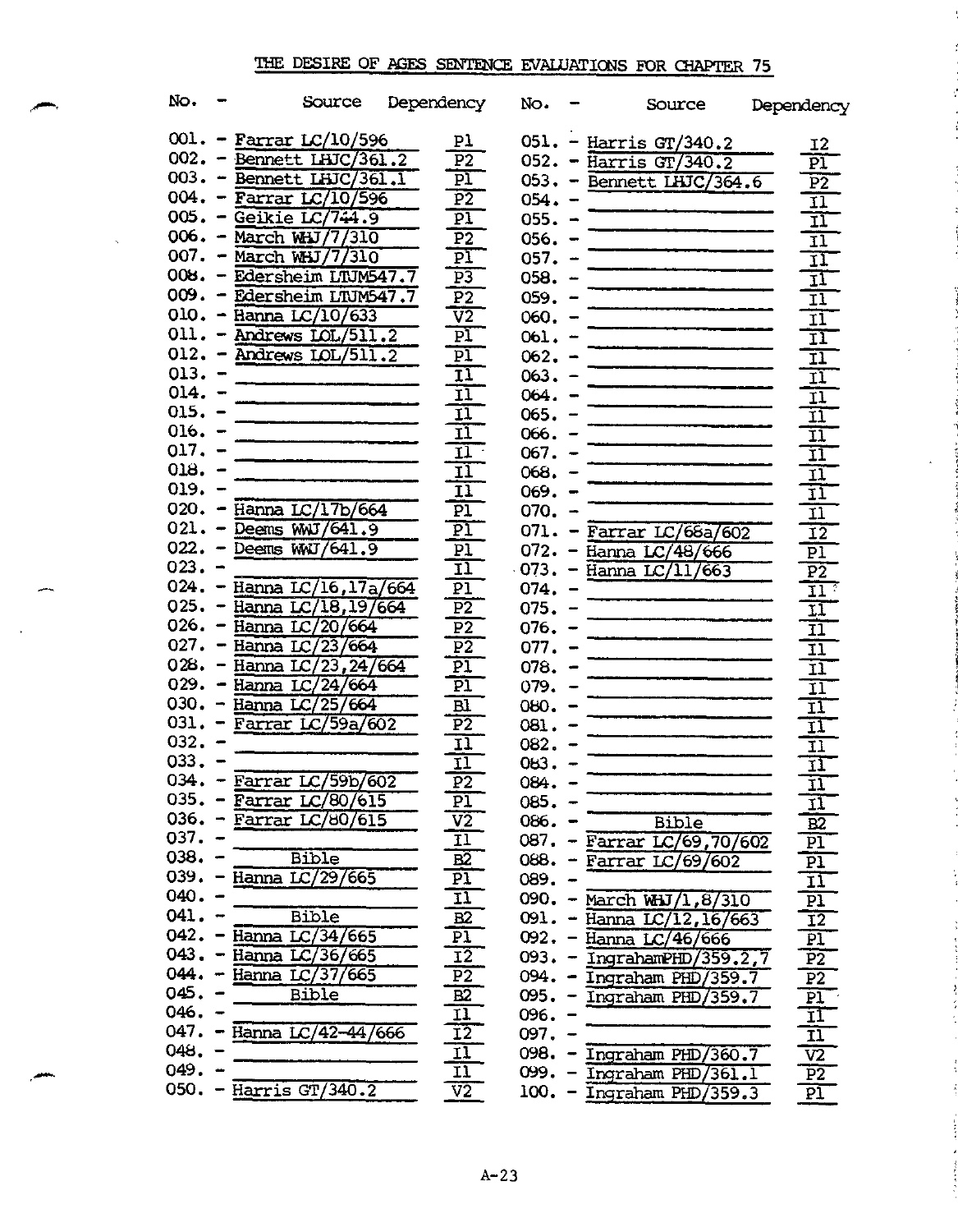# THE DESIRE OF AGES SENTENCE EVALUATIONS FOR CHAPTER 75

| No. | Source | Dependency | No. | Source | Dependency |
|---|---|---|---|---|---|
| 001. | Farrar LC/10/596 | P1 | 051. | Harris GT/340.2 | I2 |
| 002. | Bennett LHJC/361.2 | P2 | 052. | Harris GT/340.2 | P1 |
| 003. | Bennett LHJC/361.1 | P1 | 053. | Bennett LHJC/364.6 | P2 |
| 004. | Farrar LC/10/596 | P2 | 054. | | I1 |
| 005. | Geikie LC/744.9 | P1 | 055. | | I1 |
| 006. | March WHJ/7/310 | P2 | 056. | | I1 |
| 007. | March WHJ/7/310 | P1 | 057. | | I1 |
| 008. | Edersheim LTJM547.7 | P3 | 058. | | I1 |
| 009. | Edersheim LTJM547.7 | P2 | 059. | | I1 |
| 010. | Hanna LC/10/633 | V2 | 060. | | I1 |
| 011. | Andrews LOL/511.2 | P1 | 061. | | I1 |
| 012. | Andrews LOL/511.2 | P1 | 062. | | I1 |
| 013. | | I1 | 063. | | I1 |
| 014. | | I1 | 064. | | I1 |
| 015. | | I1 | 065. | | I1 |
| 016. | | I1 | 066. | | I1 |
| 017. | | I1 | 067. | | I1 |
| 018. | | I1 | 068. | | I1 |
| 019. | | I1 | 069. | | I1 |
| 020. | Hanna LC/17b/664 | P1 | 070. | | I1 |
| 021. | Deems WWJ/641.9 | P1 | 071. | Farrar LC/68a/602 | I2 |
| 022. | Deems WWJ/641.9 | P1 | 072. | Hanna LC/48/666 | P1 |
| 023. | | I1 | 073. | Hanna LC/11/663 | P2 |
| 024. | Hanna LC/16,17a/664 | P1 | 074. | | I1 |
| 025. | Hanna LC/18,19/664 | P2 | 075. | | I1 |
| 026. | Hanna LC/20/664 | P2 | 076. | | I1 |
| 027. | Hanna LC/23/664 | P2 | 077. | | I1 |
| 028. | Hanna LC/23,24/664 | P1 | 078. | | I1 |
| 029. | Hanna LC/24/664 | P1 | 079. | | I1 |
| 030. | Hanna LC/25/664 | B1 | 080. | | I1 |
| 031. | Farrar LC/59a/602 | P2 | 081. | | I1 |
| 032. | | I1 | 082. | | I1 |
| 033. | | I1 | 083. | | I1 |
| 034. | Farrar LC/59b/602 | P2 | 084. | | I1 |
| 035. | Farrar LC/80/615 | P1 | 085. | | I1 |
| 036. | Farrar LC/80/615 | V2 | 086. | Bible | B2 |
| 037. | | I1 | 087. | Farrar LC/69,70/602 | P1 |
| 038. | Bible | B2 | 088. | Farrar LC/69/602 | P1 |
| 039. | Hanna LC/29/665 | P1 | 089. | | I1 |
| 040. | | I1 | 090. | March WHJ/1,8/310 | P1 |
| 041. | Bible | B2 | 091. | Hanna LC/12,16/663 | I2 |
| 042. | Hanna LC/34/665 | P1 | 092. | Hanna LC/46/666 | P1 |
| 043. | Hanna LC/36/665 | I2 | 093. | IngrahamPHD/359.2,7 | P2 |
| 044. | Hanna LC/37/665 | P2 | 094. | Ingraham PHD/359.7 | P2 |
| 045. | Bible | B2 | 095. | Ingraham PHD/359.7 | P1 |
| 046. | | I1 | 096. | | I1 |
| 047. | Hanna LC/42-44/666 | I2 | 097. | | I1 |
| 048. | | I1 | 098. | Ingraham PHD/360.7 | V2 |
| 049. | | I1 | 099. | Ingraham PHD/361.1 | P2 |
| 050. | Harris GT/340.2 | V2 | 100. | Ingraham PHD/359.3 | P1 |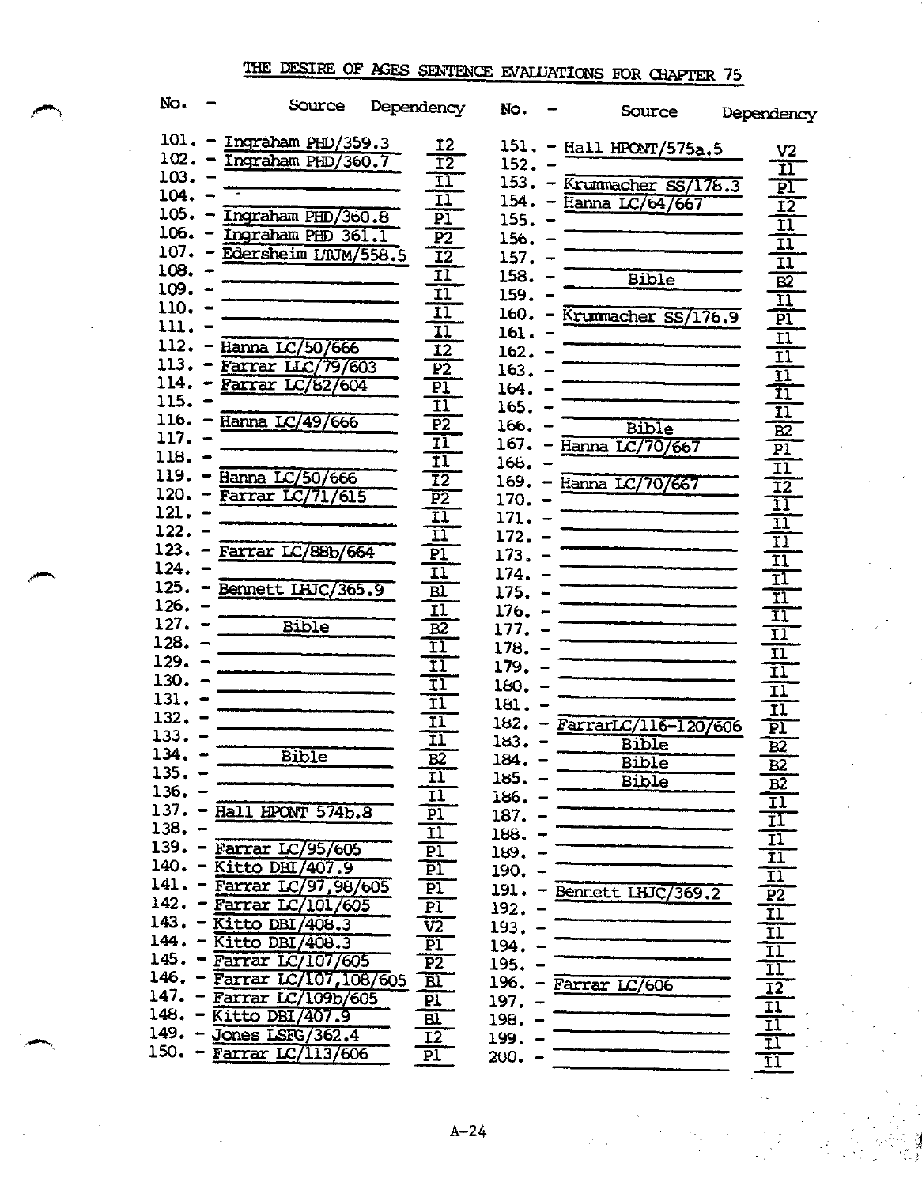# THE DESIRE OF AGES SENTENCE EVALUATIONS FOR CHAPTER 75

| No. | Source | Dependency | No. | Source | Dependency |
|---|---|---|---|---|---|
| 101. | Ingraham PHD/359.3 | I2 | 151. | Hall HPONT/575a.5 | V2 |
| 102. | Ingraham PHD/360.7 | I2 | 152. | | I1 |
| 103. | | I1 | 153. | Krummacher SS/178.3 | P1 |
| 104. | | I1 | 154. | Hanna LC/64/667 | I2 |
| 105. | Ingraham PHD/360.8 | P1 | 155. | | I1 |
| 106. | Ingraham PHD 361.1 | P2 | 156. | | I1 |
| 107. | Edersheim LTJM/558.5 | I2 | 157. | | I1 |
| 108. | | I1 | 158. | Bible | B2 |
| 109. | | I1 | 159. | | I1 |
| 110. | | I1 | 160. | Krummacher SS/176.9 | P1 |
| 111. | | I1 | 161. | | I1 |
| 112. | Hanna LC/50/666 | I2 | 162. | | I1 |
| 113. | Farrar LLC/79/603 | P2 | 163. | | I1 |
| 114. | Farrar LC/82/604 | P1 | 164. | | I1 |
| 115. | | I1 | 165. | | I1 |
| 116. | Hanna LC/49/666 | P2 | 166. | Bible | B2 |
| 117. | | I1 | 167. | Hanna LC/70/667 | P1 |
| 118. | | I1 | 168. | | I1 |
| 119. | Hanna LC/50/666 | I2 | 169. | Hanna LC/70/667 | I2 |
| 120. | Farrar LC/71/615 | P2 | 170. | | I1 |
| 121. | | I1 | 171. | | I1 |
| 122. | | I1 | 172. | | I1 |
| 123. | Farrar LC/88b/664 | P1 | 173. | | I1 |
| 124. | | I1 | 174. | | I1 |
| 125. | Bennett LHJC/365.9 | B1 | 175. | | I1 |
| 126. | | I1 | 176. | | I1 |
| 127. | Bible | B2 | 177. | | I1 |
| 128. | | I1 | 178. | | I1 |
| 129. | | I1 | 179. | | I1 |
| 130. | | I1 | 180. | | I1 |
| 131. | | I1 | 181. | | I1 |
| 132. | | I1 | 182. | FarrarLC/116-120/606 | P1 |
| 133. | | I1 | 183. | Bible | B2 |
| 134. | Bible | B2 | 184. | Bible | B2 |
| 135. | | I1 | 185. | Bible | B2 |
| 136. | | I1 | 186. | | I1 |
| 137. | Hall HPONT 574b.8 | P1 | 187. | | I1 |
| 138. | | I1 | 188. | | I1 |
| 139. | Farrar LC/95/605 | P1 | 189. | | I1 |
| 140. | Kitto DBI/407.9 | P1 | 190. | | I1 |
| 141. | Farrar LC/97,98/605 | P1 | 191. | Bennett LHJC/369.2 | P2 |
| 142. | Farrar LC/101/605 | P1 | 192. | | I1 |
| 143. | Kitto DBI/408.3 | V2 | 193. | | I1 |
| 144. | Kitto DBI/408.3 | P1 | 194. | | I1 |
| 145. | Farrar LC/107/605 | P2 | 195. | | I1 |
| 146. | Farrar LC/107,108/605 | B1 | 196. | Farrar LC/606 | I2 |
| 147. | Farrar LC/109b/605 | P1 | 197. | | I1 |
| 148. | Kitto DBI/407.9 | B1 | 198. | | I1 |
| 149. | Jones LSFG/362.4 | I2 | 199. | | I1 |
| 150. | Farrar LC/113/606 | P1 | 200. | | I1 |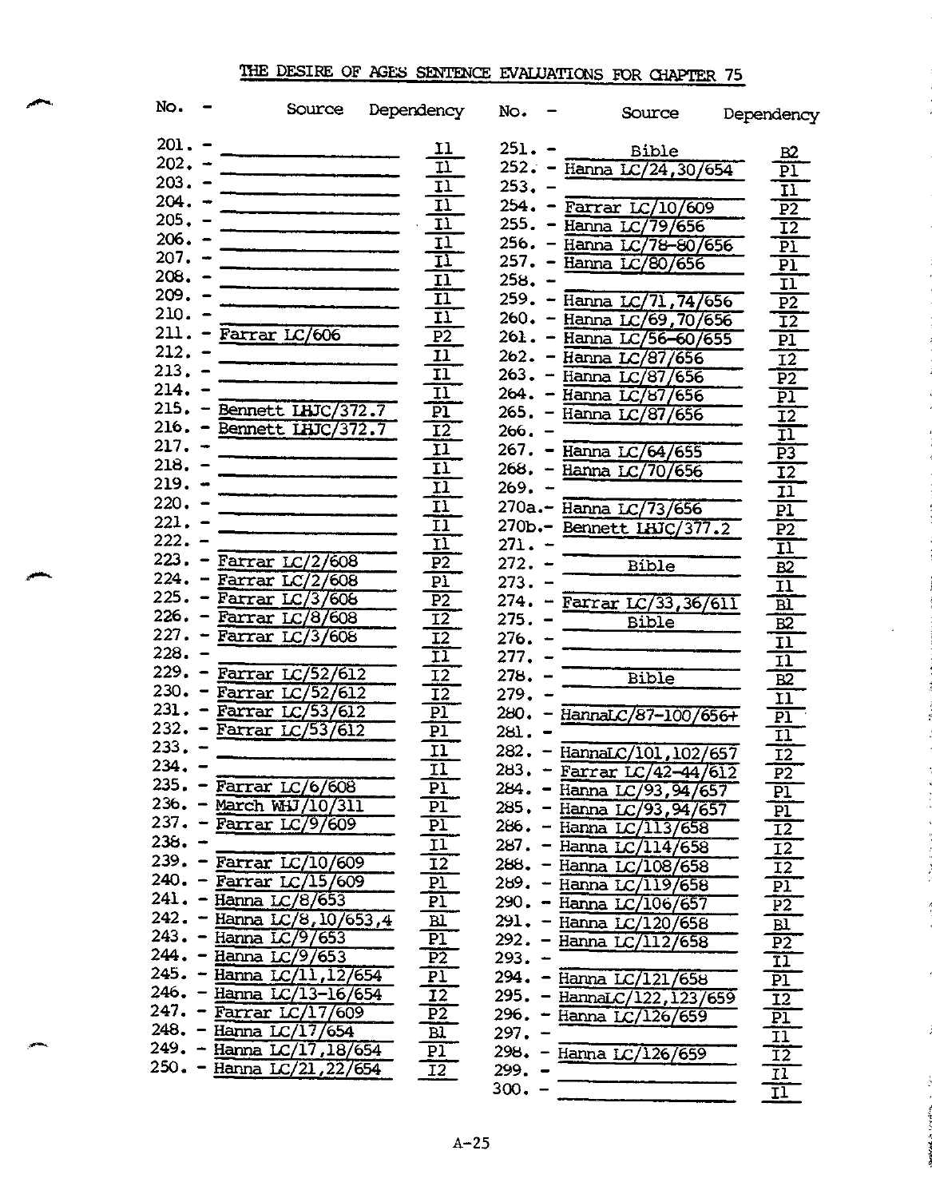## THE DESIRE OF AGES SENTENCE EVALUATIONS FOR CHAPTER 75

| No. | Source | Dependency |
|---|---|---|
| 201. | | I1 |
| 202. | | I1 |
| 203. | | I1 |
| 204. | | I1 |
| 205. | | I1 |
| 206. | | I1 |
| 207. | | I1 |
| 208. | | I1 |
| 209. | | I1 |
| 210. | | I1 |
| 211. | Farrar LC/606 | P2 |
| 212. | | I1 |
| 213. | | I1 |
| 214. | | I1 |
| 215. | Bennett LHJC/372.7 | P1 |
| 216. | Bennett LHJC/372.7 | I2 |
| 217. | | I1 |
| 218. | | I1 |
| 219. | | I1 |
| 220. | | I1 |
| 221. | | I1 |
| 222. | | I1 |
| 223. | Farrar LC/2/608 | P2 |
| 224. | Farrar LC/2/608 | P1 |
| 225. | Farrar LC/3/608 | P2 |
| 226. | Farrar LC/8/608 | I2 |
| 227. | Farrar LC/3/608 | I2 |
| 228. | | I1 |
| 229. | Farrar LC/52/612 | I2 |
| 230. | Farrar LC/52/612 | I2 |
| 231. | Farrar LC/53/612 | P1 |
| 232. | Farrar LC/53/612 | P1 |
| 233. | | I1 |
| 234. | | I1 |
| 235. | Farrar LC/6/608 | P1 |
| 236. | March WHJ/10/311 | P1 |
| 237. | Farrar LC/9/609 | P1 |
| 238. | | I1 |
| 239. | Farrar LC/10/609 | I2 |
| 240. | Farrar LC/15/609 | P1 |
| 241. | Hanna LC/8/653 | P1 |
| 242. | Hanna LC/8,10/653,4 | B1 |
| 243. | Hanna LC/9/653 | P1 |
| 244. | Hanna LC/9/653 | P2 |
| 245. | Hanna LC/11,12/654 | P1 |
| 246. | Hanna LC/13-16/654 | I2 |
| 247. | Farrar LC/17/609 | P2 |
| 248. | Hanna LC/17/654 | B1 |
| 249. | Hanna LC/17,18/654 | P1 |
| 250. | Hanna LC/21,22/654 | I2 |
| 251. | Bible | B2 |
| 252. | Hanna LC/24,30/654 | P1 |
| 253. | | I1 |
| 254. | Farrar LC/10/609 | P2 |
| 255. | Hanna LC/79/656 | I2 |
| 256. | Hanna LC/78-80/656 | P1 |
| 257. | Hanna LC/80/656 | P1 |
| 258. | | I1 |
| 259. | Hanna LC/71,74/656 | P2 |
| 260. | Hanna LC/69,70/656 | I2 |
| 261. | Hanna LC/56-60/655 | P1 |
| 262. | Hanna LC/87/656 | I2 |
| 263. | Hanna LC/87/656 | P2 |
| 264. | Hanna LC/87/656 | P1 |
| 265. | Hanna LC/87/656 | I2 |
| 266. | | I1 |
| 267. | Hanna LC/64/655 | P3 |
| 268. | Hanna LC/70/656 | I2 |
| 269. | | I1 |
| 270a. | Hanna LC/73/656 | P1 |
| 270b. | Bennett LHJC/377.2 | P2 |
| 271. | | I1 |
| 272. | Bible | B2 |
| 273. | | I1 |
| 274. | Farrar LC/33,36/611 | B1 |
| 275. | Bible | B2 |
| 276. | | I1 |
| 277. | | I1 |
| 278. | Bible | B2 |
| 279. | | I1 |
| 280. | HannaLC/87-100/656+ | P1 |
| 281. | | I1 |
| 282. | HannaLC/101,102/657 | I2 |
| 283. | Farrar LC/42-44/612 | P2 |
| 284. | Hanna LC/93,94/657 | P1 |
| 285. | Hanna LC/93,94/657 | P1 |
| 286. | Hanna LC/113/658 | I2 |
| 287. | Hanna LC/114/658 | I2 |
| 288. | Hanna LC/108/658 | I2 |
| 289. | Hanna LC/119/658 | P1 |
| 290. | Hanna LC/106/657 | P2 |
| 291. | Hanna LC/120/658 | B1 |
| 292. | Hanna LC/112/658 | P2 |
| 293. | | I1 |
| 294. | Hanna LC/121/658 | P1 |
| 295. | HannaLC/122,123/659 | I2 |
| 296. | Hanna LC/126/659 | P1 |
| 297. | | I1 |
| 298. | Hanna LC/126/659 | I2 |
| 299. | | I1 |
| 300. | | I1 |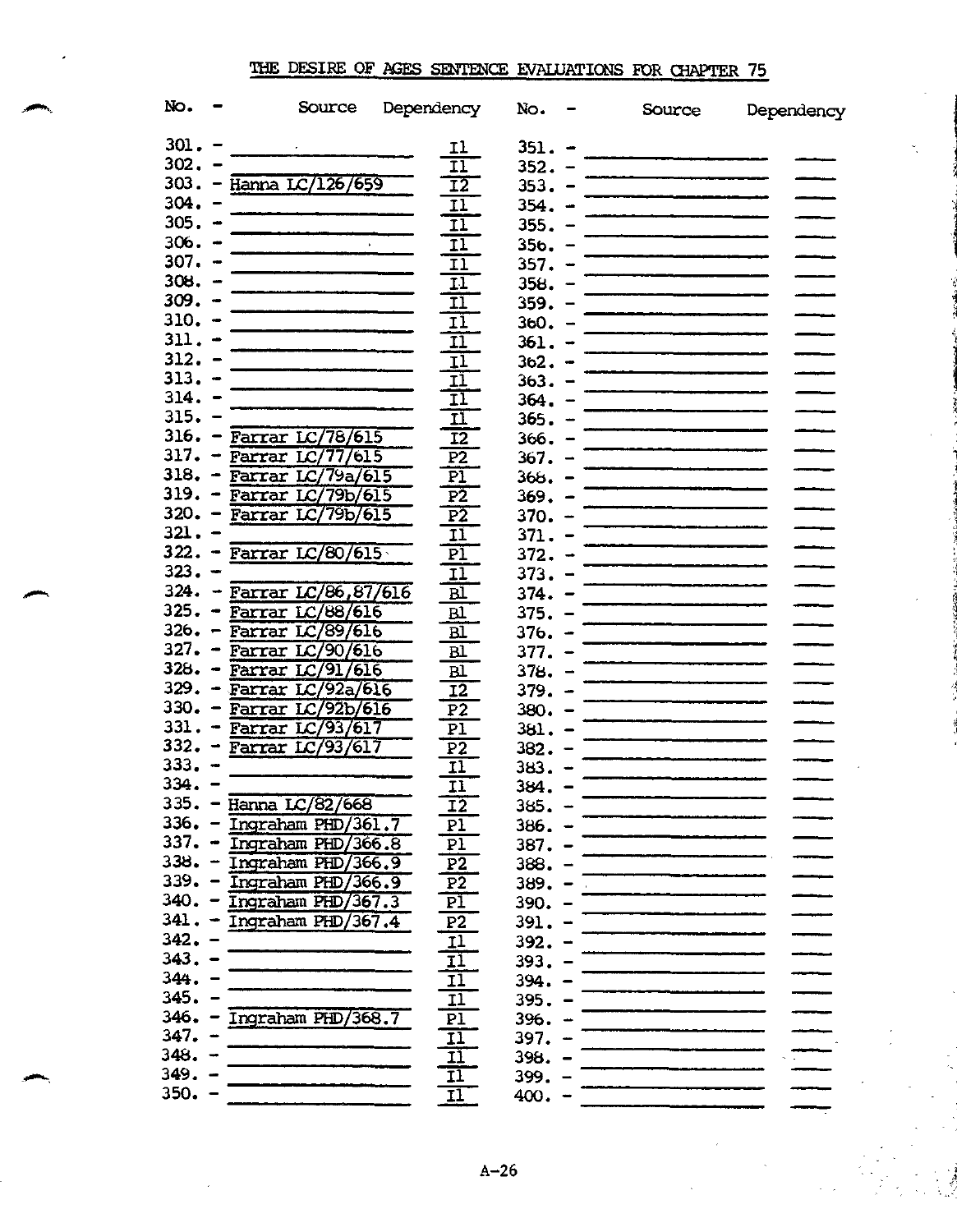# THE DESIRE OF AGES SENTENCE EVALUATIONS FOR CHAPTER 75

| No. | Source | Dependency | No. | Source | Dependency |
|---|---|---|---|---|---|
| 301. | | I1 | 351. | | |
| 302. | | I1 | 352. | | |
| 303. | Hanna LC/126/659 | I2 | 353. | | |
| 304. | | I1 | 354. | | |
| 305. | | I1 | 355. | | |
| 306. | | I1 | 356. | | |
| 307. | | I1 | 357. | | |
| 308. | | I1 | 358. | | |
| 309. | | I1 | 359. | | |
| 310. | | I1 | 360. | | |
| 311. | | I1 | 361. | | |
| 312. | | I1 | 362. | | |
| 313. | | I1 | 363. | | |
| 314. | | I1 | 364. | | |
| 315. | | I1 | 365. | | |
| 316. | Farrar LC/78/615 | I2 | 366. | | |
| 317. | Farrar LC/77/615 | P2 | 367. | | |
| 318. | Farrar LC/79a/615 | P1 | 368. | | |
| 319. | Farrar LC/79b/615 | P2 | 369. | | |
| 320. | Farrar LC/79b/615 | P2 | 370. | | |
| 321. | | I1 | 371. | | |
| 322. | Farrar LC/80/615 | P1 | 372. | | |
| 323. | | I1 | 373. | | |
| 324. | Farrar LC/86,87/616 | B1 | 374. | | |
| 325. | Farrar LC/88/616 | B1 | 375. | | |
| 326. | Farrar LC/89/616 | B1 | 376. | | |
| 327. | Farrar LC/90/616 | B1 | 377. | | |
| 328. | Farrar LC/91/616 | B1 | 378. | | |
| 329. | Farrar LC/92a/616 | I2 | 379. | | |
| 330. | Farrar LC/92b/616 | P2 | 380. | | |
| 331. | Farrar LC/93/617 | P1 | 381. | | |
| 332. | Farrar LC/93/617 | P2 | 382. | | |
| 333. | | I1 | 383. | | |
| 334. | | I1 | 384. | | |
| 335. | Hanna LC/82/668 | I2 | 385. | | |
| 336. | Ingraham PHD/361.7 | P1 | 386. | | |
| 337. | Ingraham PHD/366.8 | P1 | 387. | | |
| 338. | Ingraham PHD/366.9 | P2 | 388. | | |
| 339. | Ingraham PHD/366.9 | P2 | 389. | | |
| 340. | Ingraham PHD/367.3 | P1 | 390. | | |
| 341. | Ingraham PHD/367.4 | P2 | 391. | | |
| 342. | | I1 | 392. | | |
| 343. | | I1 | 393. | | |
| 344. | | I1 | 394. | | |
| 345. | | I1 | 395. | | |
| 346. | Ingraham PHD/368.7 | P1 | 396. | | |
| 347. | | I1 | 397. | | |
| 348. | | I1 | 398. | | |
| 349. | | I1 | 399. | | |
| 350. | | I1 | 400. | | |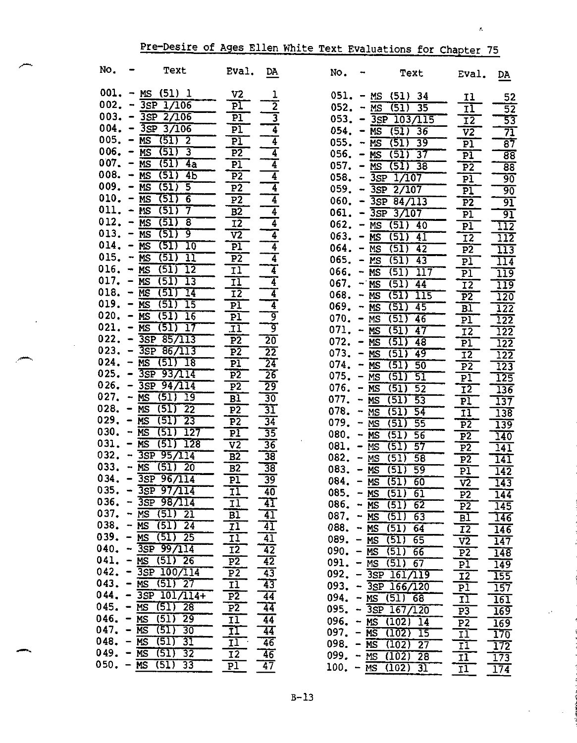## Pre-Desire of Ages Ellen White Text Evaluations for Chapter 75

| No. | Text | Eval. | DA |
|---|---|---|---|
| 001. | MS (51) 1 | V2 | 1 |
| 002. | 3SP 1/106 | P1 | 2 |
| 003. | 3SP 2/106 | P1 | 3 |
| 004. | 3SP 3/106 | P1 | 4 |
| 005. | MS (51) 2 | P1 | 4 |
| 006. | MS (51) 3 | P2 | 4 |
| 007. | MS (51) 4a | P1 | 4 |
| 008. | MS (51) 4b | P2 | 4 |
| 009. | MS (51) 5 | P2 | 4 |
| 010. | MS (51) 6 | P2 | 4 |
| 011. | MS (51) 7 | B2 | 4 |
| 012. | MS (51) 8 | I2 | 4 |
| 013. | MS (51) 9 | V2 | 4 |
| 014. | MS (51) 10 | P1 | 4 |
| 015. | MS (51) 11 | P2 | 4 |
| 016. | MS (51) 12 | I1 | 4 |
| 017. | MS (51) 13 | I1 | 4 |
| 018. | MS (51) 14 | I2 | 4 |
| 019. | MS (51) 15 | P1 | 4 |
| 020. | MS (51) 16 | P1 | 9 |
| 021. | MS (51) 17 | I1 | 9 |
| 022. | 3SP 85/113 | P2 | 20 |
| 023. | 3SP 86/113 | P2 | 22 |
| 024. | MS (51) 18 | P1 | 24 |
| 025. | 3SP 93/114 | P2 | 26 |
| 026. | 3SP 94/114 | P2 | 29 |
| 027. | MS (51) 19 | B1 | 30 |
| 028. | MS (51) 22 | P2 | 31 |
| 029. | MS (51) 23 | P2 | 34 |
| 030. | MS (51) 127 | P1 | 35 |
| 031. | MS (51) 128 | V2 | 36 |
| 032. | 3SP 95/114 | B2 | 38 |
| 033. | MS (51) 20 | B2 | 38 |
| 034. | 3SP 96/114 | P1 | 39 |
| 035. | 3SP 97/114 | I1 | 40 |
| 036. | 3SP 98/114 | I1 | 41 |
| 037. | MS (51) 21 | B1 | 41 |
| 038. | MS (51) 24 | I1 | 41 |
| 039. | MS (51) 25 | I1 | 41 |
| 040. | 3SP 99/114 | I2 | 42 |
| 041. | MS (51) 26 | P2 | 42 |
| 042. | 3SP 100/114 | P2 | 43 |
| 043. | MS (51) 27 | I1 | 43 |
| 044. | 3SP 101/114+ | P2 | 44 |
| 045. | MS (51) 28 | P2 | 44 |
| 046. | MS (51) 29 | I1 | 44 |
| 047. | MS (51) 30 | I1 | 44 |
| 048. | MS (51) 31 | I1 | 46 |
| 049. | MS (51) 32 | I2 | 46 |
| 050. | MS (51) 33 | P1 | 47 |
| 051. | MS (51) 34 | I1 | 52 |
| 052. | MS (51) 35 | I1 | 52 |
| 053. | 3SP 103/115 | I2 | 53 |
| 054. | MS (51) 36 | V2 | 71 |
| 055. | MS (51) 39 | P1 | 87 |
| 056. | MS (51) 37 | P1 | 88 |
| 057. | MS (51) 38 | P2 | 88 |
| 058. | 3SP 1/107 | P1 | 90 |
| 059. | 3SP 2/107 | P1 | 90 |
| 060. | 3SP 84/113 | P2 | 91 |
| 061. | 3SP 3/107 | P1 | 91 |
| 062. | MS (51) 40 | P1 | 112 |
| 063. | MS (51) 41 | I2 | 112 |
| 064. | MS (51) 42 | P2 | 113 |
| 065. | MS (51) 43 | P1 | 114 |
| 066. | MS (51) 117 | P1 | 119 |
| 067. | MS (51) 44 | I2 | 119 |
| 068. | MS (51) 115 | P2 | 120 |
| 069. | MS (51) 45 | B1 | 122 |
| 070. | MS (51) 46 | P1 | 122 |
| 071. | MS (51) 47 | I2 | 122 |
| 072. | MS (51) 48 | P1 | 122 |
| 073. | MS (51) 49 | I2 | 122 |
| 074. | MS (51) 50 | P2 | 123 |
| 075. | MS (51) 51 | P1 | 125 |
| 076. | MS (51) 52 | I2 | 136 |
| 077. | MS (51) 53 | P1 | 137 |
| 078. | MS (51) 54 | I1 | 138 |
| 079. | MS (51) 55 | P2 | 139 |
| 080. | MS (51) 56 | P2 | 140 |
| 081. | MS (51) 57 | P2 | 141 |
| 082. | MS (51) 58 | P2 | 141 |
| 083. | MS (51) 59 | P1 | 142 |
| 084. | MS (51) 60 | V2 | 143 |
| 085. | MS (51) 61 | P2 | 144 |
| 086. | MS (51) 62 | P2 | 145 |
| 087. | MS (51) 63 | B1 | 146 |
| 088. | MS (51) 64 | I2 | 146 |
| 089. | MS (51) 65 | V2 | 147 |
| 090. | MS (51) 66 | P2 | 148 |
| 091. | MS (51) 67 | P1 | 149 |
| 092. | 3SP 161/119 | I2 | 155 |
| 093. | 3SP 166/120 | P1 | 157 |
| 094. | MS (51) 68 | I1 | 161 |
| 095. | 3SP 167/120 | P3 | 169 |
| 096. | MS (102) 14 | P2 | 169 |
| 097. | MS (102) 15 | I1 | 170 |
| 098. | MS (102) 27 | I1 | 172 |
| 099. | MS (102) 28 | I1 | 173 |
| 100. | MS (102) 31 | I1 | 174 |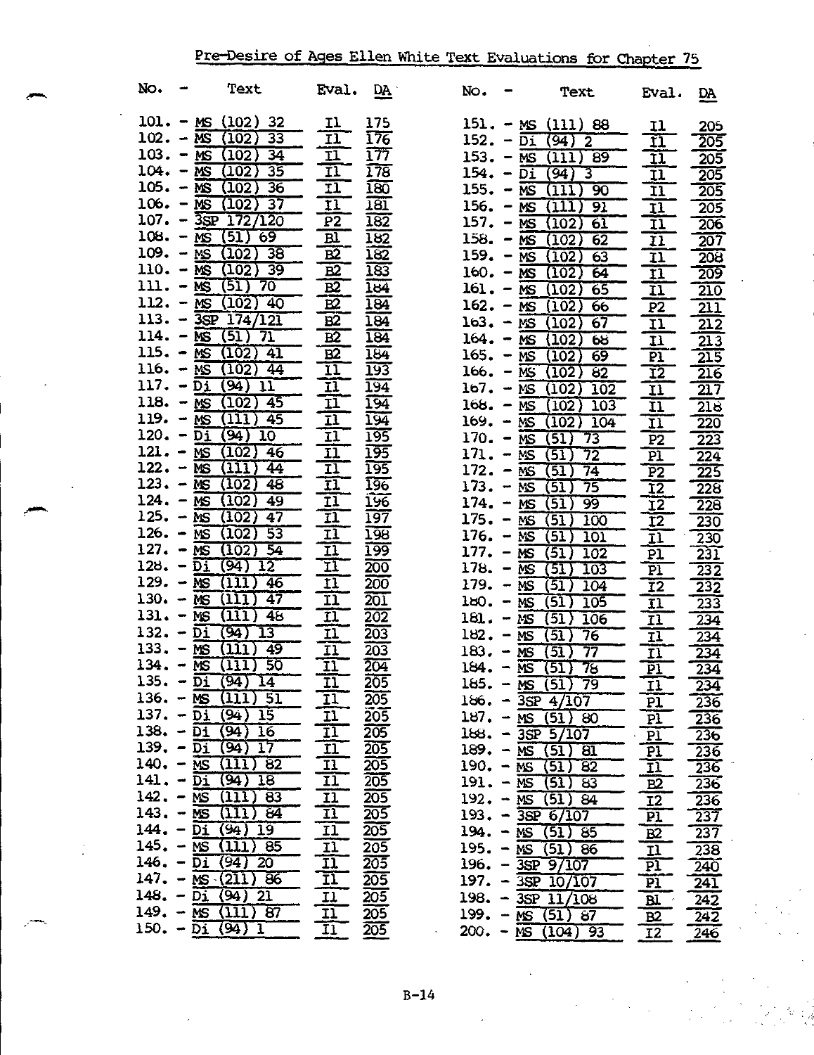Pre-Desire of Ages Ellen White Text Evaluations for Chapter 75

| No. | Text | Eval. | DA |
|---|---|---|---|
| 101. | MS (102) 32 | I1 | 175 |
| 102. | MS (102) 33 | I1 | 176 |
| 103. | MS (102) 34 | I1 | 177 |
| 104. | MS (102) 35 | I1 | 178 |
| 105. | MS (102) 36 | I1 | 180 |
| 106. | MS (102) 37 | I1 | 181 |
| 107. | 3SP 172/120 | P2 | 182 |
| 108. | MS (51) 69 | B1 | 182 |
| 109. | MS (102) 38 | B2 | 182 |
| 110. | MS (102) 39 | B2 | 183 |
| 111. | MS (51) 70 | B2 | 184 |
| 112. | MS (102) 40 | B2 | 184 |
| 113. | 3SP 174/121 | B2 | 184 |
| 114. | MS (51) 71 | B2 | 184 |
| 115. | MS (102) 41 | B2 | 184 |
| 116. | MS (102) 44 | I1 | 193 |
| 117. | Di (94) 11 | I1 | 194 |
| 118. | MS (102) 45 | I1 | 194 |
| 119. | MS (111) 45 | I1 | 194 |
| 120. | Di (94) 10 | I1 | 195 |
| 121. | MS (102) 46 | I1 | 195 |
| 122. | MS (111) 44 | I1 | 195 |
| 123. | MS (102) 48 | I1 | 196 |
| 124. | MS (102) 49 | I1 | 196 |
| 125. | MS (102) 47 | I1 | 197 |
| 126. | MS (102) 53 | I1 | 198 |
| 127. | MS (102) 54 | I1 | 199 |
| 128. | Di (94) 12 | I1 | 200 |
| 129. | MS (111) 46 | I1 | 200 |
| 130. | MS (111) 47 | I1 | 201 |
| 131. | MS (111) 48 | I1 | 202 |
| 132. | Di (94) 13 | I1 | 203 |
| 133. | MS (111) 49 | I1 | 203 |
| 134. | MS (111) 50 | I1 | 204 |
| 135. | Di (94) 14 | I1 | 205 |
| 136. | MS (111) 51 | I1 | 205 |
| 137. | Di (94) 15 | I1 | 205 |
| 138. | Di (94) 16 | I1 | 205 |
| 139. | Di (94) 17 | I1 | 205 |
| 140. | MS (111) 82 | I1 | 205 |
| 141. | Di (94) 18 | I1 | 205 |
| 142. | MS (111) 83 | I1 | 205 |
| 143. | MS (111) 84 | I1 | 205 |
| 144. | Di (94) 19 | I1 | 205 |
| 145. | MS (111) 85 | I1 | 205 |
| 146. | Di (94) 20 | I1 | 205 |
| 147. | MS (211) 86 | I1 | 205 |
| 148. | Di (94) 21 | I1 | 205 |
| 149. | MS (111) 87 | I1 | 205 |
| 150. | Di (94) 1 | I1 | 205 |
| 151. | MS (111) 88 | I1 | 205 |
| 152. | Di (94) 2 | I1 | 205 |
| 153. | MS (111) 89 | I1 | 205 |
| 154. | Di (94) 3 | I1 | 205 |
| 155. | MS (111) 90 | I1 | 205 |
| 156. | MS (111) 91 | I1 | 205 |
| 157. | MS (102) 61 | I1 | 206 |
| 158. | MS (102) 62 | I1 | 207 |
| 159. | MS (102) 63 | I1 | 208 |
| 160. | MS (102) 64 | I1 | 209 |
| 161. | MS (102) 65 | I1 | 210 |
| 162. | MS (102) 66 | P2 | 211 |
| 163. | MS (102) 67 | I1 | 212 |
| 164. | MS (102) 68 | I1 | 213 |
| 165. | MS (102) 69 | P1 | 215 |
| 166. | MS (102) 82 | I2 | 216 |
| 167. | MS (102) 102 | I1 | 217 |
| 168. | MS (102) 103 | I1 | 218 |
| 169. | MS (102) 104 | I1 | 220 |
| 170. | MS (51) 73 | P2 | 223 |
| 171. | MS (51) 72 | P1 | 224 |
| 172. | MS (51) 74 | P2 | 225 |
| 173. | MS (51) 75 | I2 | 228 |
| 174. | MS (51) 99 | I2 | 228 |
| 175. | MS (51) 100 | I2 | 230 |
| 176. | MS (51) 101 | I1 | 230 |
| 177. | MS (51) 102 | P1 | 231 |
| 178. | MS (51) 103 | P1 | 232 |
| 179. | MS (51) 104 | I2 | 232 |
| 180. | MS (51) 105 | I1 | 233 |
| 181. | MS (51) 106 | I1 | 234 |
| 182. | MS (51) 76 | I1 | 234 |
| 183. | MS (51) 77 | I1 | 234 |
| 184. | MS (51) 78 | P1 | 234 |
| 185. | MS (51) 79 | I1 | 234 |
| 186. | 3SP 4/107 | P1 | 236 |
| 187. | MS (51) 80 | P1 | 236 |
| 188. | 3SP 5/107 | P1 | 236 |
| 189. | MS (51) 81 | P1 | 236 |
| 190. | MS (51) 82 | I1 | 236 |
| 191. | MS (51) 83 | B2 | 236 |
| 192. | MS (51) 84 | I2 | 236 |
| 193. | 3SP 6/107 | P1 | 237 |
| 194. | MS (51) 85 | B2 | 237 |
| 195. | MS (51) 86 | I1 | 238 |
| 196. | 3SP 9/107 | P1 | 240 |
| 197. | 3SP 10/107 | P1 | 241 |
| 198. | 3SP 11/108 | B1 | 242 |
| 199. | MS (51) 87 | B2 | 242 |
| 200. | MS (104) 93 | I2 | 246 |

B-14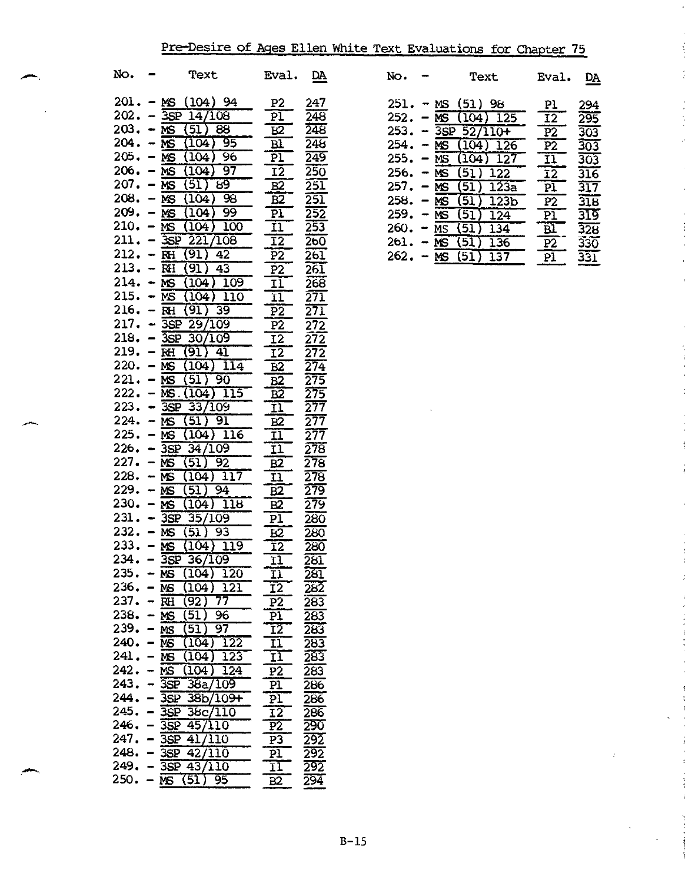## Pre-Desire of Ages Ellen White Text Evaluations for Chapter 75

| No. | Text | Eval. | DA |
|---|---|---|---|
| 201. | MS (104) 94 | P2 | 247 |
| 202. | 3SP 14/108 | P1 | 248 |
| 203. | MS (51) 88 | B2 | 248 |
| 204. | MS (104) 95 | B1 | 248 |
| 205. | MS (104) 96 | P1 | 249 |
| 206. | MS (104) 97 | I2 | 250 |
| 207. | MS (51) 89 | B2 | 251 |
| 208. | MS (104) 98 | B2 | 251 |
| 209. | MS (104) 99 | P1 | 252 |
| 210. | MS (104) 100 | I1 | 253 |
| 211. | 3SP 221/108 | I2 | 260 |
| 212. | RH (91) 42 | P2 | 261 |
| 213. | RH (91) 43 | P2 | 261 |
| 214. | MS (104) 109 | I1 | 268 |
| 215. | MS (104) 110 | I1 | 271 |
| 216. | RH (91) 39 | P2 | 271 |
| 217. | 3SP 29/109 | P2 | 272 |
| 218. | 3SP 30/109 | I2 | 272 |
| 219. | RH (91) 41 | I2 | 272 |
| 220. | MS (104) 114 | B2 | 274 |
| 221. | MS (51) 90 | B2 | 275 |
| 222. | MS (104) 115 | B2 | 275 |
| 223. | 3SP 33/109 | I1 | 277 |
| 224. | MS (51) 91 | B2 | 277 |
| 225. | MS (104) 116 | I1 | 277 |
| 226. | 3SP 34/109 | I1 | 278 |
| 227. | MS (51) 92 | B2 | 278 |
| 228. | MS (104) 117 | I1 | 278 |
| 229. | MS (51) 94 | B2 | 279 |
| 230. | MS (104) 118 | B2 | 279 |
| 231. | 3SP 35/109 | P1 | 280 |
| 232. | MS (51) 93 | B2 | 280 |
| 233. | MS (104) 119 | I2 | 280 |
| 234. | 3SP 36/109 | I1 | 281 |
| 235. | MS (104) 120 | I1 | 281 |
| 236. | MS (104) 121 | I2 | 282 |
| 237. | RH (92) 77 | P2 | 283 |
| 238. | MS (51) 96 | P1 | 283 |
| 239. | MS (51) 97 | I2 | 283 |
| 240. | MS (104) 122 | I1 | 283 |
| 241. | MS (104) 123 | I1 | 283 |
| 242. | MS (104) 124 | P2 | 283 |
| 243. | 3SP 38a/109 | P1 | 286 |
| 244. | 3SP 38b/109+ | P1 | 286 |
| 245. | 3SP 38c/110 | I2 | 286 |
| 246. | 3SP 45/110 | P2 | 290 |
| 247. | 3SP 41/110 | P3 | 292 |
| 248. | 3SP 42/110 | P1 | 292 |
| 249. | 3SP 43/110 | I1 | 292 |
| 250. | MS (51) 95 | B2 | 294 |
| 251. | MS (51) 98 | P1 | 294 |
| 252. | MS (104) 125 | I2 | 295 |
| 253. | 3SP 52/110+ | P2 | 303 |
| 254. | MS (104) 126 | P2 | 303 |
| 255. | MS (104) 127 | I1 | 303 |
| 256. | MS (51) 122 | I2 | 316 |
| 257. | MS (51) 123a | P1 | 317 |
| 258. | MS (51) 123b | P2 | 318 |
| 259. | MS (51) 124 | P1 | 319 |
| 260. | MS (51) 134 | B1 | 328 |
| 261. | MS (51) 136 | P2 | 330 |
| 262. | MS (51) 137 | P1 | 331 |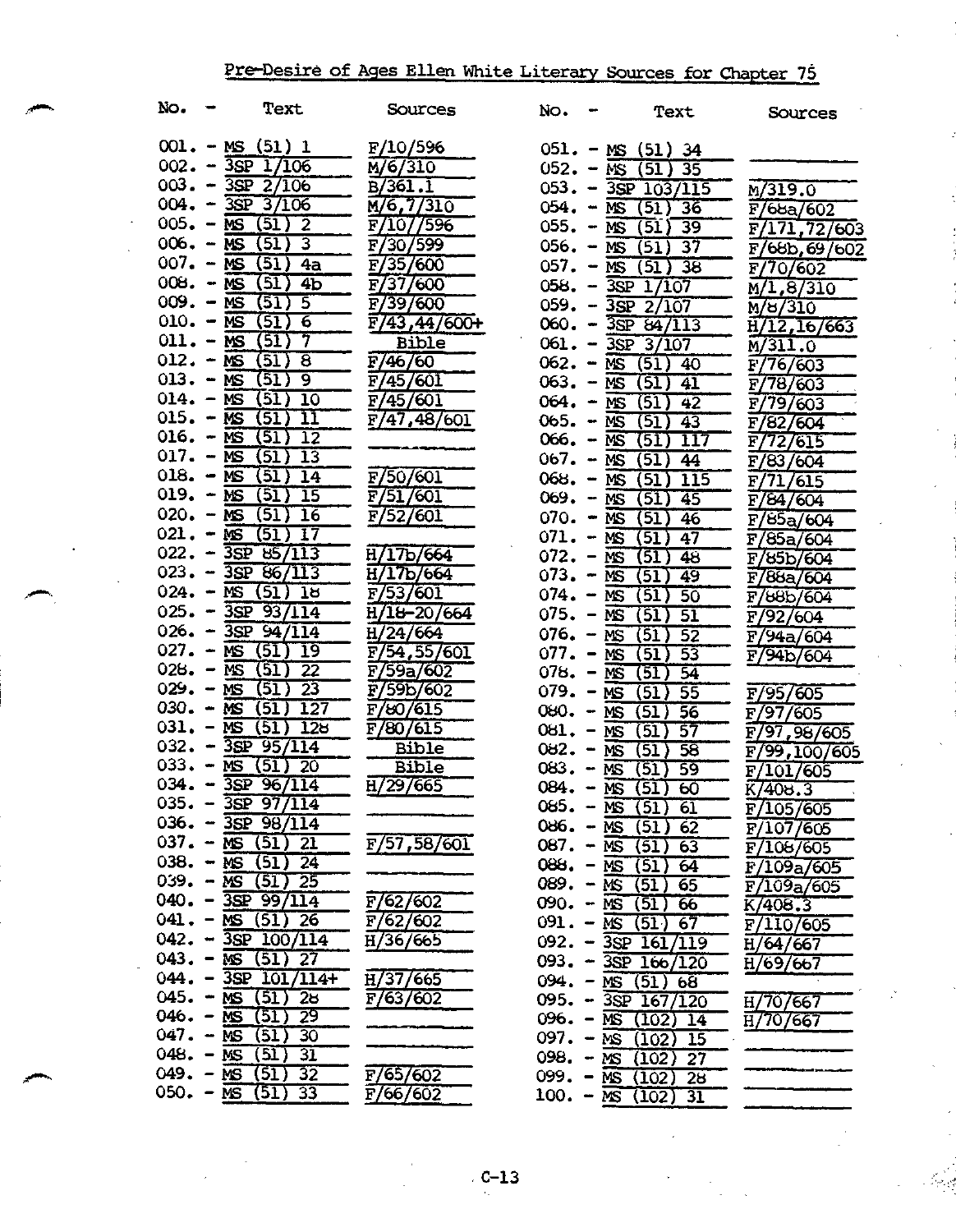# Pre-Desire of Ages Ellen White Literary Sources for Chapter 75

| No. | Text | Sources |
|---|---|---|
| 001. | MS (51) 1 | F/10/596 |
| 002. | 3SP 1/106 | M/6/310 |
| 003. | 3SP 2/106 | B/361.1 |
| 004. | 3SP 3/106 | M/6,7/310 |
| 005. | MS (51) 2 | F/10//596 |
| 006. | MS (51) 3 | F/30/599 |
| 007. | MS (51) 4a | F/35/600 |
| 008. | MS (51) 4b | F/37/600 |
| 009. | MS (51) 5 | F/39/600 |
| 010. | MS (51) 6 | F/43,44/600+ |
| 011. | MS (51) 7 | Bible |
| 012. | MS (51) 8 | F/46/60 |
| 013. | MS (51) 9 | F/45/601 |
| 014. | MS (51) 10 | F/45/601 |
| 015. | MS (51) 11 | F/47,48/601 |
| 016. | MS (51) 12 | |
| 017. | MS (51) 13 | |
| 018. | MS (51) 14 | F/50/601 |
| 019. | MS (51) 15 | F/51/601 |
| 020. | MS (51) 16 | F/52/601 |
| 021. | MS (51) 17 | |
| 022. | 3SP 85/113 | H/17b/664 |
| 023. | 3SP 86/113 | H/17b/664 |
| 024. | MS (51) 18 | F/53/601 |
| 025. | 3SP 93/114 | H/18-20/664 |
| 026. | 3SP 94/114 | H/24/664 |
| 027. | MS (51) 19 | F/54,55/601 |
| 028. | MS (51) 22 | F/59a/602 |
| 029. | MS (51) 23 | F/59b/602 |
| 030. | MS (51) 127 | F/80/615 |
| 031. | MS (51) 128 | F/80/615 |
| 032. | 3SP 95/114 | Bible |
| 033. | MS (51) 20 | Bible |
| 034. | 3SP 96/114 | H/29/665 |
| 035. | 3SP 97/114 | |
| 036. | 3SP 98/114 | |
| 037. | MS (51) 21 | F/57,58/601 |
| 038. | MS (51) 24 | |
| 039. | MS (51) 25 | |
| 040. | 3SP 99/114 | F/62/602 |
| 041. | MS (51) 26 | F/62/602 |
| 042. | 3SP 100/114 | H/36/665 |
| 043. | MS (51) 27 | |
| 044. | 3SP 101/114+ | H/37/665 |
| 045. | MS (51) 28 | F/63/602 |
| 046. | MS (51) 29 | |
| 047. | MS (51) 30 | |
| 048. | MS (51) 31 | |
| 049. | MS (51) 32 | F/65/602 |
| 050. | MS (51) 33 | F/66/602 |
| 051. | MS (51) 34 | |
| 052. | MS (51) 35 | |
| 053. | 3SP 103/115 | M/319.0 |
| 054. | MS (51) 36 | F/68a/602 |
| 055. | MS (51) 39 | F/171,72/603 |
| 056. | MS (51) 37 | F/68b,69/602 |
| 057. | MS (51) 38 | F/70/602 |
| 058. | 3SP 1/107 | M/1,8/310 |
| 059. | 3SP 2/107 | M/8/310 |
| 060. | 3SP 84/113 | H/12,16/663 |
| 061. | 3SP 3/107 | M/311.0 |
| 062. | MS (51) 40 | F/76/603 |
| 063. | MS (51) 41 | F/78/603 |
| 064. | MS (51) 42 | F/79/603 |
| 065. | MS (51) 43 | F/82/604 |
| 066. | MS (51) 117 | F/72/615 |
| 067. | MS (51) 44 | F/83/604 |
| 068. | MS (51) 115 | F/71/615 |
| 069. | MS (51) 45 | F/84/604 |
| 070. | MS (51) 46 | F/85a/604 |
| 071. | MS (51) 47 | F/85a/604 |
| 072. | MS (51) 48 | F/85b/604 |
| 073. | MS (51) 49 | F/88a/604 |
| 074. | MS (51) 50 | F/88b/604 |
| 075. | MS (51) 51 | F/92/604 |
| 076. | MS (51) 52 | F/94a/604 |
| 077. | MS (51) 53 | F/94b/604 |
| 078. | MS (51) 54 | |
| 079. | MS (51) 55 | F/95/605 |
| 080. | MS (51) 56 | F/97/605 |
| 081. | MS (51) 57 | F/97,98/605 |
| 082. | MS (51) 58 | F/99,100/605 |
| 083. | MS (51) 59 | F/101/605 |
| 084. | MS (51) 60 | K/408.3 |
| 085. | MS (51) 61 | F/105/605 |
| 086. | MS (51) 62 | F/107/605 |
| 087. | MS (51) 63 | F/108/605 |
| 088. | MS (51) 64 | F/109a/605 |
| 089. | MS (51) 65 | F/109a/605 |
| 090. | MS (51) 66 | K/408.3 |
| 091. | MS (51) 67 | F/110/605 |
| 092. | 3SP 161/119 | H/64/667 |
| 093. | 3SP 166/120 | H/69/667 |
| 094. | MS (51) 68 | |
| 095. | 3SP 167/120 | H/70/667 |
| 096. | MS (102) 14 | H/70/667 |
| 097. | MS (102) 15 | |
| 098. | MS (102) 27 | |
| 099. | MS (102) 28 | |
| 100. | MS (102) 31 | |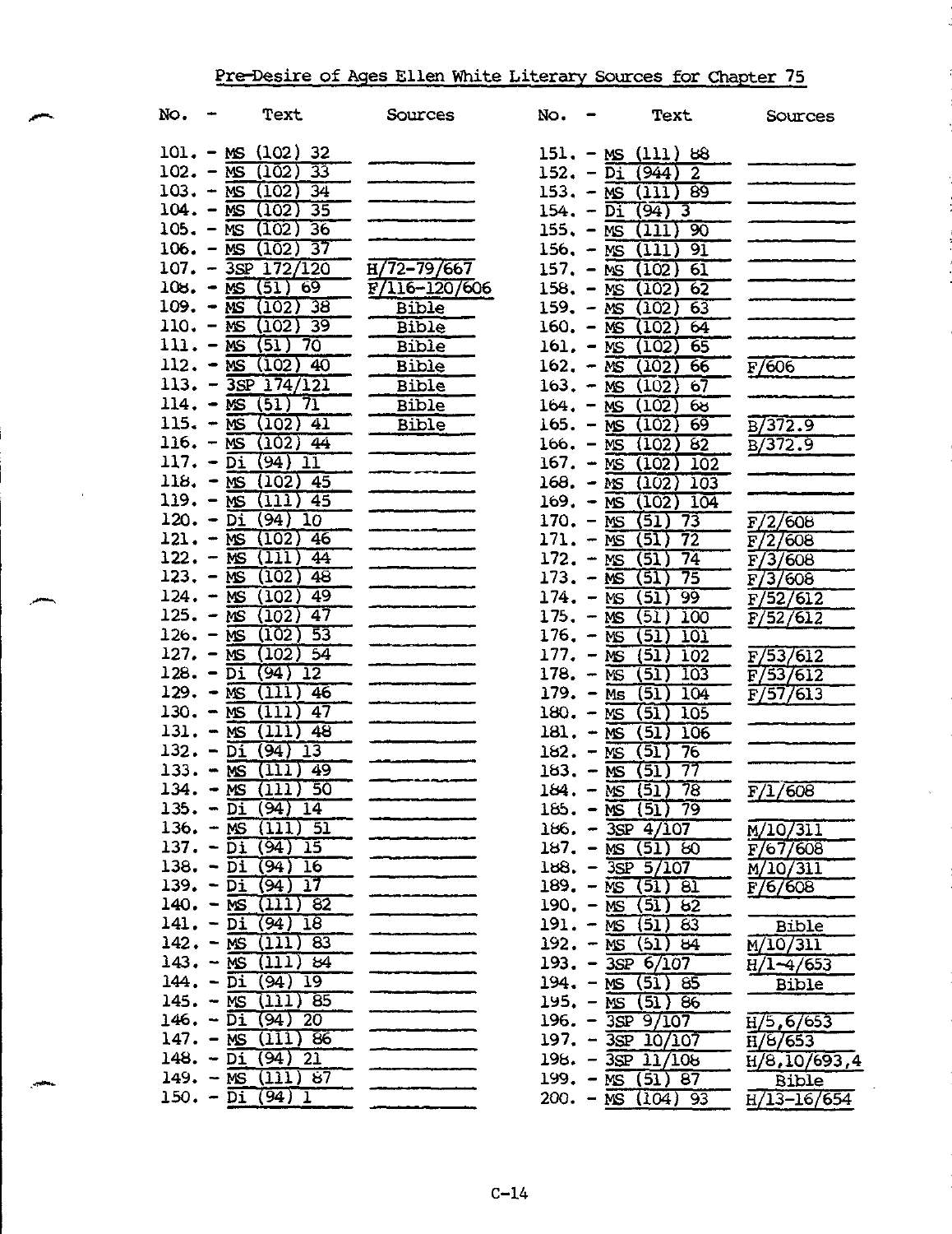Pre-Desire of Ages Ellen White Literary Sources for Chapter 75

| No. - | Text | Sources | No. - | Text | Sources |
|---|---|---|---|---|---|
| 101. - | MS (102) 32 | | 151. - | MS (111) 88 | |
| 102. - | MS (102) 33 | | 152. - | Di (944) 2 | |
| 103. - | MS (102) 34 | | 153. - | MS (111) 89 | |
| 104. - | MS (102) 35 | | 154. - | Di (94) 3 | |
| 105. - | MS (102) 36 | | 155. - | MS (111) 90 | |
| 106. - | MS (102) 37 | | 156. - | MS (111) 91 | |
| 107. - | 3SP 172/120 | H/72-79/667 | 157. - | MS (102) 61 | |
| 108. - | MS (51) 69 | F/116-120/606 | 158. - | MS (102) 62 | |
| 109. - | MS (102) 38 | Bible | 159. - | MS (102) 63 | |
| 110. - | MS (102) 39 | Bible | 160. - | MS (102) 64 | |
| 111. - | MS (51) 70 | Bible | 161. - | MS (102) 65 | |
| 112. - | MS (102) 40 | Bible | 162. - | MS (102) 66 | F/606 |
| 113. - | 3SP 174/121 | Bible | 163. - | MS (102) 67 | |
| 114. - | MS (51) 71 | Bible | 164. - | MS (102) 68 | |
| 115. - | MS (102) 41 | Bible | 165. - | MS (102) 69 | B/372.9 |
| 116. - | MS (102) 44 | | 166. - | MS (102) 82 | B/372.9 |
| 117. - | Di (94) 11 | | 167. - | MS (102) 102 | |
| 118. - | MS (102) 45 | | 168. - | MS (102) 103 | |
| 119. - | MS (111) 45 | | 169. - | MS (102) 104 | |
| 120. - | Di (94) 10 | | 170. - | MS (51) 73 | F/2/608 |
| 121. - | MS (102) 46 | | 171. - | MS (51) 72 | F/2/608 |
| 122. - | MS (111) 44 | | 172. - | MS (51) 74 | F/3/608 |
| 123. - | MS (102) 48 | | 173. - | MS (51) 75 | F/3/608 |
| 124. - | MS (102) 49 | | 174. - | MS (51) 99 | F/52/612 |
| 125. - | MS (102) 47 | | 175. - | MS (51) 100 | F/52/612 |
| 126. - | MS (102) 53 | | 176. - | MS (51) 101 | |
| 127. - | MS (102) 54 | | 177. - | MS (51) 102 | F/53/612 |
| 128. - | Di (94) 12 | | 178. - | MS (51) 103 | F/53/612 |
| 129. - | MS (111) 46 | | 179. - | Ms (51) 104 | F/57/613 |
| 130. - | MS (111) 47 | | 180. - | MS (51) 105 | |
| 131. - | MS (111) 48 | | 181. - | MS (51) 106 | |
| 132. - | Di (94) 13 | | 182. - | MS (51) 76 | |
| 133. - | MS (111) 49 | | 183. - | MS (51) 77 | |
| 134. - | MS (111) 50 | | 184. - | MS (51) 78 | F/1/608 |
| 135. - | Di (94) 14 | | 185. - | MS (51) 79 | |
| 136. - | MS (111) 51 | | 186. - | 3SP 4/107 | M/10/311 |
| 137. - | Di (94) 15 | | 187. - | MS (51) 80 | F/67/608 |
| 138. - | Di (94) 16 | | 188. - | 3SP 5/107 | M/10/311 |
| 139. - | Di (94) 17 | | 189. - | MS (51) 81 | F/6/608 |
| 140. - | MS (111) 82 | | 190. - | MS (51) 82 | |
| 141. - | Di (94) 18 | | 191. - | MS (51) 83 | Bible |
| 142. - | MS (111) 83 | | 192. - | MS (51) 84 | M/10/311 |
| 143. - | MS (111) 84 | | 193. - | 3SP 6/107 | H/1-4/653 |
| 144. - | Di (94) 19 | | 194. - | MS (51) 85 | Bible |
| 145. - | MS (111) 85 | | 195. - | MS (51) 86 | |
| 146. - | Di (94) 20 | | 196. - | 3SP 9/107 | H/5,6/653 |
| 147. - | MS (111) 86 | | 197. - | 3SP 10/107 | H/8/653 |
| 148. - | Di (94) 21 | | 198. - | 3SP 11/108 | H/8,10/693,4 |
| 149. - | MS (111) 87 | | 199. - | MS (51) 87 | Bible |
| 150. - | Di (94) 1 | | 200. - | MS (104) 93 | H/13-16/654 |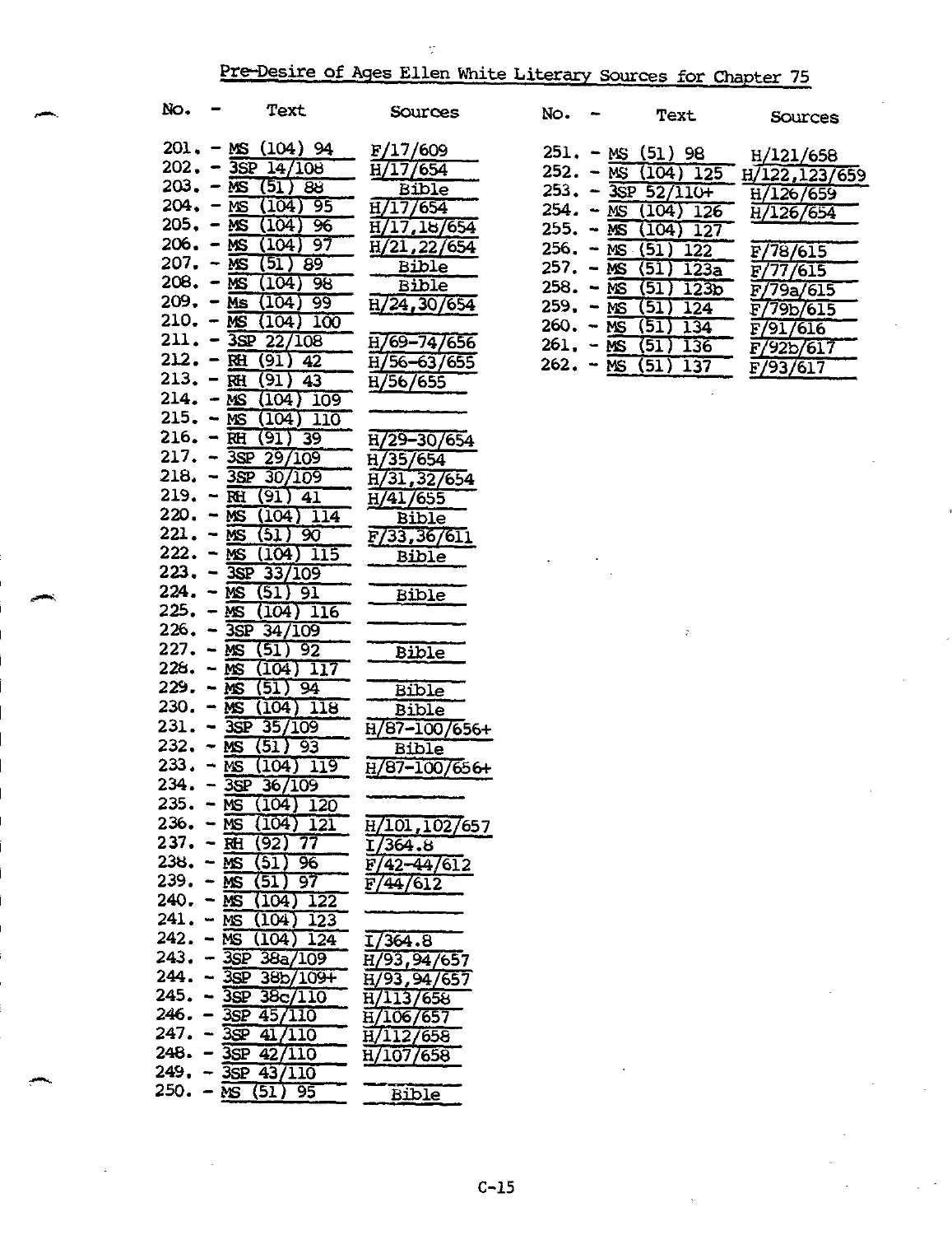## Pre-Desire of Ages Ellen White Literary Sources for Chapter 75

| No. | Text | Sources |
|---|---|---|
| 201. | MS (104) 94 | F/17/609 |
| 202. | 3SP 14/108 | H/17/654 |
| 203. | MS (51) 88 | Bible |
| 204. | MS (104) 95 | H/17/654 |
| 205. | MS (104) 96 | H/17,18/654 |
| 206. | MS (104) 97 | H/21,22/654 |
| 207. | MS (51) 89 | Bible |
| 208. | MS (104) 98 | Bible |
| 209. | Ms (104) 99 | H/24,30/654 |
| 210. | MS (104) 100 | |
| 211. | 3SP 22/108 | H/69-74/656 |
| 212. | RH (91) 42 | H/56-63/655 |
| 213. | RH (91) 43 | H/56/655 |
| 214. | MS (104) 109 | |
| 215. | MS (104) 110 | |
| 216. | RH (91) 39 | H/29-30/654 |
| 217. | 3SP 29/109 | H/35/654 |
| 218. | 3SP 30/109 | H/31,32/654 |
| 219. | RH (91) 41 | H/41/655 |
| 220. | MS (104) 114 | Bible |
| 221. | MS (51) 90 | F/33,36/611 |
| 222. | MS (104) 115 | Bible |
| 223. | 3SP 33/109 | |
| 224. | MS (51) 91 | Bible |
| 225. | MS (104) 116 | |
| 226. | 3SP 34/109 | |
| 227. | MS (51) 92 | Bible |
| 228. | MS (104) 117 | |
| 229. | MS (51) 94 | Bible |
| 230. | MS (104) 118 | Bible |
| 231. | 3SP 35/109 | H/87-100/656+ |
| 232. | MS (51) 93 | Bible |
| 233. | MS (104) 119 | H/87-100/656+ |
| 234. | 3SP 36/109 | |
| 235. | MS (104) 120 | |
| 236. | MS (104) 121 | H/101,102/657 |
| 237. | RH (92) 77 | I/364.8 |
| 238. | MS (51) 96 | F/42-44/612 |
| 239. | MS (51) 97 | F/44/612 |
| 240. | MS (104) 122 | |
| 241. | MS (104) 123 | |
| 242. | MS (104) 124 | I/364.8 |
| 243. | 3SP 38a/109 | H/93,94/657 |
| 244. | 3SP 38b/109+ | H/93,94/657 |
| 245. | 3SP 38c/110 | H/113/658 |
| 246. | 3SP 45/110 | H/106/657 |
| 247. | 3SP 41/110 | H/112/658 |
| 248. | 3SP 42/110 | H/107/658 |
| 249. | 3SP 43/110 | |
| 250. | MS (51) 95 | Bible |
| 251. | MS (51) 98 | H/121/658 |
| 252. | MS (104) 125 | H/122,123/659 |
| 253. | 3SP 52/110+ | H/126/659 |
| 254. | MS (104) 126 | H/126/654 |
| 255. | MS (104) 127 | |
| 256. | MS (51) 122 | F/78/615 |
| 257. | MS (51) 123a | F/77/615 |
| 258. | MS (51) 123b | F/79a/615 |
| 259. | MS (51) 124 | F/79b/615 |
| 260. | MS (51) 134 | F/91/616 |
| 261. | MS (51) 136 | F/92b/617 |
| 262. | MS (51) 137 | F/93/617 |